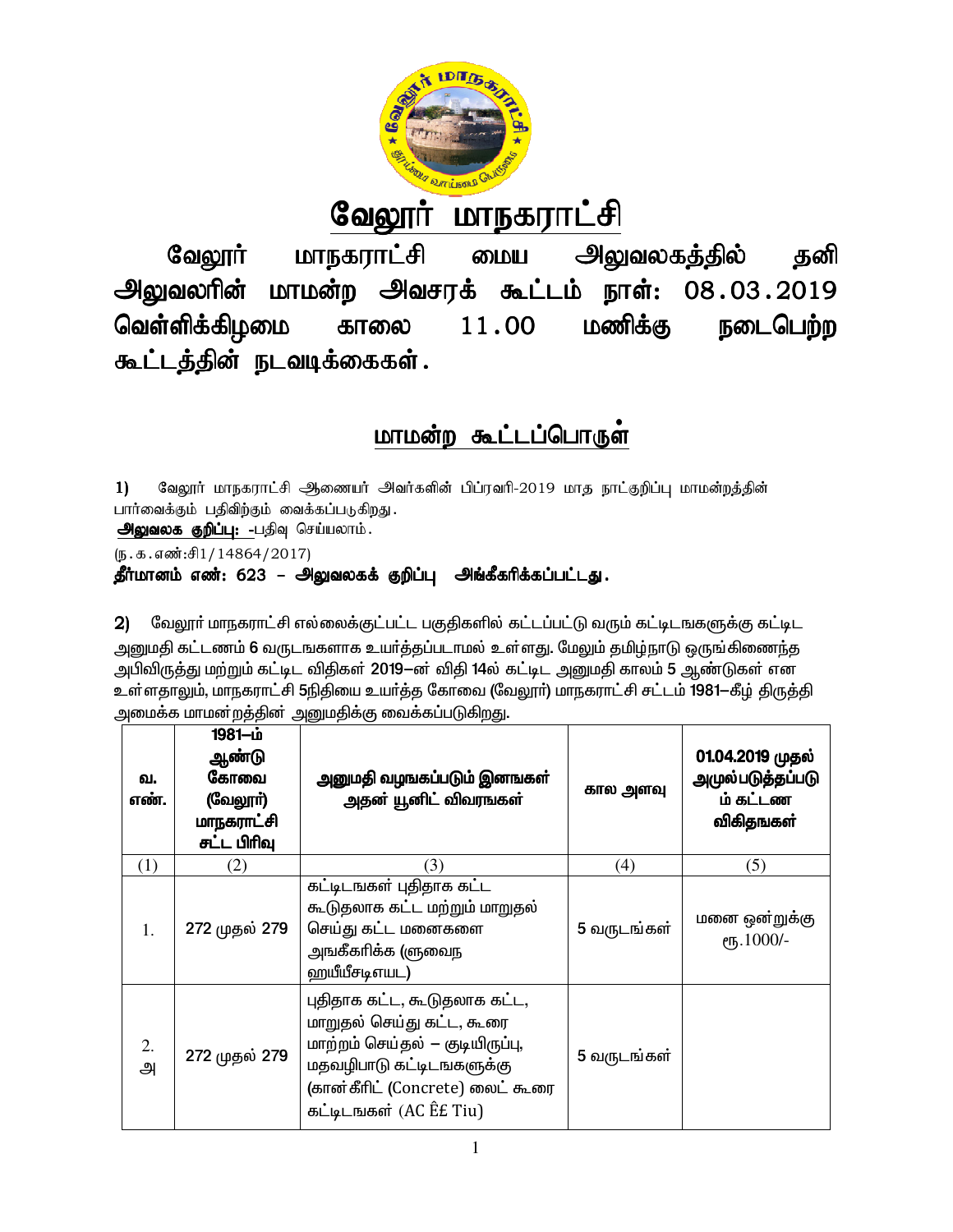# வேலூர் மாநகராட்சி

## வேலூர் மாநகராட்சி மைய அலுவலகத்தில் தனி அலுவலரின் மாமன்ற அவசரக் கூட்டம் நாள்: 08.03.2019 வெள்ளிக்கிழமை காலை 11.00 மணிக்கு நடைபெற்ற கூட்டத்தின் நடவடிக்கைகள்.

## மாமன்ற கூட்டப்பொருள்

1) வேலூர் மாநகராட்சி ஆணையர் அவர்களின் பிப்ரவரி-2019 மாத நாட்குறிப்பு மாமன்றத்தின் பார்வைக்கும் பதிவிற்கும் வைக்கப்படுகிறது.

**அலுவலக குறிப்பு: -**பதிவு செய்யலாம்.

(ந.க.எண்:சி1/14864/2017)

**தீர்மானம் எண்: 623 – அலுவலகக் குறிப்பு அங்கீகரிக்கப்பட்டது.**

**2)** வேலூர் மாநகராட்சி எல்லைக்குட்பட்ட பகுதிகளில் கட்டப்பட்டு வரும் கட்டிடஙகளுக்கு கட்டிட அனுமதி கட்டணம் 6 வருடஙகளாக உயர்த்தப்படாமல் உள்ளது. மேலும் தமிழ்நாடு ஒருங்கிணைந்த அபிவிருத்து மற்றும் கட்டிட விதிகள் 2019–ன் விதி 14ல் கட்டிட அனுமதி காலம் 5 ஆண்டுகள் என உள்ளதாலும், மாநகராட்சி 5நிதியை உயர்த்த கோவை (வேலூர்) மாநகராட்சி சட்டம் 1981–கீழ் திருத்தி அமைக்க மாமன்றத்தின் அனுமதிக்கு வைக்கப்படுகிறது.

| வ. எண். | 1981–ம் ஆண்டு கோவை (வேலூர்) மாநகராட்சி சட்ட பிரிவு | அனுமதி வழஙகப்படும் இனஙகள் அதன் யூனிட் விவரஙகள் | கால அளவு | 01.04.2019 முதல் அமுல்படுத்தப்படும் கட்டண விகிதஙகள் |
|---|---|---|---|---|
| (1) | (2) | (3) | (4) | (5) |
| 1. | 272 முதல் 279 | கட்டிடஙகள் புதிதாக கட்ட கூடுதலாக கட்ட மற்றும் மாறுதல் செய்து கட்ட மனைகளை அஙகீகரிக்க (ளுவைந ஹயீீசடிஎயட) | 5 வருடஙகள் | மனை ஒன்றுக்கு ரூ.1000/- |
| 2. அ | 272 முதல் 279 | புதிதாக கட்ட, கூடுதலாக கட்ட, மாறுதல் செய்து கட்ட, கூரை மாற்றம் செய்தல் – குடியிருப்பு, மதவழிபாடு கட்டிடஙகளுக்கு (கான்கீரிட் (Concrete) லைட் கூரை கட்டிடஙகள் (AC Ȇ£ Tiu) | 5 வருடஙகள் | |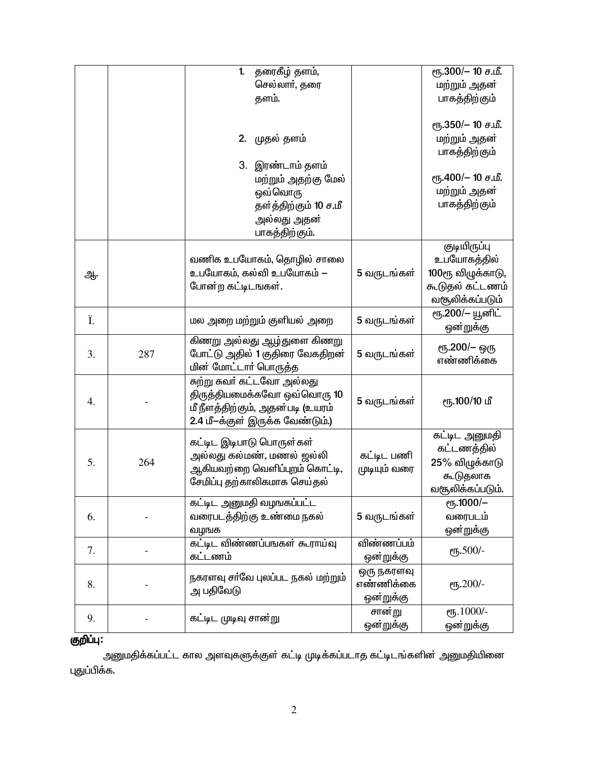| | | | | |
|---|---|---|---|---|
| | | 1. தரைகீழ் தளம், செல்லார், தரை தளம்.<br><br>2. முதல் தளம்<br><br>3. இரண்டாம் தளம் மற்றும் அதற்கு மேல் ஒவ்வொரு தள்த்திற்கும் 10 ச.மீ அல்லது அதன் பாகத்திற்கும். | | ரூ.300/– 10 ச.மீ. மற்றும் அதன் பாகத்திற்கும்<br><br>ரூ.350/– 10 ச.மீ. மற்றும் அதன் பாகத்திற்கும்<br><br>ரூ.400/– 10 ச.மீ. மற்றும் அதன் பாகத்திற்கும் |
| ஆ. | | வணிக உபயோகம், தொழில் சாலை உபயோகம், கல்வி உபயோகம் – போன்ற கட்டிடஙகள். | 5 வருடங்கள் | குடியிருப்பு உபயோகத்தில் 100ரூ விழுக்காடு, கூடுதல் கட்டணம் வசூலிக்கப்படும் |
| Ï. | | மல அறை மற்றும் குளியல் அறை | 5 வருடங்கள் | ரூ.200/– யூனிட் ஒன்றுக்கு |
| 3. | 287 | கிணறு அல்லது ஆழ்துளை கிணறு போட்டு அதில் 1 குதிரை வேகதிறன் மின் மோட்டார் பொருத்த | 5 வருடங்கள் | ரூ.200/– ஒரு எண்ணிக்கை |
| 4. | - | சுற்று சுவர் கட்டவோ அல்லது திருத்தியமைக்கவோ ஒவ்வொரு 10 மீ நீளத்திற்கும், அதன்படி (உயரம் 2.4 மீ–க்குள் இருக்க வேண்டும்.) | 5 வருடங்கள் | ரூ.100/10 மீ |
| 5. | 264 | கட்டிட இடிபாடு பொருள்கள் அல்லது கல்மண், மணல் ஜல்லி ஆகியவற்றை வெளிப்புறம் கொட்டி, சேமிப்பு தற்காலிகமாக செய்தல் | கட்டிட பணி முடியும் வரை | கட்டிட அனுமதி கட்டணத்தில் 25% விழுக்காடு கூடுதலாக வசூலிக்கப்படும். |
| 6. | - | கட்டிட அனுமதி வழுங்கப்பட்ட வரைபடத்திற்கு உண்மை நகல் வழஙக | 5 வருடங்கள் | ரூ.1000/– வரைபடம் ஒன்றுக்கு |
| 7. | - | கட்டிட விண்ணப்பஙகள் கூராய்வு கட்டணம் | விண்ணப்பம் ஒன்றுக்கு | ரூ.500/- |
| 8. | - | நகரளவு சர்வே புலப்பட நகல் மற்றும் அ பதிவேடு | ஒரு நகரளவு எண்ணிக்கை ஒன்றுக்கு | ரூ.200/- |
| 9. | - | கட்டிட முடிவு சான்று | சான்று ஒன்றுக்கு | ரூ.1000/- ஒன்றுக்கு |

**குறிப்பு:**

அனுமதிக்கப்பட்ட கால அளவுகளுக்குள் கட்டி முடிக்கப்படாத கட்டிடங்களின் அனுமதியினை புதுப்பிக்க.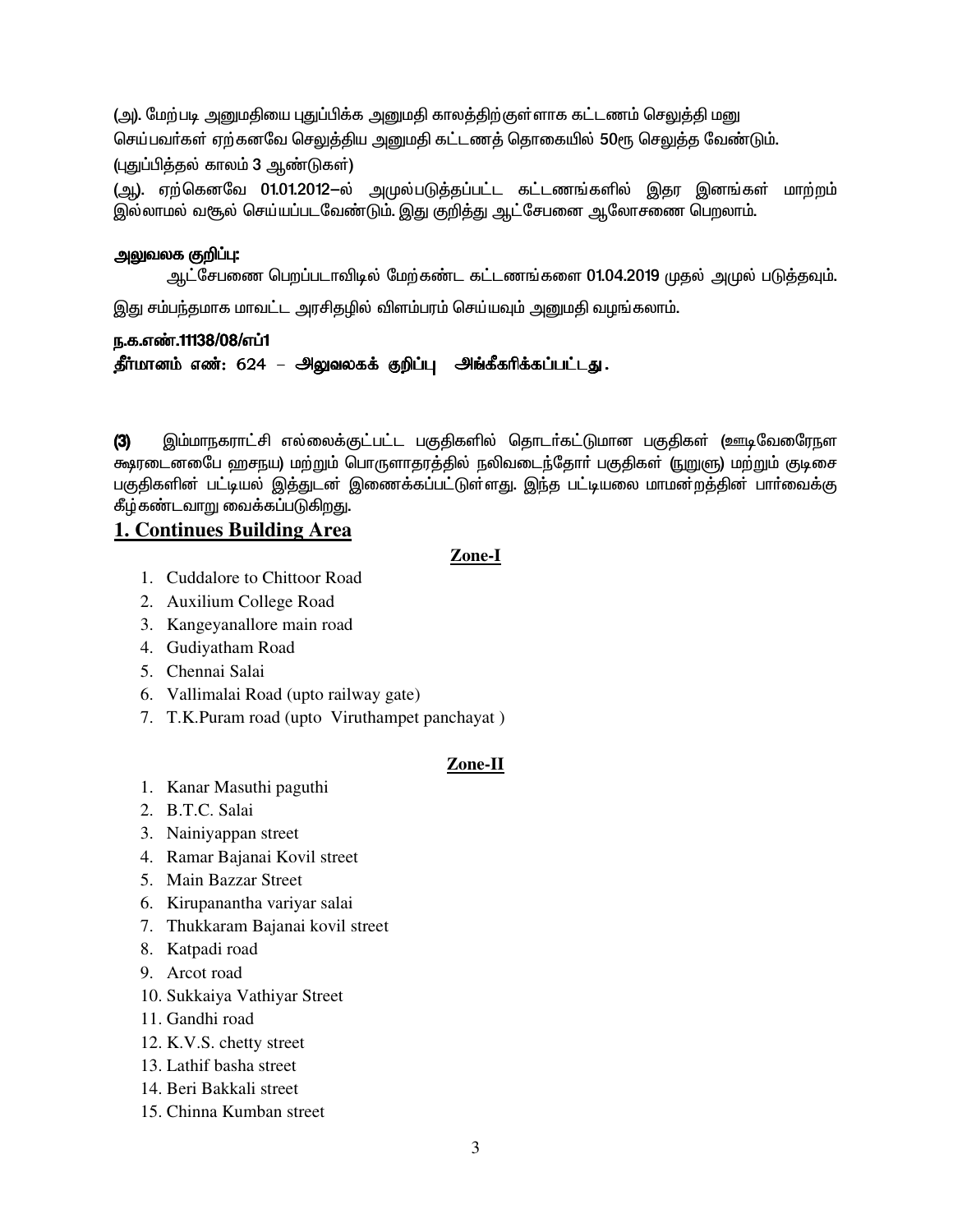(அ). மேற்படி அனுமதியை புதுப்பிக்க அனுமதி காலத்திற்குள்ளாக கட்டணம் செலுத்தி மனு செய்பவர்கள் ஏற்கனவே செலுத்திய அனுமதி கட்டணத் தொகையில் 50ரூ செலுத்த வேண்டும். (புதுப்பித்தல் காலம் 3 ஆண்டுகள்)

(ஆ). ஏற்கெனவே 01.01.2012–ல் அமுல்படுத்தப்பட்ட கட்டணங்களில் இதர இனங்கள் மாற்றம் இல்லாமல் வசூல் செய்யப்படவேண்டும். இது குறித்து ஆட்சேபனை ஆலோசனை பெறலாம்.

**அலுவலக குறிப்பு:**

ஆட்சேபணை பெறப்படாவிடில் மேற்கண்ட கட்டணங்களை 01.04.2019 முதல் அமுல் படுத்தவும். இது சம்பந்தமாக மாவட்ட அரசிதழில் விளம்பரம் செய்யவும் அனுமதி வழங்கலாம்.

**ந.க.எண்.11138/08/எப்1**

**தீர்மானம் எண்: 624 – அலுவலகக் குறிப்பு அங்கீகரிக்கப்பட்டது.**

**(3)** இம்மாநகராட்சி எல்லைக்குட்பட்ட பகுதிகளில் தொடர்கட்டுமான பகுதிகள் (ஊடிவேரைேநள க்ஷரடைனைபே ஹசநய) மற்றும் பொருளாதரத்தில் நலிவடைந்தோர் பகுதிகள் (நுறுளு) மற்றும் குடிசை பகுதிகளின் பட்டியல் இத்துடன் இணைக்கப்பட்டுள்ளது. இந்த பட்டியலை மாமன்றத்தின் பார்வைக்கு கீழ்கண்டவாறு வைக்கப்படுகிறது.

## 1. Continues Building Area

**Zone-I**

1. Cuddalore to Chittoor Road
2. Auxilium College Road
3. Kangeyanallore main road
4. Gudiyatham Road
5. Chennai Salai
6. Vallimalai Road (upto railway gate)
7. T.K.Puram road (upto Viruthampet panchayat )

**Zone-II**

1. Kanar Masuthi paguthi
2. B.T.C. Salai
3. Nainiyappan street
4. Ramar Bajanai Kovil street
5. Main Bazzar Street
6. Kirupanantha variyar salai
7. Thukkaram Bajanai kovil street
8. Katpadi road
9. Arcot road
10. Sukkaiya Vathiyar Street
11. Gandhi road
12. K.V.S. chetty street
13. Lathif basha street
14. Beri Bakkali street
15. Chinna Kumban street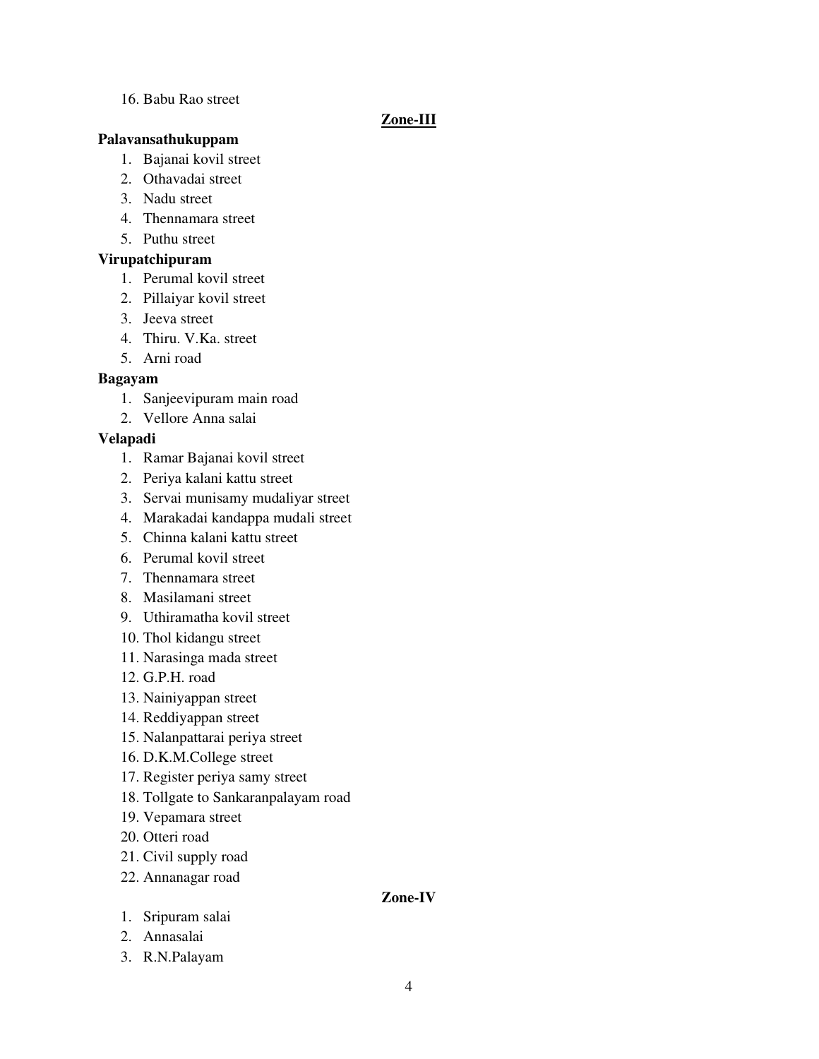16. Babu Rao street

## Zone-III

**Palavansathukuppam**

1. Bajanai kovil street
2. Othavadai street
3. Nadu street
4. Thennamara street
5. Puthu street

**Virupatchipuram**

1. Perumal kovil street
2. Pillaiyar kovil street
3. Jeeva street
4. Thiru. V.Ka. street
5. Arni road

**Bagayam**

1. Sanjeevipuram main road
2. Vellore Anna salai

**Velapadi**

1. Ramar Bajanai kovil street
2. Periya kalani kattu street
3. Servai munisamy mudaliyar street
4. Marakadai kandappa mudali street
5. Chinna kalani kattu street
6. Perumal kovil street
7. Thennamara street
8. Masilamani street
9. Uthiramatha kovil street
10. Thol kidangu street
11. Narasinga mada street
12. G.P.H. road
13. Nainiyappan street
14. Reddiyappan street
15. Nalanpattarai periya street
16. D.K.M.College street
17. Register periya samy street
18. Tollgate to Sankaranpalayam road
19. Vepamara street
20. Otteri road
21. Civil supply road
22. Annanagar road

## Zone-IV

1. Sripuram salai
2. Annasalai
3. R.N.Palayam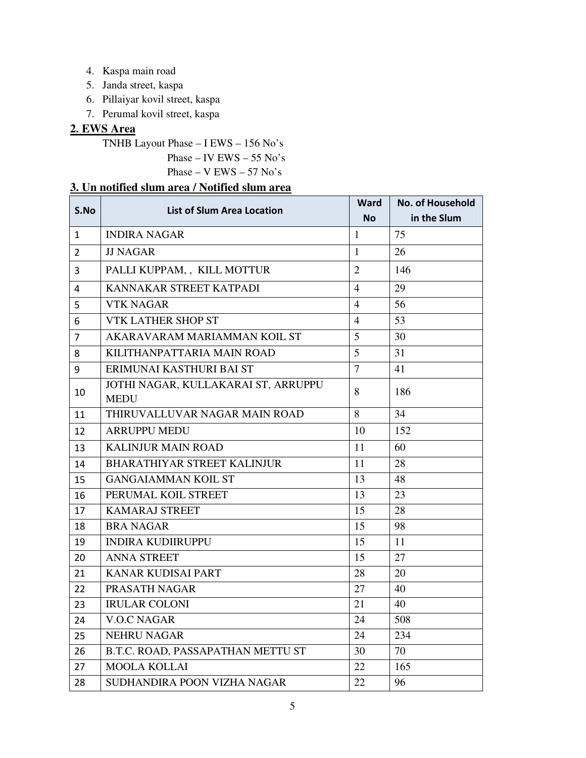4. Kaspa main road
5. Janda street, kaspa
6. Pillaiyar kovil street, kaspa
7. Perumal kovil street, kaspa

## 2. EWS Area

TNHB Layout Phase – I EWS – 156 No's

Phase – IV EWS – 55 No's

Phase – V EWS – 57 No's

## 3. Un notified slum area / Notified slum area

| S.No | List of Slum Area Location | Ward No | No. of Household in the Slum |
|---|---|---|---|
| 1 | INDIRA NAGAR | 1 | 75 |
| 2 | JJ NAGAR | 1 | 26 |
| 3 | PALLI KUPPAM, , KILL MOTTUR | 2 | 146 |
| 4 | KANNAKAR STREET KATPADI | 4 | 29 |
| 5 | VTK NAGAR | 4 | 56 |
| 6 | VTK LATHER SHOP ST | 4 | 53 |
| 7 | AKARAVARAM MARIAMMAN KOIL ST | 5 | 30 |
| 8 | KILITHANPATTARIA MAIN ROAD | 5 | 31 |
| 9 | ERIMUNAI KASTHURI BAI ST | 7 | 41 |
| 10 | JOTHI NAGAR, KULLAKARAI ST, ARRUPPU MEDU | 8 | 186 |
| 11 | THIRUVALLUVAR NAGAR MAIN ROAD | 8 | 34 |
| 12 | ARRUPPU MEDU | 10 | 152 |
| 13 | KALINJUR MAIN ROAD | 11 | 60 |
| 14 | BHARATHIYAR STREET KALINJUR | 11 | 28 |
| 15 | GANGAIAMMAN KOIL ST | 13 | 48 |
| 16 | PERUMAL KOIL STREET | 13 | 23 |
| 17 | KAMARAJ STREET | 15 | 28 |
| 18 | BRA NAGAR | 15 | 98 |
| 19 | INDIRA KUDIIRUPPU | 15 | 11 |
| 20 | ANNA STREET | 15 | 27 |
| 21 | KANAR KUDISAI PART | 28 | 20 |
| 22 | PRASATH NAGAR | 27 | 40 |
| 23 | IRULAR COLONI | 21 | 40 |
| 24 | V.O.C NAGAR | 24 | 508 |
| 25 | NEHRU NAGAR | 24 | 234 |
| 26 | B.T.C. ROAD, PASSAPATHAN METTU ST | 30 | 70 |
| 27 | MOOLA KOLLAI | 22 | 165 |
| 28 | SUDHANDIRA POON VIZHA NAGAR | 22 | 96 |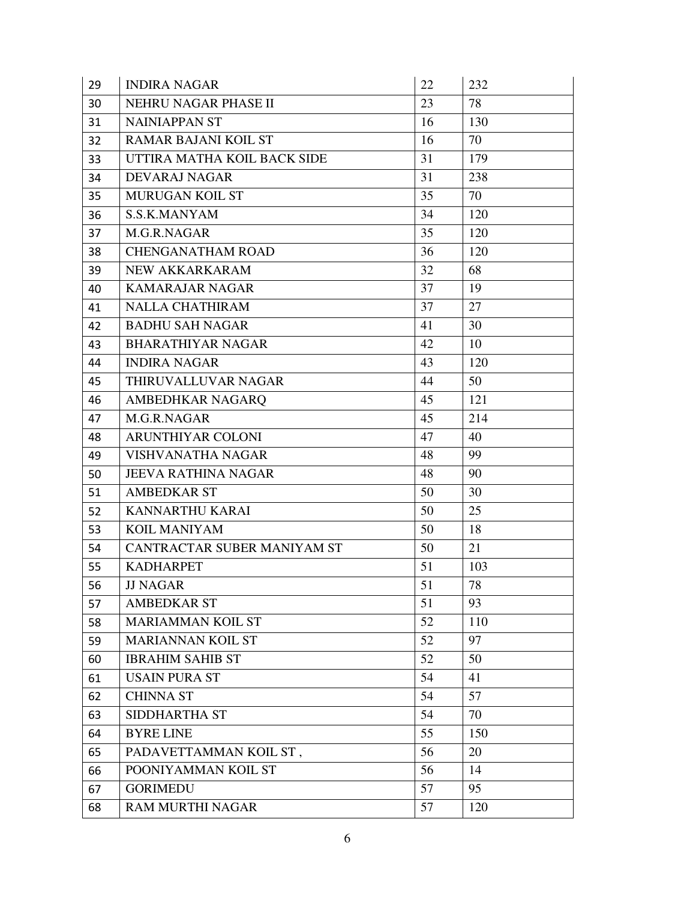| | | | |
|---|---|---|---|
| 29 | INDIRA NAGAR | 22 | 232 |
| 30 | NEHRU NAGAR PHASE II | 23 | 78 |
| 31 | NAINIAPPAN ST | 16 | 130 |
| 32 | RAMAR BAJANI KOIL ST | 16 | 70 |
| 33 | UTTIRA MATHA KOIL BACK SIDE | 31 | 179 |
| 34 | DEVARAJ NAGAR | 31 | 238 |
| 35 | MURUGAN KOIL ST | 35 | 70 |
| 36 | S.S.K.MANYAM | 34 | 120 |
| 37 | M.G.R.NAGAR | 35 | 120 |
| 38 | CHENGANATHAM ROAD | 36 | 120 |
| 39 | NEW AKKARKARAM | 32 | 68 |
| 40 | KAMARAJAR NAGAR | 37 | 19 |
| 41 | NALLA CHATHIRAM | 37 | 27 |
| 42 | BADHU SAH NAGAR | 41 | 30 |
| 43 | BHARATHIYAR NAGAR | 42 | 10 |
| 44 | INDIRA NAGAR | 43 | 120 |
| 45 | THIRUVALLUVAR NAGAR | 44 | 50 |
| 46 | AMBEDHKAR NAGARQ | 45 | 121 |
| 47 | M.G.R.NAGAR | 45 | 214 |
| 48 | ARUNTHIYAR COLONI | 47 | 40 |
| 49 | VISHVANATHA NAGAR | 48 | 99 |
| 50 | JEEVA RATHINA NAGAR | 48 | 90 |
| 51 | AMBEDKAR ST | 50 | 30 |
| 52 | KANNARTHU KARAI | 50 | 25 |
| 53 | KOIL MANIYAM | 50 | 18 |
| 54 | CANTRACTAR SUBER MANIYAM ST | 50 | 21 |
| 55 | KADHARPET | 51 | 103 |
| 56 | JJ NAGAR | 51 | 78 |
| 57 | AMBEDKAR ST | 51 | 93 |
| 58 | MARIAMMAN KOIL ST | 52 | 110 |
| 59 | MARIANNAN KOIL ST | 52 | 97 |
| 60 | IBRAHIM SAHIB ST | 52 | 50 |
| 61 | USAIN PURA ST | 54 | 41 |
| 62 | CHINNA ST | 54 | 57 |
| 63 | SIDDHARTHA ST | 54 | 70 |
| 64 | BYRE LINE | 55 | 150 |
| 65 | PADAVETTAMMAN KOIL ST , | 56 | 20 |
| 66 | POONIYAMMAN KOIL ST | 56 | 14 |
| 67 | GORIMEDU | 57 | 95 |
| 68 | RAM MURTHI NAGAR | 57 | 120 |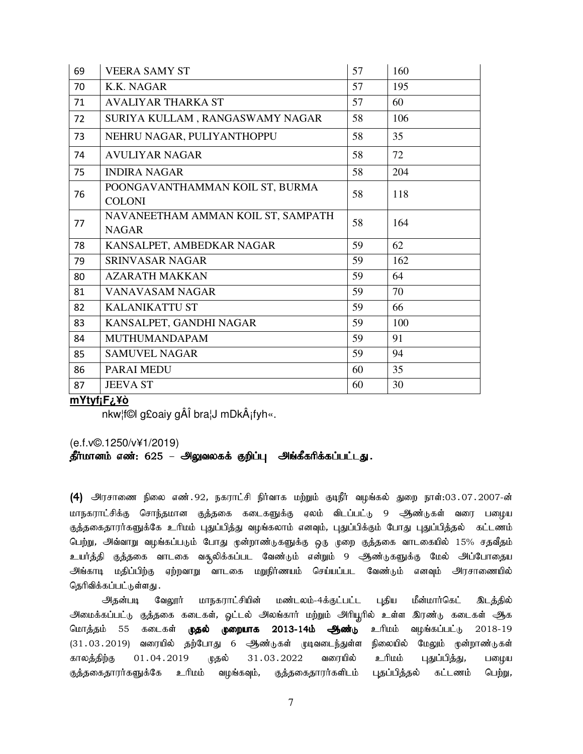| 69 | VEERA SAMY ST | 57 | 160 |
|---|---|---|---|
| 70 | K.K. NAGAR | 57 | 195 |
| 71 | AVALIYAR THARKA ST | 57 | 60 |
| 72 | SURIYA KULLAM , RANGASWAMY NAGAR | 58 | 106 |
| 73 | NEHRU NAGAR, PULIYANTHOPPU | 58 | 35 |
| 74 | AVULIYAR NAGAR | 58 | 72 |
| 75 | INDIRA NAGAR | 58 | 204 |
| 76 | POONGAVANTHAMMAN KOIL ST, BURMA COLONI | 58 | 118 |
| 77 | NAVANEETHAM AMMAN KOIL ST, SAMPATH NAGAR | 58 | 164 |
| 78 | KANSALPET, AMBEDKAR NAGAR | 59 | 62 |
| 79 | SRINVASAR NAGAR | 59 | 162 |
| 80 | AZARATH MAKKAN | 59 | 64 |
| 81 | VANAVASAM NAGAR | 59 | 70 |
| 82 | KALANIKATTU ST | 59 | 66 |
| 83 | KANSALPET, GANDHI NAGAR | 59 | 100 |
| 84 | MUTHUMANDAPAM | 59 | 91 |
| 85 | SAMUVEL NAGAR | 59 | 94 |
| 86 | PARAI MEDU | 60 | 35 |
| 87 | JEEVA ST | 60 | 30 |

**mYtyf¡F¿¥ò**

nkw¦f©l g£oaiy gÂÎ bra¦J mDkÂ¡fyh«.

(e.f.v©.1250/v¥1/2019)

**தீர்மானம் எண்: 625 – அலுவலகக் குறிப்பு அங்கீகரிக்கப்பட்டது.**

**(4)** அரசாணை நிலை எண்.92, நகராட்சி நிர்வாக மற்றும் குடிநீர் வழங்கல் துறை நாள்:03.07.2007-ன் மாநகராட்சிக்கு சொந்தமான குத்தகை கடைகளுக்கு ஏலம் விடப்பட்டு 9 ஆண்டுகள் வரை பழைய குத்தகைதாரர்களுக்கே உரிமம் புதுப்பித்து வழங்கலாம் எனவும், புதுப்பிக்கும் போது புதுப்பித்தல் கட்டணம் பெற்று, அவ்வாறு வழங்கப்படும் போது மூன்றாண்டுகளுக்கு ஒரு முறை குத்தகை வாடகையில் 15% சதவீதம் உயர்த்தி குத்தகை வாடகை வசூலிக்கப்பட வேண்டும் என்றும் 9 ஆண்டுகளுக்கு மேல் அப்போதைய அங்காடி மதிப்பிற்கு ஏற்றவாறு வாடகை மறுநிர்ணயம் செய்யப்பட வேண்டும் எனவும் அரசாணையில் தெரிவிக்கப்பட்டுள்ளது.

அதன்படி வேலூர் மாநகராட்சியின் மண்டலம்-4க்குட்பட்ட புதிய மீன்மார்கெட் இடத்தில் அமைக்கப்பட்டு குத்தகை கடைகள், ஓட்டல் அலங்கார் மற்றும் அரியூரில் உள்ள இரண்டு கடைகள் ஆக மொத்தம் 55 கடைகள் **முதல் முறையாக 2013-14ம் ஆண்டு** உரிமம் வழங்கப்பட்டு 2018-19 (31.03.2019) வரையில் தற்போது 6 ஆண்டுகள் முடிவடைந்துள்ள நிலையில் மேலும் மூன்றாண்டுகள் காலத்திற்கு 01.04.2019 முதல் 31.03.2022 வரையில் உரிமம் புதுப்பித்து, பழைய குத்தகைதாரர்களுக்கே உரிமம் வழங்கவும், குத்தகைதாரர்களிடம் புதப்பித்தல் கட்டணம் பெற்று,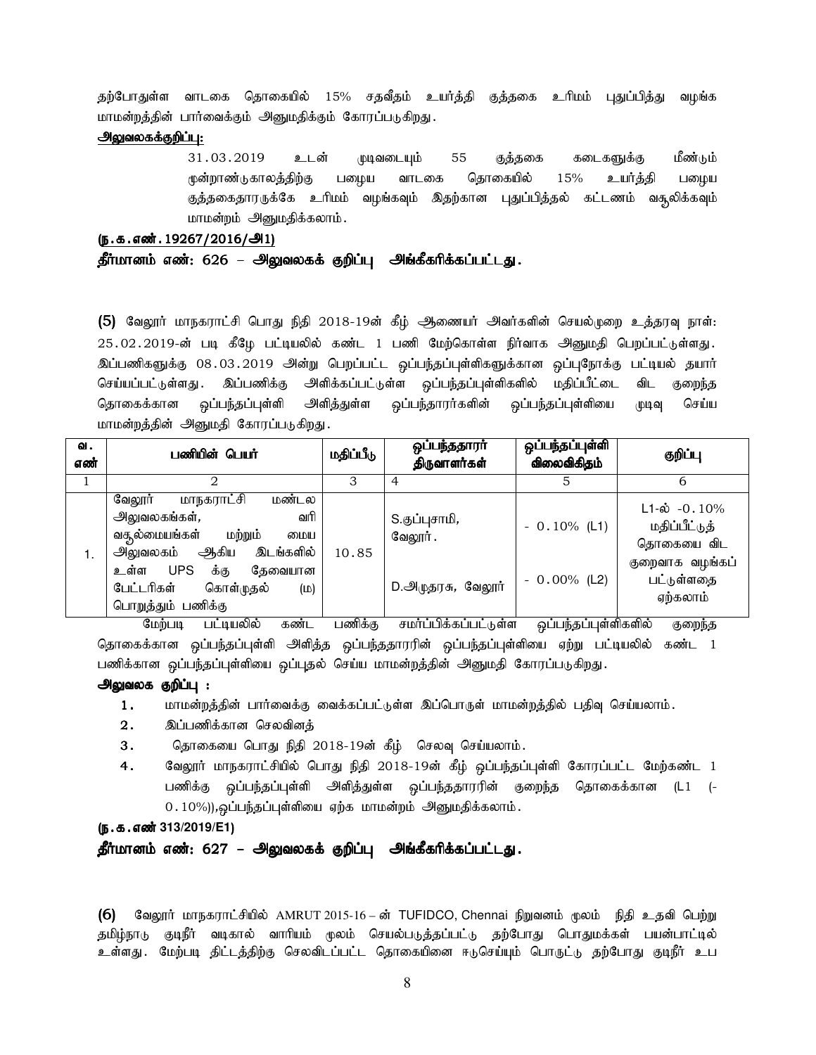தற்போதுள்ள வாடகை தொகையில் 15% சதவீதம் உயர்த்தி குத்தகை உரிமம் புதுப்பித்து வழங்க மாமன்றத்தின் பார்வைக்கும் அனுமதிக்கும் கோரப்படுகிறது.

**அலுவலகக்குறிப்பு:**

31.03.2019 உடன் முடிவடையும் 55 குத்தகை கடைகளுக்கு மீண்டும் மூன்றாண்டுகாலத்திற்கு பழைய வாடகை தொகையில் 15% உயர்த்தி பழைய குத்தகைதாரருக்கே உரிமம் வழங்கவும் இதற்கான புதுப்பித்தல் கட்டணம் வசூலிக்கவும் மாமன்றம் அனுமதிக்கலாம்.

**(ந.க.எண்.19267/2016/அ1)**

**தீர்மானம் எண்: 626 – அலுவலகக் குறிப்பு அங்கீகரிக்கப்பட்டது.**

**(5)** வேலூர் மாநகராட்சி பொது நிதி 2018-19ன் கீழ் ஆணையர் அவர்களின் செயல்முறை உத்தரவு நாள்: 25.02.2019-ன் படி கீழே பட்டியலில் கண்ட 1 பணி மேற்கொள்ள நிர்வாக அனுமதி பெறப்பட்டுள்ளது. இப்பணிகளுக்கு 08.03.2019 அன்று பெறப்பட்ட ஒப்பந்தப்புள்ளிகளுக்கான ஒப்புநோக்கு பட்டியல் தயார் செய்யப்பட்டுள்ளது. இப்பணிக்கு அளிக்கப்பட்டுள்ள ஒப்பந்தப்புள்ளிகளில் மதிப்பீட்டை விட குறைந்த தொகைக்கான ஒப்பந்தப்புள்ளி அளித்துள்ள ஒப்பந்தாரர்களின் ஒப்பந்தப்புள்ளியை முடிவு செய்ய மாமன்றத்தின் அனுமதி கோரப்படுகிறது.

| வ. எண் | பணியின் பெயர் | மதிப்பீடு | ஒப்பந்ததாரர் திருவாளர்கள் | ஒப்பந்தப்புள்ளி விலைவிகிதம் | குறிப்பு |
|---|---|---|---|---|---|
| 1 | 2 | 3 | 4 | 5 | 6 |
| 1. | வேலூர் மாநகராட்சி மண்டல அலுவலகங்கள், வரி வசூல்மையங்கள் மற்றும் மைய அலுவலகம் ஆகிய இடங்களில் உள்ள UPS க்கு தேவையான பேட்டரிகள் கொள்முதல் (ம) பொறுத்தும் பணிக்கு | 10.85 | S.குப்புசாமி, வேலூர். <br> D.அமுதரசு, வேலூர் | - 0.10% (L1) <br> - 0.00% (L2) | L1-ல் -0.10% மதிப்பீட்டுத் தொகையை விட குறைவாக வழங்கப் பட்டுள்ளதை ஏற்கலாம் |

மேற்படி பட்டியலில் கண்ட பணிக்கு சமர்ப்பிக்கப்பட்டுள்ள ஒப்பந்தப்புள்ளிகளில் குறைந்த தொகைக்கான ஒப்பந்தப்புள்ளி அளித்த ஒப்பந்ததாரரின் ஒப்பந்தப்புள்ளியை ஏற்று பட்டியலில் கண்ட 1 பணிக்கான ஒப்பந்தப்புள்ளியை ஒப்புதல் செய்ய மாமன்றத்தின் அனுமதி கோரப்படுகிறது.

**அலுவலக குறிப்பு :**

1. மாமன்றத்தின் பார்வைக்கு வைக்கப்பட்டுள்ள இப்பொருள் மாமன்றத்தில் பதிவு செய்யலாம்.
2. இப்பணிக்கான செலவினத்
3. தொகையை பொது நிதி 2018-19ன் கீழ் செலவு செய்யலாம்.
4. வேலூர் மாநகராட்சியில் பொது நிதி 2018-19ன் கீழ் ஒப்பந்தப்புள்ளி கோரப்பட்ட மேற்கண்ட 1 பணிக்கு ஒப்பந்தப்புள்ளி அளித்துள்ள ஒப்பந்ததாரரின் குறைந்த தொகைக்கான (L1 (-0.10%)),ஒப்பந்தப்புள்ளியை ஏற்க மாமன்றம் அனுமதிக்கலாம்.

**(ந.க.எண் 313/2019/E1)**

**தீர்மானம் எண்: 627 – அலுவலகக் குறிப்பு அங்கீகரிக்கப்பட்டது.**

**(6)** வேலூர் மாநகராட்சியில் AMRUT 2015-16 – ன் TUFIDCO, Chennai நிறுவனம் மூலம் நிதி உதவி பெற்று தமிழ்நாடு குடிநீர் வடிகால் வாரியம் மூலம் செயல்படுத்தப்பட்டு தற்போது பொதுமக்கள் பயன்பாட்டில் உள்ளது. மேற்படி திட்டத்திற்கு செலவிடப்பட்ட தொகையினை ஈடுசெய்யும் பொருட்டு தற்போது குடிநீர் உப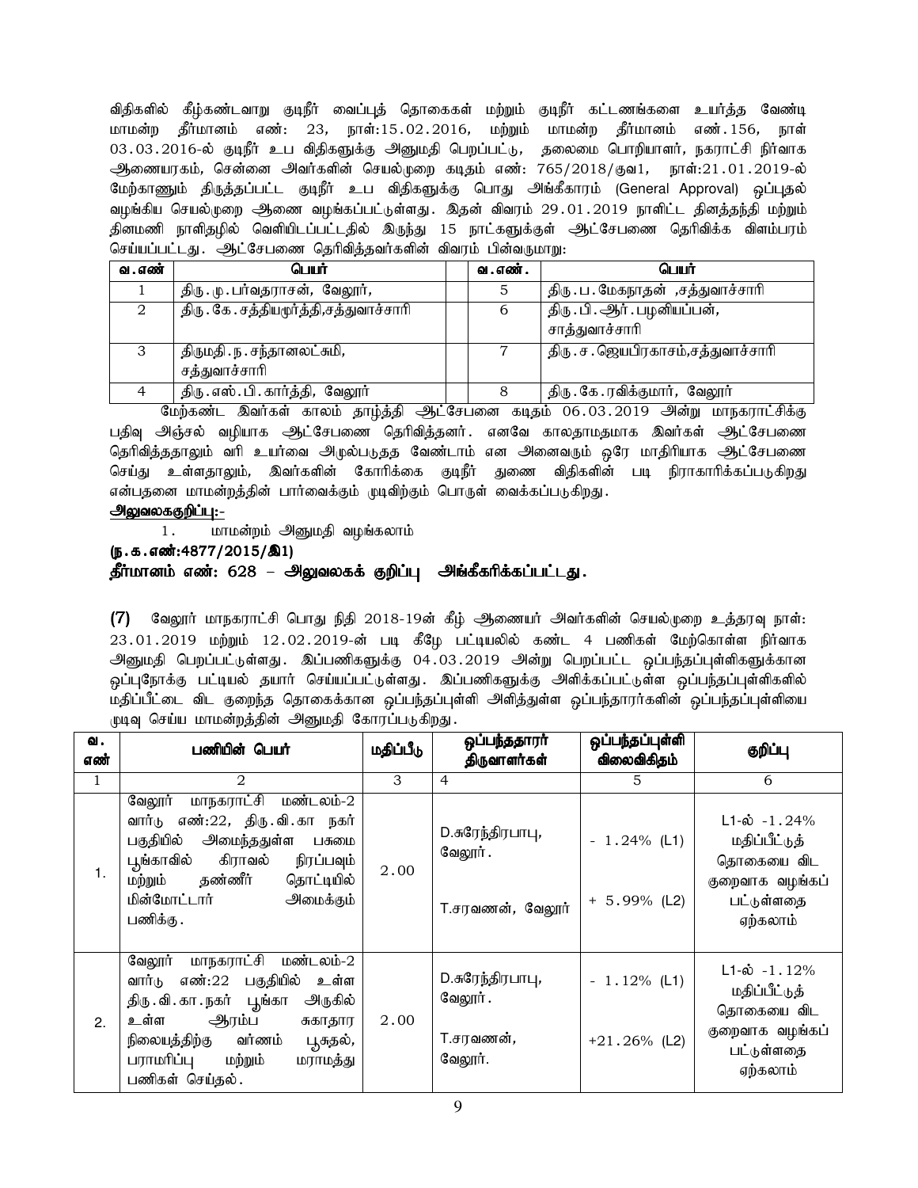விதிகளில் கீழ்கண்டவாறு குடிநீர் வைப்புத் தொகைகள் மற்றும் குடிநீர் கட்டணங்களை உயர்த்த வேண்டி மாமன்ற தீர்மானம் எண்: 23, நாள்:15.02.2016, மற்றும் மாமன்ற தீர்மானம் எண்.156, நாள் 03.03.2016-ல் குடிநீர் உப விதிகளுக்கு அனுமதி பெறப்பட்டு, தலைமை பொறியாளர், நகராட்சி நிர்வாக ஆணையரகம், சென்னை அவர்களின் செயல்முறை கடிதம் எண்: 765/2018/குவ1, நாள்:21.01.2019-ல் மேற்காணும் திருத்தப்பட்ட குடிநீர் உப விதிகளுக்கு பொது அங்கீகாரம் (General Approval) ஒப்புதல் வழங்கிய செயல்முறை ஆணை வழங்கப்பட்டுள்ளது. இதன் விவரம் 29.01.2019 நாளிட்ட தினத்தந்தி மற்றும் தினமணி நாளிதழில் வெளியிடப்பட்டதில் இருந்து 15 நாட்களுக்குள் ஆட்சேபனை தெரிவிக்க விளம்பரம் செய்யப்பட்டது. ஆட்சேபனை தெரிவித்தவர்களின் விவரம் பின்வருமாறு:

| வ.எண் | பெயர் | | வ.எண். | பெயர் |
|---|---|---|---|---|
| 1 | திரு.மு.பர்வதராசன், வேலூர், | | 5 | திரு.ப.மேகநாதன் ,சத்துவாச்சாரி |
| 2 | திரு.கே.சத்தியமூர்த்தி,சத்துவாச்சாரி | | 6 | திரு.பி.ஆர்.பழனியப்பன், சாத்துவாச்சாரி |
| 3 | திருமதி.ந.சந்தானலட்சுமி, சத்துவாச்சாரி | | 7 | திரு.ச.ஜெயபிரகாசம்,சத்துவாச்சாரி |
| 4 | திரு.எஸ்.பி.கார்த்தி, வேலூர் | | 8 | திரு.கே.ரவிக்குமார், வேலூர் |

மேற்கண்ட இவர்கள் காலம் தாழ்த்தி ஆட்சேபனை கடிதம் 06.03.2019 அன்று மாநகராட்சிக்கு பதிவு அஞ்சல் வழியாக ஆட்சேபனை தெரிவித்தனர். எனவே காலதாமதமாக இவர்கள் ஆட்சேபனை தெரிவித்ததாலும் வரி உயர்வை அமுல்படுதத வேண்டாம் என அனைவரும் ஒரே மாதிரியாக ஆட்சேபனை செய்து உள்ளதாலும், இவர்களின் கோரிக்கை குடிநீர் துணை விதிகளின் படி நிராகாரிக்கப்படுகிறது என்பதனை மாமன்றத்தின் பார்வைக்கும் முடிவிற்கும் பொருள் வைக்கப்படுகிறது.

<u>**அலுவலககுறிப்பு:-**</u>

1. மாமன்றம் அனுமதி வழங்கலாம்

**(ந.க.எண்:4877/2015/இ1)**

**தீர்மானம் எண்: 628 – அலுவலகக் குறிப்பு அங்கீகரிக்கப்பட்டது.**

**(7)** வேலூர் மாநகராட்சி பொது நிதி 2018-19ன் கீழ் ஆணையர் அவர்களின் செயல்முறை உத்தரவு நாள்: 23.01.2019 மற்றும் 12.02.2019-ன் படி கீழே பட்டியலில் கண்ட 4 பணிகள் மேற்கொள்ள நிர்வாக அனுமதி பெறப்பட்டுள்ளது. இப்பணிகளுக்கு 04.03.2019 அன்று பெறப்பட்ட ஒப்பந்தப்புள்ளிகளுக்கான ஒப்புநோக்கு பட்டியல் தயார் செய்யப்பட்டுள்ளது. இப்பணிகளுக்கு அளிக்கப்பட்டுள்ள ஒப்பந்தப்புள்ளிகளில் மதிப்பீட்டை விட குறைந்த தொகைக்கான ஒப்பந்தப்புள்ளி அளித்துள்ள ஒப்பந்தாரர்களின் ஒப்பந்தப்புள்ளியை முடிவு செய்ய மாமன்றத்தின் அனுமதி கோரப்படுகிறது.

| வ. எண் | பணியின் பெயர் | மதிப்பீடு | ஒப்பந்ததாரர் திருவாளர்கள் | ஒப்பந்தப்புள்ளி விலைவிகிதம் | குறிப்பு |
|---|---|---|---|---|---|
| 1 | 2 | 3 | 4 | 5 | 6 |
| 1. | வேலூர் மாநகராட்சி மண்டலம்-2 வார்டு எண்:22, திரு.வி.கா நகர் பகுதியில் அமைந்துள்ள பசுமை பூங்காவில் கிரவல் நிரப்பவும் மற்றும் தண்ணீர் தொட்டியில் மின்மோட்டார் அமைக்கும் பணிக்கு. | 2.00 | D.சுரேந்திரபாபு, வேலூர்.<br>T.சரவணன், வேலூர் | - 1.24% (L1)<br>+ 5.99% (L2) | L1-ல் -1.24% மதிப்பீட்டுத் தொகையை விட குறைவாக வழங்கப் பட்டுள்ளதை ஏற்கலாம் |
| 2. | வேலூர் மாநகராட்சி மண்டலம்-2 வார்டு எண்:22 பகுதியில் உள்ள திரு.வி.கா.நகர் பூங்கா அருகில் உள்ள ஆரம்ப சுகாதார நிலையத்திற்கு வர்ணம் பூசுதல், பராமரிப்பு மற்றும் மராமத்து பணிகள் செய்தல். | 2.00 | D.சுரேந்திரபாபு, வேலூர்.<br>T.சரவணன், வேலூர். | - 1.12% (L1)<br>+21.26% (L2) | L1-ல் -1.12% மதிப்பீட்டுத் தொகையை விட குறைவாக வழங்கப் பட்டுள்ளதை ஏற்கலாம் |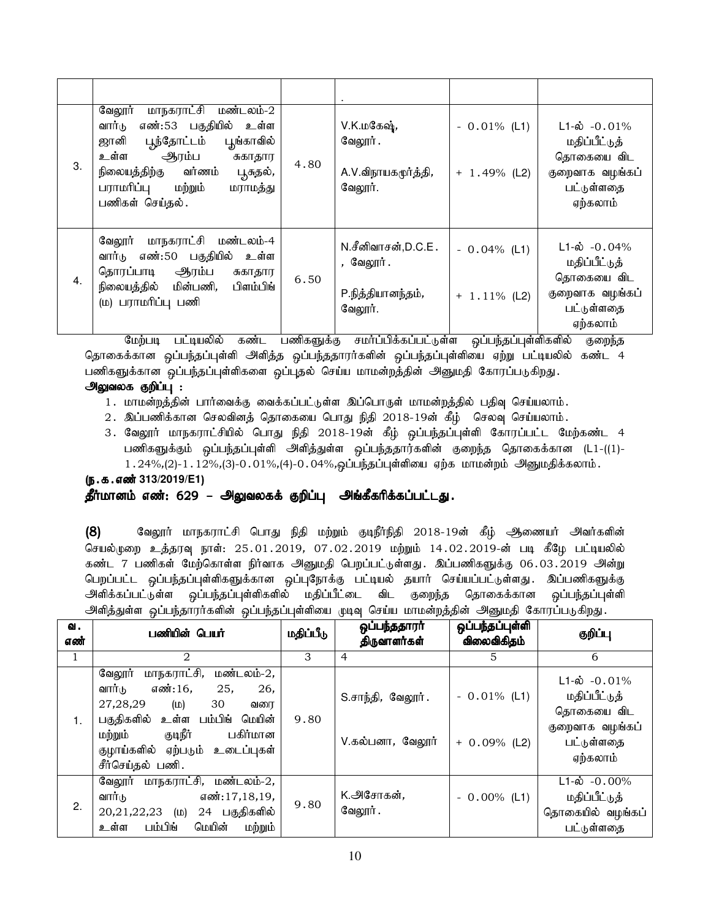| | | | | | |
|---|---|---|---|---|---|
| | | | . | | |
| 3. | வேலூர் மாநகராட்சி மண்டலம்-2 வார்டு எண்:53 பகுதியில் உள்ள ஜானி பூந்தோட்டம் பூங்காவில் உள்ள ஆரம்ப சுகாதார நிலையத்திற்கு வர்ணம் பூசுதல், பராமரிப்பு மற்றும் மராமத்து பணிகள் செய்தல். | 4.80 | V.K.மகேஷ், வேலூர்.<br><br>A.V.விநாயகமூர்த்தி, வேலூர். | - 0.01% (L1)<br><br>+ 1.49% (L2) | L1-ல் -0.01% மதிப்பீட்டுத் தொகையை விட குறைவாக வழங்கப் பட்டுள்ளதை ஏற்கலாம் |
| 4. | வேலூர் மாநகராட்சி மண்டலம்-4 வார்டு எண்:50 பகுதியில் உள்ள தொரப்பாடி ஆரம்ப சுகாதார நிலையத்தில் மின்பணி, பிளம்பிங் (ம) பராமரிப்பு பணி | 6.50 | N.சீனிவாசன்,D.C.E., வேலூர்.<br><br>P.நித்தியானந்தம், வேலூர். | - 0.04% (L1)<br><br>+ 1.11% (L2) | L1-ல் -0.04% மதிப்பீட்டுத் தொகையை விட குறைவாக வழங்கப் பட்டுள்ளதை ஏற்கலாம் |

மேற்படி பட்டியலில் கண்ட பணிகளுக்கு சமர்ப்பிக்கப்பட்டுள்ள ஒப்பந்தப்புள்ளிகளில் குறைந்த தொகைக்கான ஒப்பந்தப்புள்ளி அளித்த ஒப்பந்ததாரர்களின் ஒப்பந்தப்புள்ளியை ஏற்று பட்டியலில் கண்ட 4 பணிகளுக்கான ஒப்பந்தப்புள்ளிகளை ஒப்புதல் செய்ய மாமன்றத்தின் அனுமதி கோரப்படுகிறது.

**அலுவலக குறிப்பு :**

1. மாமன்றத்தின் பார்வைக்கு வைக்கப்பட்டுள்ள இப்பொருள் மாமன்றத்தில் பதிவு செய்யலாம்.
2. இப்பணிக்கான செலவினத் தொகையை பொது நிதி 2018-19ன் கீழ் செலவு செய்யலாம்.
3. வேலூர் மாநகராட்சியில் பொது நிதி 2018-19ன் கீழ் ஒப்பந்தப்புள்ளி கோரப்பட்ட மேற்கண்ட 4 பணிகளுக்கும் ஒப்பந்தப்புள்ளி அளித்துள்ள ஒப்பந்ததாரர்களின் குறைந்த தொகைக்கான (L1-((1)-1.24%,(2)-1.12%,(3)-0.01%,(4)-0.04%,ஒப்பந்தப்புள்ளியை ஏற்க மாமன்றம் அனுமதிக்கலாம்.

**(ந.க.எண் 313/2019/E1)**

**தீர்மானம் எண்: 629 – அலுவலகக் குறிப்பு அங்கீகரிக்கப்பட்டது.**

**(8)** வேலூர் மாநகராட்சி பொது நிதி மற்றும் குடிநீர்நிதி 2018-19ன் கீழ் ஆணையர் அவர்களின் செயல்முறை உத்தரவு நாள்: 25.01.2019, 07.02.2019 மற்றும் 14.02.2019-ன் படி கீழே பட்டியலில் கண்ட 7 பணிகள் மேற்கொள்ள நிர்வாக அனுமதி பெறப்பட்டுள்ளது. இப்பணிகளுக்கு 06.03.2019 அன்று பெறப்பட்ட ஒப்பந்தப்புள்ளிகளுக்கான ஒப்புநோக்கு பட்டியல் தயார் செய்யப்பட்டுள்ளது. இப்பணிகளுக்கு அளிக்கப்பட்டுள்ள ஒப்பந்தப்புள்ளிகளில் மதிப்பீட்டை விட குறைந்த தொகைக்கான ஒப்பந்தப்புள்ளி அளித்துள்ள ஒப்பந்தாரர்களின் ஒப்பந்தப்புள்ளியை முடிவு செய்ய மாமன்றத்தின் அனுமதி கோரப்படுகிறது.

| வ. எண் | பணியின் பெயர் | மதிப்பீடு | ஒப்பந்ததாரர் திருவாளர்கள் | ஒப்பந்தப்புள்ளி விலைவிகிதம் | குறிப்பு |
|---|---|---|---|---|---|
| 1 | 2 | 3 | 4 | 5 | 6 |
| 1. | வேலூர் மாநகராட்சி, மண்டலம்-2, வார்டு எண்:16, 25, 26, 27,28,29 (ம) 30 வரை பகுதிகளில் உள்ள பம்பிங் மெயின் மற்றும் குடிநீர் பகிர்மான குழாய்களில் ஏற்படும் உடைப்புகள் சீர்செய்தல் பணி. | 9.80 | S.சாந்தி, வேலூர்.<br><br>V.கல்பனா, வேலூர் | - 0.01% (L1)<br><br>+ 0.09% (L2) | L1-ல் -0.01% மதிப்பீட்டுத் தொகையை விட குறைவாக வழங்கப் பட்டுள்ளதை ஏற்கலாம் |
| 2. | வேலூர் மாநகராட்சி, மண்டலம்-2, வார்டு எண்:17,18,19, 20,21,22,23 (ம) 24 பகுதிகளில் உள்ள பம்பிங் மெயின் மற்றும் | 9.80 | K.அசோகன், வேலூர். | - 0.00% (L1) | L1-ல் -0.00% மதிப்பீட்டுத் தொகையில் வழங்கப் பட்டுள்ளதை |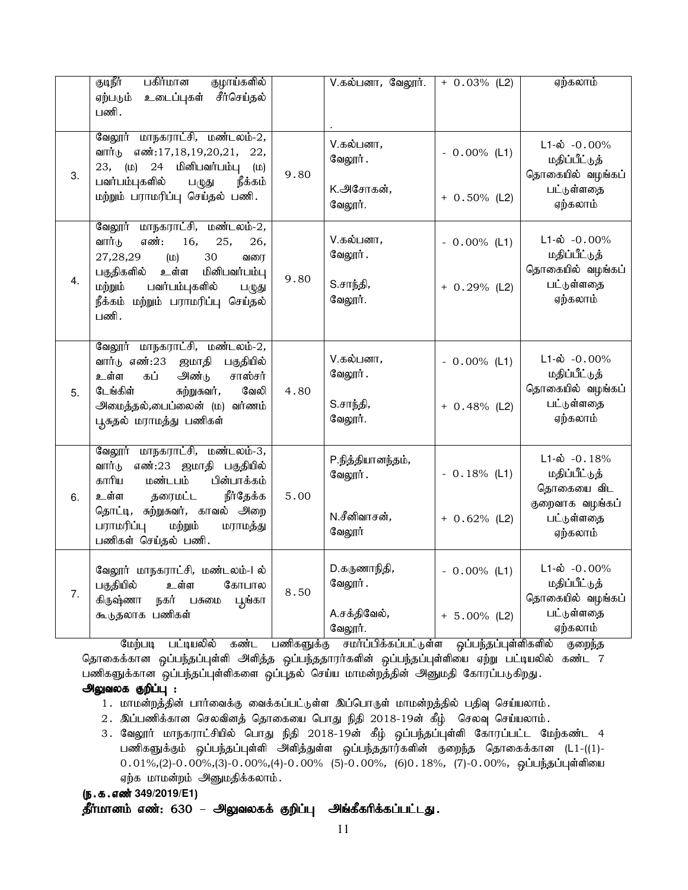| | | | | | |
|---|---|---|---|---|---|
| | குடிநீர் பகிர்மான குழாய்களில் ஏற்படும் உடைப்புகள் சீர்செய்தல் பணி. | | V.கல்பனா, வேலூர். | + 0.03% (L2) | ஏற்கலாம் |
| 3. | வேலூர் மாநகராட்சி, மண்டலம்-2, வார்டு எண்:17,18,19,20,21, 22, 23, (ம) 24 மினிபவர்பம்பு (ம) பவர்பம்புகளில் பழுது நீக்கம் மற்றும் பராமரிப்பு செய்தல் பணி. | 9.80 | V.கல்பனா, வேலூர்.<br><br>K.அசோகன், வேலூர். | - 0.00% (L1)<br><br>+ 0.50% (L2) | L1-ல் -0.00% மதிப்பீட்டுத் தொகையில் வழங்கப் பட்டுள்ளதை ஏற்கலாம் |
| 4. | வேலூர் மாநகராட்சி, மண்டலம்-2, வார்டு எண்: 16, 25, 26, 27,28,29 (ம) 30 வரை பகுதிகளில் உள்ள மினிபவர்பம்பு மற்றும் பவர்பம்புகளில் பழுது நீக்கம் மற்றும் பராமரிப்பு செய்தல் பணி. | 9.80 | V.கல்பனா, வேலூர்.<br><br>S.சாந்தி, வேலூர். | - 0.00% (L1)<br><br>+ 0.29% (L2) | L1-ல் -0.00% மதிப்பீட்டுத் தொகையில் வழங்கப் பட்டுள்ளதை ஏற்கலாம் |
| 5. | வேலூர் மாநகராட்சி, மண்டலம்-2, வார்டு எண்:23 ஜமாதி பகுதியில் உள்ள கப் அண்டு சாஸ்சர் டேங்கிள் சுற்றுசுவர், வேலி அமைத்தல்,பைப்லைன் (ம) வர்ணம் பூசுதல் மராமத்து பணிகள் | 4.80 | V.கல்பனா, வேலூர்.<br><br>S.சாந்தி, வேலூர். | - 0.00% (L1)<br><br>+ 0.48% (L2) | L1-ல் -0.00% மதிப்பீட்டுத் தொகையில் வழங்கப் பட்டுள்ளதை ஏற்கலாம் |
| 6. | வேலூர் மாநகராட்சி, மண்டலம்-3, வார்டு எண்:23 ஜமாதி பகுதியில் காரிய மண்டபம் பின்பாக்கம் உள்ள தரைமட்ட நீர்தேக்க தொட்டி, சுற்றுசுவர், காவல் அறை பராமரிப்பு மற்றும் மராமத்து பணிகள் செய்தல் பணி. | 5.00 | P.நித்தியானந்தம், வேலூர்.<br><br>N.சீனிவாசன், வேலூர் | - 0.18% (L1)<br><br>+ 0.62% (L2) | L1-ல் -0.18% மதிப்பீட்டுத் தொகையை விட குறைவாக வழங்கப் பட்டுள்ளதை ஏற்கலாம் |
| 7. | வேலூர் மாநகராட்சி, மண்டலம்-I ல் பகுதியில் உள்ள கோபால கிருஷ்ணா நகர் பசுமை பூங்கா கூடுதலாக பணிகள் | 8.50 | D.கருணாநிதி, வேலூர்.<br><br>A.சக்திவேல், வேலூர். | - 0.00% (L1)<br><br>+ 5.00% (L2) | L1-ல் -0.00% மதிப்பீட்டுத் தொகையில் வழங்கப் பட்டுள்ளதை ஏற்கலாம் |

மேற்படி பட்டியலில் கண்ட பணிகளுக்கு சமர்ப்பிக்கப்பட்டுள்ள ஒப்பந்தப்புள்ளிகளில் குறைந்த தொகைக்கான ஒப்பந்தப்புள்ளி அளித்த ஒப்பந்ததாரர்களின் ஒப்பந்தப்புள்ளியை ஏற்று பட்டியலில் கண்ட 7 பணிகளுக்கான ஒப்பந்தப்புள்ளிகளை ஒப்புதல் செய்ய மாமன்றத்தின் அனுமதி கோரப்படுகிறது.

**அலுவலக குறிப்பு :**

1. மாமன்றத்தின் பார்வைக்கு வைக்கப்பட்டுள்ள இப்பொருள் மாமன்றத்தில் பதிவு செய்யலாம்.
2. இப்பணிக்கான செலவினத் தொகையை பொது நிதி 2018-19ன் கீழ் செலவு செய்யலாம்.
3. வேலூர் மாநகராட்சியில் பொது நிதி 2018-19ன் கீழ் ஒப்பந்தப்புள்ளி கோரப்பட்ட மேற்கண்ட 4 பணிகளுக்கும் ஒப்பந்தப்புள்ளி அளித்துள்ள ஒப்பந்ததாரர்களின் குறைந்த தொகைக்கான (L1-((1)-0.01%,(2)-0.00%,(3)-0.00%,(4)-0.00% (5)-0.00%, (6)0.18%, (7)-0.00%, ஒப்பந்தப்புள்ளியை ஏற்க மாமன்றம் அனுமதிக்கலாம்.

**(ந.க.எண் 349/2019/E1)**

**தீர்மானம் எண்: 630 – அலுவலகக் குறிப்பு அங்கீகரிக்கப்பட்டது.**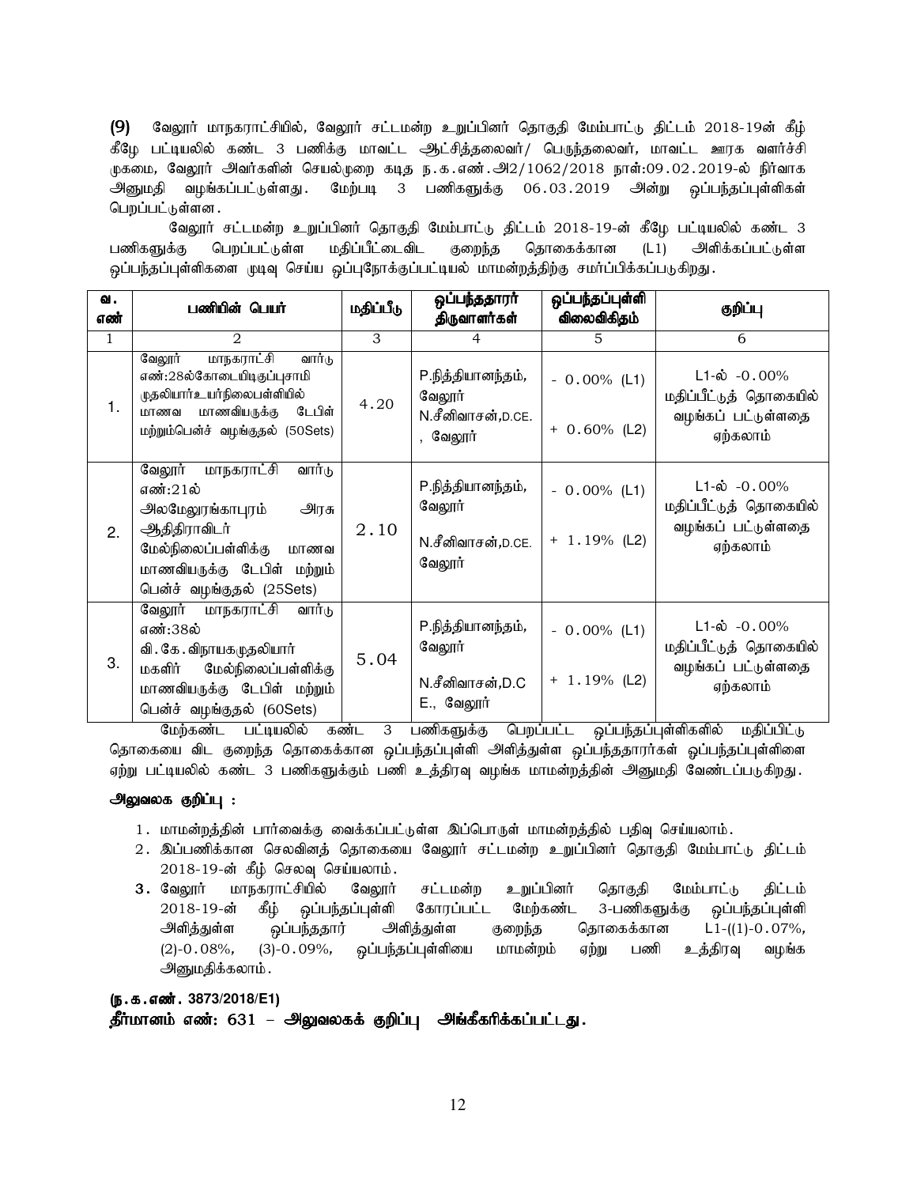**(9)** வேலூர் மாநகராட்சியில், வேலூர் சட்டமன்ற உறுப்பினர் தொகுதி மேம்பாட்டு திட்டம் 2018-19ன் கீழ் கீழே பட்டியலில் கண்ட 3 பணிக்கு மாவட்ட ஆட்சித்தலைவர்/ பெருந்தலைவர், மாவட்ட ஊரக வளர்ச்சி முகமை, வேலூர் அவர்களின் செயல்முறை கடித ந.க.எண்.அ2/1062/2018 நாள்:09.02.2019-ல் நிர்வாக அனுமதி வழங்கப்பட்டுள்ளது. மேற்படி 3 பணிகளுக்கு 06.03.2019 அன்று ஒப்பந்தப்புள்ளிகள் பெறப்பட்டுள்ளன.

வேலூர் சட்டமன்ற உறுப்பினர் தொகுதி மேம்பாட்டு திட்டம் 2018-19-ன் கீழே பட்டியலில் கண்ட 3 பணிகளுக்கு பெறப்பட்டுள்ள மதிப்பீட்டைவிட குறைந்த தொகைக்கான (L1) அளிக்கப்பட்டுள்ள ஒப்பந்தப்புள்ளிகளை முடிவு செய்ய ஒப்புநோக்குப்பட்டியல் மாமன்றத்திற்கு சமர்ப்பிக்கப்படுகிறது.

| வ. எண் | பணியின் பெயர் | மதிப்பீடு | ஒப்பந்ததாரர் திருவாளர்கள் | ஒப்பந்தப்புள்ளி விலைவிகிதம் | குறிப்பு |
|---|---|---|---|---|---|
| 1 | 2 | 3 | 4 | 5 | 6 |
| 1. | வேலூர் மாநகராட்சி வார்டு எண்:28ல்கோடையிடிகுப்புசாமி முதலியார்உயர்நிலைபள்ளியில் மாணவ மாணவியருக்கு டேபிள் மற்றும்பென்ச் வழங்குதல் (50Sets) | 4.20 | P.நித்தியானந்தம், வேலூர்<br>N.சீனிவாசன்,D.CE., வேலூர் | - 0.00% (L1)<br>+ 0.60% (L2) | L1-ல் -0.00% மதிப்பீட்டுத் தொகையில் வழங்கப் பட்டுள்ளதை ஏற்கலாம் |
| 2. | வேலூர் மாநகராட்சி வார்டு எண்:21ல் அலமேலுரங்காபுரம் அரசு ஆதிதிராவிடர் மேல்நிலைப்பள்ளிக்கு மாணவ மாணவியருக்கு டேபிள் மற்றும் பென்ச் வழங்குதல் (25Sets) | 2.10 | P.நித்தியானந்தம், வேலூர்<br>N.சீனிவாசன்,D.CE. வேலூர் | - 0.00% (L1)<br>+ 1.19% (L2) | L1-ல் -0.00% மதிப்பீட்டுத் தொகையில் வழங்கப் பட்டுள்ளதை ஏற்கலாம் |
| 3. | வேலூர் மாநகராட்சி வார்டு எண்:38ல் வி.கே.விநாயகமுதலியார் மகளிர் மேல்நிலைப்பள்ளிக்கு மாணவியருக்கு டேபிள் மற்றும் பென்ச் வழங்குதல் (60Sets) | 5.04 | P.நித்தியானந்தம், வேலூர்<br>N.சீனிவாசன்,D.CE., வேலூர் | - 0.00% (L1)<br>+ 1.19% (L2) | L1-ல் -0.00% மதிப்பீட்டுத் தொகையில் வழங்கப் பட்டுள்ளதை ஏற்கலாம் |

மேற்கண்ட பட்டியலில் கண்ட 3 பணிகளுக்கு பெறப்பட்ட ஒப்பந்தப்புள்ளிகளில் மதிப்பிட்டு தொகையை விட குறைந்த தொகைக்கான ஒப்பந்தப்புள்ளி அளித்துள்ள ஒப்பந்ததாரர்கள் ஒப்பந்தப்புள்ளிளை ஏற்று பட்டியலில் கண்ட 3 பணிகளுக்கும் பணி உத்திரவு வழங்க மாமன்றத்தின் அனுமதி வேண்டப்படுகிறது.

**அலுவலக குறிப்பு :**

1. மாமன்றத்தின் பார்வைக்கு வைக்கப்பட்டுள்ள இப்பொருள் மாமன்றத்தில் பதிவு செய்யலாம்.
2. இப்பணிக்கான செலவினத் தொகையை வேலூர் சட்டமன்ற உறுப்பினர் தொகுதி மேம்பாட்டு திட்டம் 2018-19-ன் கீழ் செலவு செய்யலாம்.
3. வேலூர் மாநகராட்சியில் வேலூர் சட்டமன்ற உறுப்பினர் தொகுதி மேம்பாட்டு திட்டம் 2018-19-ன் கீழ் ஒப்பந்தப்புள்ளி கோரப்பட்ட மேற்கண்ட 3-பணிகளுக்கு ஒப்பந்தப்புள்ளி அளித்துள்ள ஒப்பந்ததார் அளித்துள்ள குறைந்த தொகைக்கான L1-((1)-0.07%, (2)-0.08%, (3)-0.09%, ஒப்பந்தப்புள்ளியை மாமன்றம் ஏற்று பணி உத்திரவு வழங்க அனுமதிக்கலாம்.

**(ந.க.எண். 3873/2018/E1)**

**தீர்மானம் எண்: 631 – அலுவலகக் குறிப்பு அங்கீகரிக்கப்பட்டது.**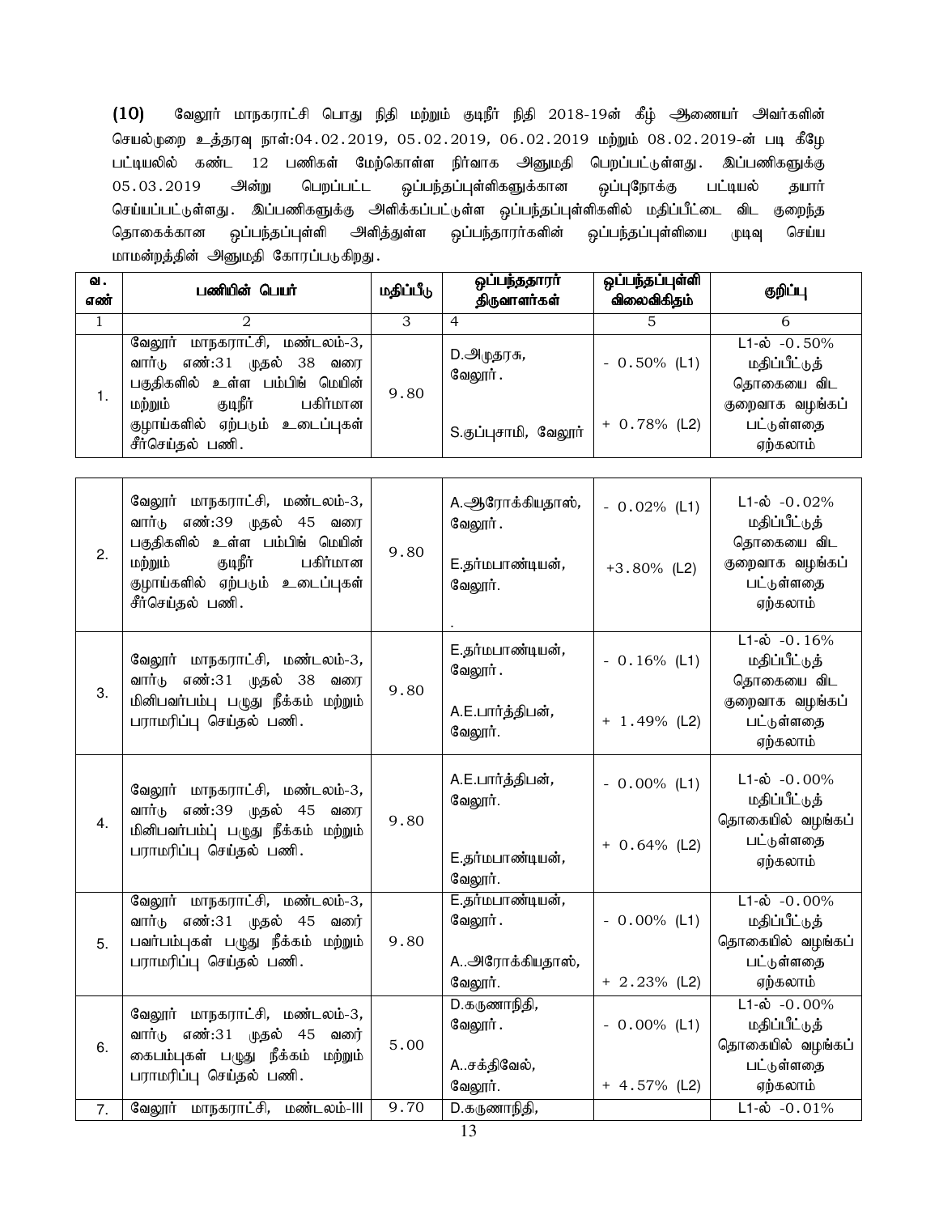**(10)** வேலூர் மாநகராட்சி பொது நிதி மற்றும் குடிநீர் நிதி 2018-19ன் கீழ் ஆணையர் அவர்களின் செயல்முறை உத்தரவு நாள்:04.02.2019, 05.02.2019, 06.02.2019 மற்றும் 08.02.2019-ன் படி கீழே பட்டியலில் கண்ட 12 பணிகள் மேற்கொள்ள நிர்வாக அனுமதி பெறப்பட்டுள்ளது. இப்பணிகளுக்கு 05.03.2019 அன்று பெறப்பட்ட ஒப்பந்தப்புள்ளிகளுக்கான ஒப்புநோக்கு பட்டியல் தயார் செய்யப்பட்டுள்ளது. இப்பணிகளுக்கு அளிக்கப்பட்டுள்ள ஒப்பந்தப்புள்ளிகளில் மதிப்பீட்டை விட குறைந்த தொகைக்கான ஒப்பந்தப்புள்ளி அளித்துள்ள ஒப்பந்தாரர்களின் ஒப்பந்தப்புள்ளியை முடிவு செய்ய மாமன்றத்தின் அனுமதி கோரப்படுகிறது.

| வ. எண் | பணியின் பெயர் | மதிப்பீடு | ஒப்பந்ததாரர் திருவாளர்கள் | ஒப்பந்தப்புள்ளி விலைவிகிதம் | குறிப்பு |
|---|---|---|---|---|---|
| 1 | 2 | 3 | 4 | 5 | 6 |
| 1. | வேலூர் மாநகராட்சி, மண்டலம்-3, வார்டு எண்:31 முதல் 38 வரை பகுதிகளில் உள்ள பம்பிங் மெயின் மற்றும் குடிநீர் பகிர்மான குழாய்களில் ஏற்படும் உடைப்புகள் சீர்செய்தல் பணி. | 9.80 | D.அமுதரசு, வேலூர்.<br>S.குப்புசாமி, வேலூர் | - 0.50% (L1)<br>+ 0.78% (L2) | L1-ல் -0.50% மதிப்பீட்டுத் தொகையை விட குறைவாக வழங்கப் பட்டுள்ளதை ஏற்கலாம் |
| 2. | வேலூர் மாநகராட்சி, மண்டலம்-3, வார்டு எண்:39 முதல் 45 வரை பகுதிகளில் உள்ள பம்பிங் மெயின் மற்றும் குடிநீர் பகிர்மான குழாய்களில் ஏற்படும் உடைப்புகள் சீர்செய்தல் பணி. | 9.80 | A.ஆரோக்கியதாஸ், வேலூர்.<br>E.தர்மபாண்டியன், வேலூர். | - 0.02% (L1)<br>+3.80% (L2) | L1-ல் -0.02% மதிப்பீட்டுத் தொகையை விட குறைவாக வழங்கப் பட்டுள்ளதை ஏற்கலாம் |
| 3. | வேலூர் மாநகராட்சி, மண்டலம்-3, வார்டு எண்:31 முதல் 38 வரை மினிபவர்பம்பு பழுது நீக்கம் மற்றும் பராமரிப்பு செய்தல் பணி. | 9.80 | E.தர்மபாண்டியன், வேலூர்.<br>A.E.பார்த்திபன், வேலூர். | - 0.16% (L1)<br>+ 1.49% (L2) | L1-ல் -0.16% மதிப்பீட்டுத் தொகையை விட குறைவாக வழங்கப் பட்டுள்ளதை ஏற்கலாம் |
| 4. | வேலூர் மாநகராட்சி, மண்டலம்-3, வார்டு எண்:39 முதல் 45 வரை மினிபவர்பம்ப் பழுது நீக்கம் மற்றும் பராமரிப்பு செய்தல் பணி. | 9.80 | A.E.பார்த்திபன், வேலூர்.<br>E.தர்மபாண்டியன், வேலூர். | - 0.00% (L1)<br>+ 0.64% (L2) | L1-ல் -0.00% மதிப்பீட்டுத் தொகையில் வழங்கப் பட்டுள்ளதை ஏற்கலாம் |
| 5. | வேலூர் மாநகராட்சி, மண்டலம்-3, வார்டு எண்:31 முதல் 45 வரை பவர்பம்புகள் பழுது நீக்கம் மற்றும் பராமரிப்பு செய்தல் பணி. | 9.80 | E.தர்மபாண்டியன், வேலூர்.<br>A..அரோக்கியதாஸ், வேலூர். | - 0.00% (L1)<br>+ 2.23% (L2) | L1-ல் -0.00% மதிப்பீட்டுத் தொகையில் வழங்கப் பட்டுள்ளதை ஏற்கலாம் |
| 6. | வேலூர் மாநகராட்சி, மண்டலம்-3, வார்டு எண்:31 முதல் 45 வரை கைபம்புகள் பழுது நீக்கம் மற்றும் பராமரிப்பு செய்தல் பணி. | 5.00 | D.கருணாநிதி, வேலூர்.<br>A..சக்திவேல், வேலூர். | - 0.00% (L1)<br>+ 4.57% (L2) | L1-ல் -0.00% மதிப்பீட்டுத் தொகையில் வழங்கப் பட்டுள்ளதை ஏற்கலாம் |
| 7. | வேலூர் மாநகராட்சி, மண்டலம்-III | 9.70 | D.கருணாநிதி, | | L1-ல் -0.01% |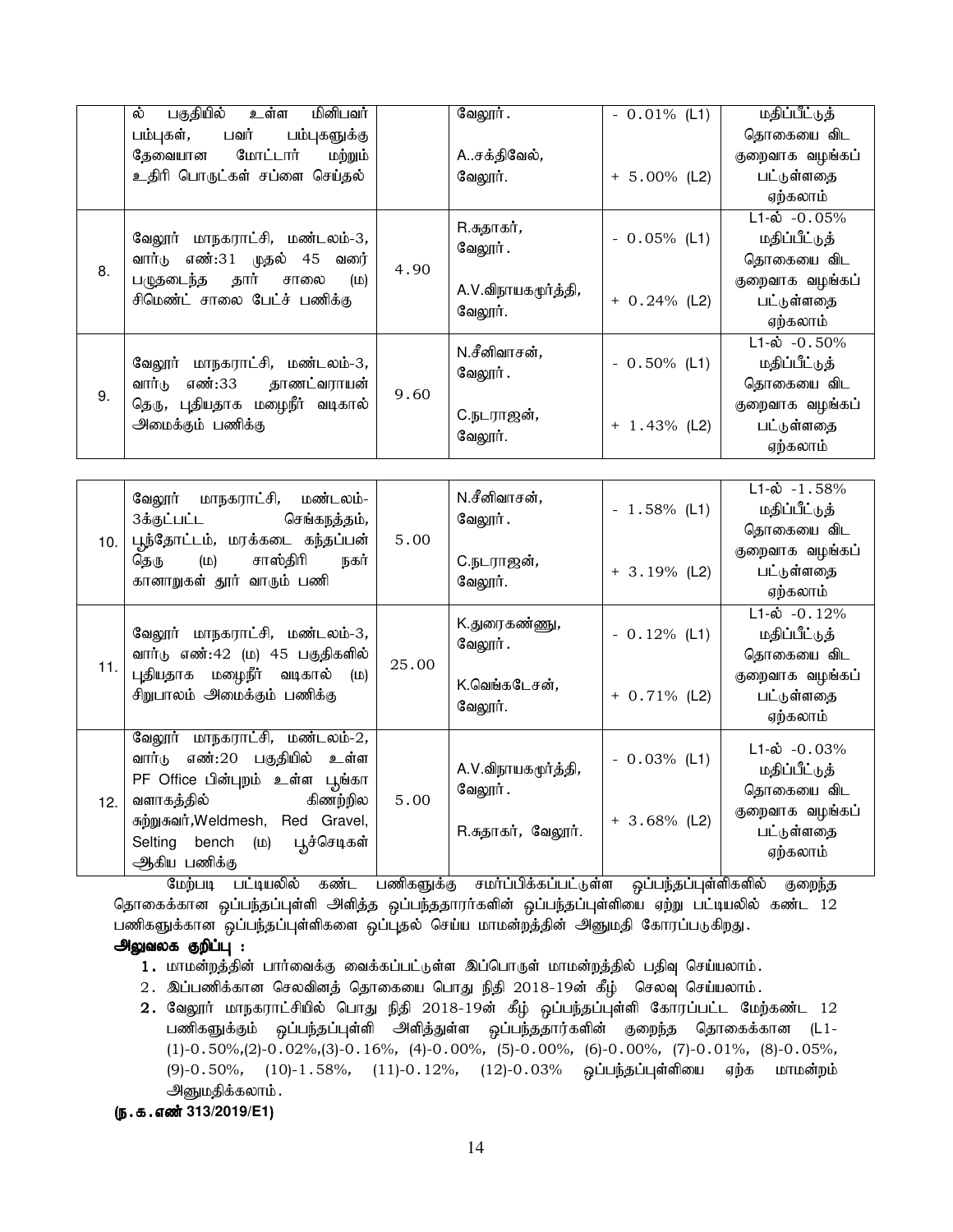| | ல் பகுதியில் உள்ள மினிபவர் பம்புகள், பவர் பம்புகளுக்கு தேவையான மோட்டார் மற்றும் உதிரி பொருட்கள் சப்ளை செய்தல் | | வேலூர்.<br><br>A..சக்திவேல், வேலூர். | - 0.01% (L1)<br><br>+ 5.00% (L2) | மதிப்பீட்டுத் தொகையை விட குறைவாக வழங்கப் பட்டுள்ளதை ஏற்கலாம் |
|---|---|---|---|---|---|
| 8. | வேலூர் மாநகராட்சி, மண்டலம்-3, வார்டு எண்:31 முதல் 45 வரை பழுதடைந்த தார் சாலை (ம) சிமெண்ட் சாலை பேட்ச் பணிக்கு | 4.90 | R.சுதாகர், வேலூர்.<br><br>A.V.விநாயகமூர்த்தி, வேலூர். | - 0.05% (L1)<br><br>+ 0.24% (L2) | L1-ல் -0.05% மதிப்பீட்டுத் தொகையை விட குறைவாக வழங்கப் பட்டுள்ளதை ஏற்கலாம் |
| 9. | வேலூர் மாநகராட்சி, மண்டலம்-3, வார்டு எண்:33 தாணட்வராயன் தெரு, புதியதாக மழைநீர் வடிகால் அமைக்கும் பணிக்கு | 9.60 | N.சீனிவாசன், வேலூர்.<br><br>C.நடராஜன், வேலூர். | - 0.50% (L1)<br><br>+ 1.43% (L2) | L1-ல் -0.50% மதிப்பீட்டுத் தொகையை விட குறைவாக வழங்கப் பட்டுள்ளதை ஏற்கலாம் |
| 10. | வேலூர் மாநகராட்சி, மண்டலம்-3க்குட்பட்ட செங்கநத்தம், பூந்தோட்டம், மரக்கடை கந்தப்பன் தெரு (ம) சாஸ்திரி நகர் கானாறுகள் தூர் வாரும் பணி | 5.00 | N.சீனிவாசன், வேலூர்.<br><br>C.நடராஜன், வேலூர். | - 1.58% (L1)<br><br>+ 3.19% (L2) | L1-ல் -1.58% மதிப்பீட்டுத் தொகையை விட குறைவாக வழங்கப் பட்டுள்ளதை ஏற்கலாம் |
| 11. | வேலூர் மாநகராட்சி, மண்டலம்-3, வார்டு எண்:42 (ம) 45 பகுதிகளில் புதியதாக மழைநீர் வடிகால் (ம) சிறுபாலம் அமைக்கும் பணிக்கு | 25.00 | K.துரைகண்ணு, வேலூர்.<br><br>K.வெங்கடேசன், வேலூர். | - 0.12% (L1)<br><br>+ 0.71% (L2) | L1-ல் -0.12% மதிப்பீட்டுத் தொகையை விட குறைவாக வழங்கப் பட்டுள்ளதை ஏற்கலாம் |
| 12. | வேலூர் மாநகராட்சி, மண்டலம்-2, வார்டு எண்:20 பகுதியில் உள்ள PF Office பின்புறம் உள்ள பூங்கா வளாகத்தில் கிணற்றில சுற்றுசுவர்,Weldmesh, Red Gravel, Selting bench (ம) பூச்செடிகள் ஆகிய பணிக்கு | 5.00 | A.V.விநாயகமூர்த்தி, வேலூர்.<br><br>R.சுதாகர், வேலூர். | - 0.03% (L1)<br><br>+ 3.68% (L2) | L1-ல் -0.03% மதிப்பீட்டுத் தொகையை விட குறைவாக வழங்கப் பட்டுள்ளதை ஏற்கலாம் |

மேற்படி பட்டியலில் கண்ட பணிகளுக்கு சமர்ப்பிக்கப்பட்டுள்ள ஒப்பந்தப்புள்ளிகளில் குறைந்த தொகைக்கான ஒப்பந்தப்புள்ளி அளித்த ஒப்பந்ததாரர்களின் ஒப்பந்தப்புள்ளியை ஏற்று பட்டியலில் கண்ட 12 பணிகளுக்கான ஒப்பந்தப்புள்ளிகளை ஒப்புதல் செய்ய மாமன்றத்தின் அனுமதி கோரப்படுகிறது.

**அலுவலக குறிப்பு :**

1. மாமன்றத்தின் பார்வைக்கு வைக்கப்பட்டுள்ள இப்பொருள் மாமன்றத்தில் பதிவு செய்யலாம்.
2. இப்பணிக்கான செலவினத் தொகையை பொது நிதி 2018-19ன் கீழ் செலவு செய்யலாம்.
2. வேலூர் மாநகராட்சியில் பொது நிதி 2018-19ன் கீழ் ஒப்பந்தப்புள்ளி கோரப்பட்ட மேற்கண்ட 12 பணிகளுக்கும் ஒப்பந்தப்புள்ளி அளித்துள்ள ஒப்பந்ததாரர்களின் குறைந்த தொகைக்கான (L1-(1)-0.50%,(2)-0.02%,(3)-0.16%, (4)-0.00%, (5)-0.00%, (6)-0.00%, (7)-0.01%, (8)-0.05%, (9)-0.50%, (10)-1.58%, (11)-0.12%, (12)-0.03% ஒப்பந்தப்புள்ளியை ஏற்க மாமன்றம் அனுமதிக்கலாம்.

**(ந.க.எண் 313/2019/E1)**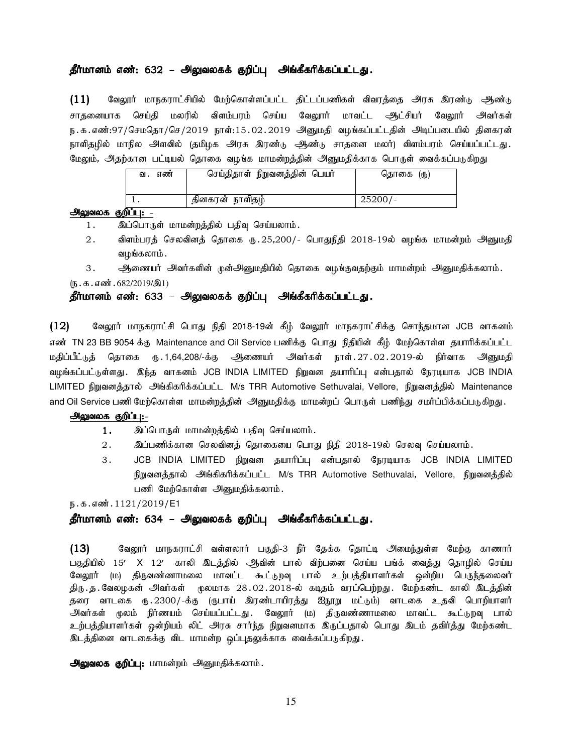**தீர்மானம் எண்: 632 – அலுவலகக் குறிப்பு அங்கீகரிக்கப்பட்டது.**

**(11)** வேலூர் மாநகராட்சியில் மேற்கொள்ளப்பட்ட திட்டப்பணிகள் விவரத்தை அரசு இரண்டு ஆண்டு சாதனையாக செய்தி மலரில் விளம்பரம் செய்ய வேலூர் மாவட்ட ஆட்சியர் வேலூர் அவர்கள் ந.க.எண்:97/செமதொ/செ/2019 நாள்:15.02.2019 அனுமதி வழங்கப்பட்டதின் அடிப்படையில் தினகரன் நாளிதழில் மாநில அளவில் (தமிழக அரசு இரண்டு ஆண்டு சாதனை மலர்) விளம்பரம் செய்யப்பட்டது. மேலும், அதற்கான பட்டியல் தொகை வழங்க மாமன்றத்தின் அனுமதிக்காக பொருள் வைக்கப்படுகிறது

| வ. எண் | செய்தித்தாள் நிறுவனத்தின் பெயர் | தொகை (ரு) |
|---|---|---|
| 1. | தினகரன் நாளிதழ் | 25200/- |

**அலுவலக குறிப்பு: -**

1. இப்பொருள் மாமன்றத்தில் பதிவு செய்யலாம்.
2. விளம்பரத் செலவினத் தொகை ரு.25,200/- பொதுநிதி 2018-19ல் வழங்க மாமன்றம் அனுமதி வழங்கலாம்.
3. ஆணையர் அவர்களின் முன்அனுமதியில் தொகை வழங்குவதற்கும் மாமன்றம் அனுமதிக்கலாம்.

(ந.க.எண்.682/2019/இ1)

**தீர்மானம் எண்: 633 – அலுவலகக் குறிப்பு அங்கீகரிக்கப்பட்டது.**

**(12)** வேலூர் மாநகராட்சி பொது நிதி 2018-19ன் கீழ் வேலூர் மாநகராட்சிக்கு சொந்தமான JCB வாகனம் எண் TN 23 BB 9054 க்கு Maintenance and Oil Service பணிக்கு பொது நிதியின் கீழ் மேற்கொள்ள தயாரிக்கப்பட்ட மதிப்பீட்டுத் தொகை ரு.1,64,208/-க்கு ஆணையர் அவர்கள் நாள்.27.02.2019-ல் நிர்வாக அனுமதி வழங்கப்பட்டுள்ளது. இந்த வாகனம் JCB INDIA LIMITED நிறுவன தயாரிப்பு என்பதால் நேரடியாக JCB INDIA LIMITED நிறுவனத்தால் அங்கிகரிக்கப்பட்ட M/s TRR Automotive Sethuvalai, Vellore, நிறுவனத்தில் Maintenance and Oil Service பணி மேற்கொள்ள மாமன்றத்தின் அனுமதிக்கு மாமன்றப் பொருள் பணிந்து சமர்ப்பிக்கப்படுகிறது.

**அலுவலக குறிப்பு:-**

1. இப்பொருள் மாமன்றத்தில் பதிவு செய்யலாம்.
2. இப்பணிக்கான செலவினத் தொகையை பொது நிதி 2018-19ல் செலவு செய்யலாம்.
3. JCB INDIA LIMITED நிறுவன தயாரிப்பு என்பதால் நேரடியாக JCB INDIA LIMITED நிறுவனத்தால் அங்கிகரிக்கப்பட்ட M/s TRR Automotive Sethuvalai, Vellore, நிறுவனத்தில் பணி மேற்கொள்ள அனுமதிக்கலாம்.

ந.க.எண்.1121/2019/E1

**தீர்மானம் எண்: 634 – அலுவலகக் குறிப்பு அங்கீகரிக்கப்பட்டது.**

**(13)** வேலூர் மாநகராட்சி வள்ளலார் பகுதி-3 நீர் தேக்க தொட்டி அமைந்துள்ள மேற்கு காணார் பகுதியில் 15′ X 12′ காலி இடத்தில் ஆவின் பால் விற்பனை செய்ய பங்க் வைத்து தொழில் செய்ய வேலூர் (ம) திருவண்ணாமலை மாவட்ட கூட்டுறவு பால் உற்பத்தியாளர்கள் ஒன்றிய பெருந்தலைவர் திரு.த.வேலழகன் அவர்கள் மூலமாக 28.02.2018-ல் கடிதம் வரப்பெற்றது. மேற்கண்ட காலி இடத்தின் தரை வாடகை ரு.2300/-க்கு (ரூபாய் இரண்டாயிரத்து ஐநூறு மட்டும்) வாடகை உதவி பொறியாளர் அவர்கள் மூலம் நிர்ணயம் செய்யப்பட்டது. வேலூர் (ம) திருவண்ணாமலை மாவட்ட கூட்டுறவு பால் உற்பத்தியாளர்கள் ஒன்றியம் லிட் அரசு சார்ந்த நிறுவனமாக இருப்பதால் பொது இடம் தவிர்த்து மேற்கண்ட இடத்தினை வாடகைக்கு விட மாமன்ற ஒப்புதலுக்காக வைக்கப்படுகிறது.

**அலுவலக குறிப்பு:** மாமன்றம் அனுமதிக்கலாம்.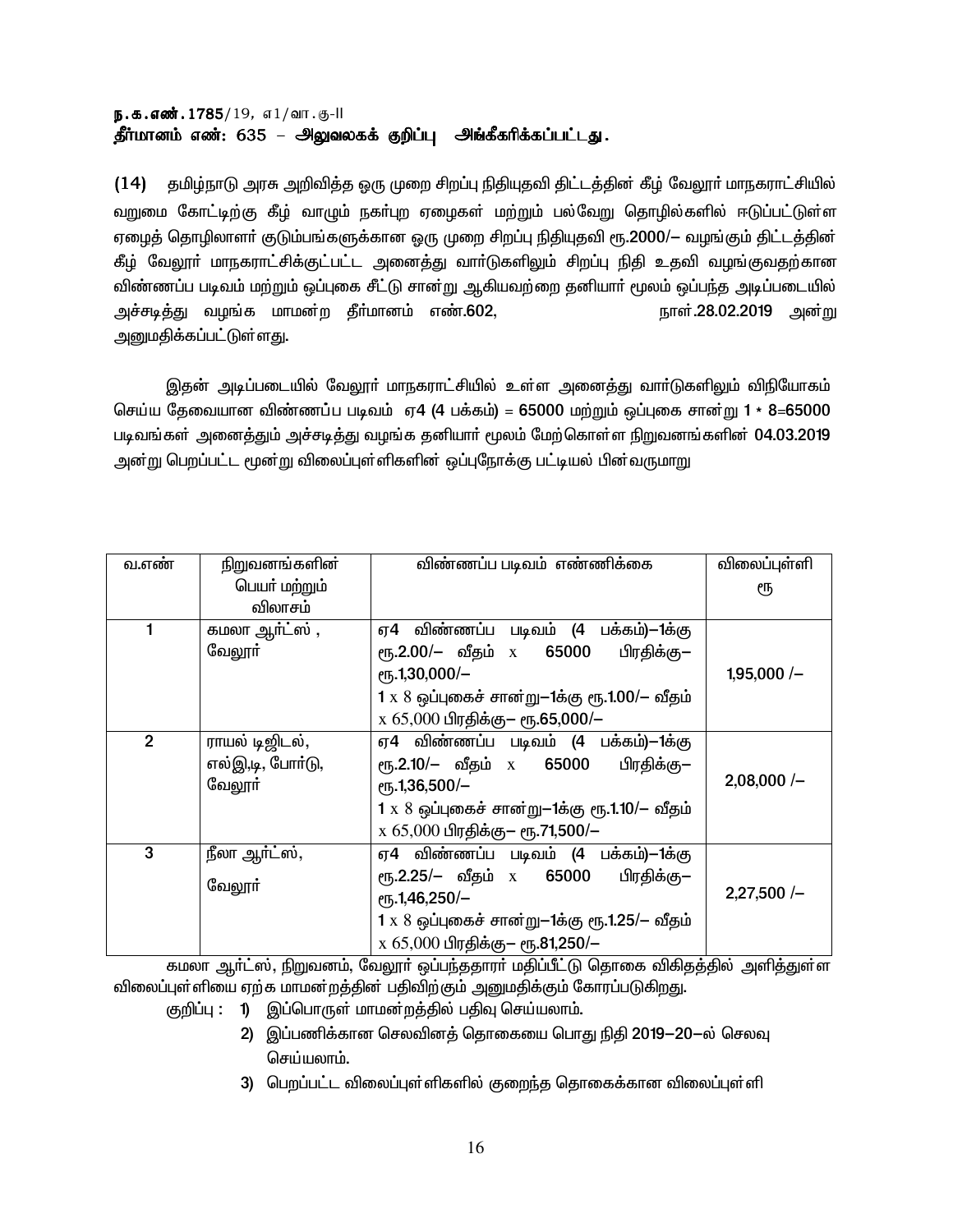**ந.க.எண். 1785/19, எ1/வா.கு-II**
**தீர்மானம் எண்: 635 – அலுவலகக் குறிப்பு அங்கீகரிக்கப்பட்டது.**

**(14)** தமிழ்நாடு அரசு அறிவித்த ஒரு முறை சிறப்பு நிதியுதவி திட்டத்தின் கீழ் வேலூர் மாநகராட்சியில் வறுமை கோட்டிற்கு கீழ் வாழும் நகர்புற ஏழைகள் மற்றும் பல்வேறு தொழில்களில் ஈடுப்பட்டுள்ள ஏழைத் தொழிலாளர் குடும்பங்களுக்கான ஒரு முறை சிறப்பு நிதியுதவி ரூ.2000/– வழங்கும் திட்டத்தின் கீழ் வேலூர் மாநகராட்சிக்குட்பட்ட அனைத்து வார்டுகளிலும் சிறப்பு நிதி உதவி வழங்குவதற்கான விண்ணப்ப படிவம் மற்றும் ஒப்புகை சீட்டு சான்று ஆகியவற்றை தனியார் மூலம் ஒப்பந்த அடிப்படையில் அச்சடித்து வழங்க மாமன்ற தீர்மானம் எண்.602, நாள்.28.02.2019 அன்று அனுமதிக்கப்பட்டுள்ளது.

இதன் அடிப்படையில் வேலூர் மாநகராட்சியில் உள்ள அனைத்து வார்டுகளிலும் விநியோகம் செய்ய தேவையான விண்ணப்ப படிவம் ஏ4 (4 பக்கம்) = 65000 மற்றும் ஒப்புகை சான்று 1 * 8=65000 படிவங்கள் அனைத்தும் அச்சடித்து வழங்க தனியார் மூலம் மேற்கொள்ள நிறுவனங்களின் 04.03.2019 அன்று பெறப்பட்ட மூன்று விலைப்புள்ளிகளின் ஒப்புநோக்கு பட்டியல் பின்வருமாறு

| வ.எண் | நிறுவனங்களின் பெயர் மற்றும் விலாசம் | விண்ணப்ப படிவம் எண்ணிக்கை | விலைப்புள்ளி ரூ |
|---|---|---|---|
| 1 | கமலா ஆர்ட்ஸ் , வேலூர் | ஏ4 விண்ணப்ப படிவம் (4 பக்கம்)–1க்கு ரூ.2.00/– வீதம் x 65000 பிரதிக்கு– ரூ.1,30,000/–<br>1 x 8 ஒப்புகைச் சான்று–1க்கு ரூ.1.00/– வீதம் x 65,000 பிரதிக்கு– ரூ.65,000/– | 1,95,000 /– |
| 2 | ராயல் டிஜிடல், எல்இ,டி, போர்டு, வேலூர் | ஏ4 விண்ணப்ப படிவம் (4 பக்கம்)–1க்கு ரூ.2.10/– வீதம் x 65000 பிரதிக்கு– ரூ.1,36,500/–<br>1 x 8 ஒப்புகைச் சான்று–1க்கு ரூ.1.10/– வீதம் x 65,000 பிரதிக்கு– ரூ.71,500/– | 2,08,000 /– |
| 3 | நீலா ஆர்ட்ஸ், வேலூர் | ஏ4 விண்ணப்ப படிவம் (4 பக்கம்)–1க்கு ரூ.2.25/– வீதம் x 65000 பிரதிக்கு– ரூ.1,46,250/–<br>1 x 8 ஒப்புகைச் சான்று–1க்கு ரூ.1.25/– வீதம் x 65,000 பிரதிக்கு– ரூ.81,250/– | 2,27,500 /– |

கமலா ஆர்ட்ஸ், நிறுவனம், வேலூர் ஒப்பந்ததாரர் மதிப்பீட்டு தொகை விகிதத்தில் அளித்துள்ள விலைப்புள்ளியை ஏற்க மாமன்றத்தின் பதிவிற்கும் அனுமதிக்கும் கோரப்படுகிறது.

குறிப்பு :
1) இப்பொருள் மாமன்றத்தில் பதிவு செய்யலாம்.
2) இப்பணிக்கான செலவினத் தொகையை பொது நிதி 2019–20–ல் செலவு செய்யலாம்.
3) பெறப்பட்ட விலைப்புள்ளிகளில் குறைந்த தொகைக்கான விலைப்புள்ளி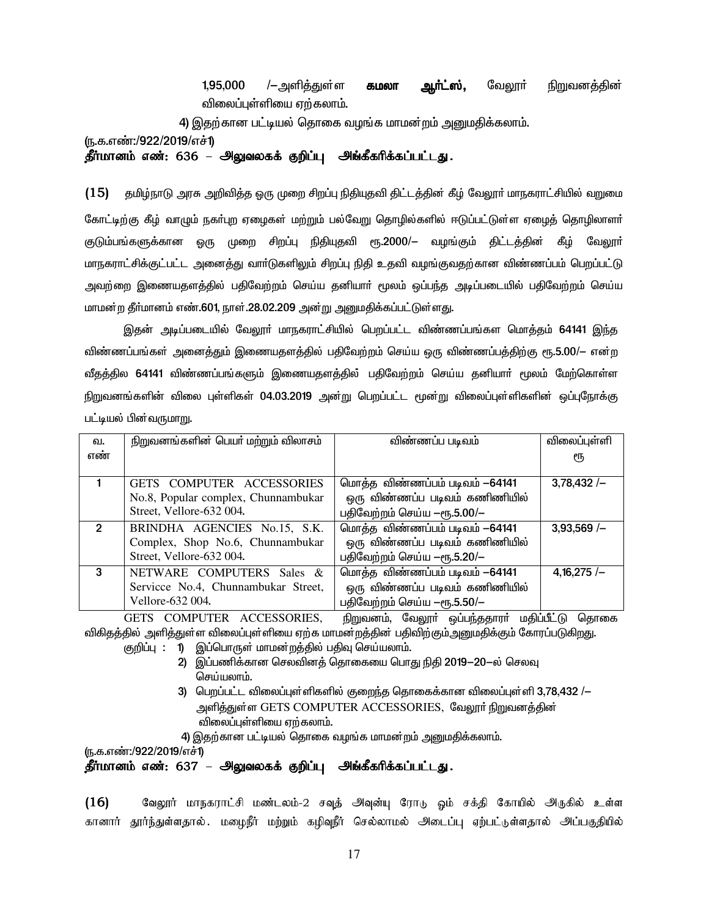1,95,000 /–அளித்துள்ள **கமலா ஆர்ட்ஸ்,** வேலூர் நிறுவனத்தின் விலைப்புள்ளியை ஏற்கலாம்.

4) இதற்கான பட்டியல் தொகை வழங்க மாமன்றம் அனுமதிக்கலாம்.

(ந.க.எண்:/922/2019/எச்1)

**தீர்மானம் எண்: 636 – அலுவலகக் குறிப்பு அங்கீகரிக்கப்பட்டது.**

**(15)** தமிழ்நாடு அரசு அறிவித்த ஒரு முறை சிறப்பு நிதியுதவி திட்டத்தின் கீழ் வேலூர் மாநகராட்சியில் வறுமை கோட்டிற்கு கீழ் வாழும் நகர்புற ஏழைகள் மற்றும் பல்வேறு தொழில்களில் ஈடுபட்டுள்ள ஏழைத் தொழிலாளர் குடும்பங்களுக்கான ஒரு முறை சிறப்பு நிதியுதவி ரூ.2000/– வழங்கும் திட்டத்தின் கீழ் வேலூர் மாநகராட்சிக்குட்பட்ட அனைத்து வார்டுகளிலும் சிறப்பு நிதி உதவி வழங்குவதற்கான விண்ணப்பம் பெறப்பட்டு அவற்றை இணையதளத்தில் பதிவேற்றம் செய்ய தனியார் மூலம் ஒப்பந்த அடிப்படையில் பதிவேற்றம் செய்ய மாமன்ற தீர்மானம் எண்.601, நாள்.28.02.209 அன்று அனுமதிக்கப்பட்டுள்ளது.

இதன் அடிப்படையில் வேலூர் மாநகராட்சியில் பெறப்பட்ட விண்ணப்பங்கள மொத்தம் 64141 இந்த விண்ணப்பங்கள் அனைத்தும் இணையதளத்தில் பதிவேற்றம் செய்ய ஒரு விண்ணப்பத்திற்கு ரூ.5.00/– என்ற வீதத்தில 64141 விண்ணப்பங்களும் இணையதளத்தில் பதிவேற்றம் செய்ய தனியார் மூலம் மேற்கொள்ள நிறுவனங்களின் விலை புள்ளிகள் 04.03.2019 அன்று பெறப்பட்ட மூன்று விலைப்புள்ளிகளின் ஒப்புநோக்கு பட்டியல் பின்வருமாறு.

| வ. எண் | நிறுவனங்களின் பெயர் மற்றும் விலாசம் | விண்ணப்ப படிவம் | விலைப்புள்ளி ரூ |
|---|---|---|---|
| 1 | GETS COMPUTER ACCESSORIES No.8, Popular complex, Chunnambukar Street, Vellore-632 004. | மொத்த விண்ணப்பம் படிவம் –64141 ஒரு விண்ணப்ப படிவம் கணிணியில் பதிவேற்றம் செய்ய –ரூ.5.00/– | 3,78,432 /– |
| 2 | BRINDHA AGENCIES No.15, S.K. Complex, Shop No.6, Chunnambukar Street, Vellore-632 004. | மொத்த விண்ணப்பம் படிவம் –64141 ஒரு விண்ணப்ப படிவம் கணிணியில் பதிவேற்றம் செய்ய –ரூ.5.20/– | 3,93,569 /– |
| 3 | NETWARE COMPUTERS Sales & Servicce No.4, Chunnambukar Street, Vellore-632 004. | மொத்த விண்ணப்பம் படிவம் –64141 ஒரு விண்ணப்ப படிவம் கணிணியில் பதிவேற்றம் செய்ய –ரூ.5.50/– | 4,16,275 /– |

GETS COMPUTER ACCESSORIES, நிறுவனம், வேலூர் ஒப்பந்ததாரர் மதிப்பீட்டு தொகை விகிதத்தில் அளித்துள்ள விலைப்புள்ளியை ஏற்க மாமன்றத்தின் பதிவிற்கும்அனுமதிக்கும் கோரப்படுகிறது.

குறிப்பு : 1) இப்பொருள் மாமன்றத்தில் பதிவு செய்யலாம்.

2) இப்பணிக்கான செலவினத் தொகையை பொது நிதி 2019–20–ல் செலவு செய்யலாம்.

3) பெறப்பட்ட விலைப்புள்ளிகளில் குறைந்த தொகைக்கான விலைப்புள்ளி 3,78,432 /– அளித்துள்ள GETS COMPUTER ACCESSORIES, வேலூர் நிறுவனத்தின் விலைப்புள்ளியை ஏற்கலாம்.

4) இதற்கான பட்டியல் தொகை வழங்க மாமன்றம் அனுமதிக்கலாம்.

(ந.க.எண்:/922/2019/எச்1)

**தீர்மானம் எண்: 637 – அலுவலகக் குறிப்பு அங்கீகரிக்கப்பட்டது.**

**(16)** வேலூர் மாநகராட்சி மண்டலம்-2 சவுத் அவென்யு ரோடு ஓம் சக்தி கோயில் அருகில் உள்ள கானார் தூர்ந்துள்ளதால். மழைநீர் மற்றும் கழிவுநீர் செல்லாமல் அடைப்பு ஏற்பட்டுள்ளதால் அப்பகுதியில்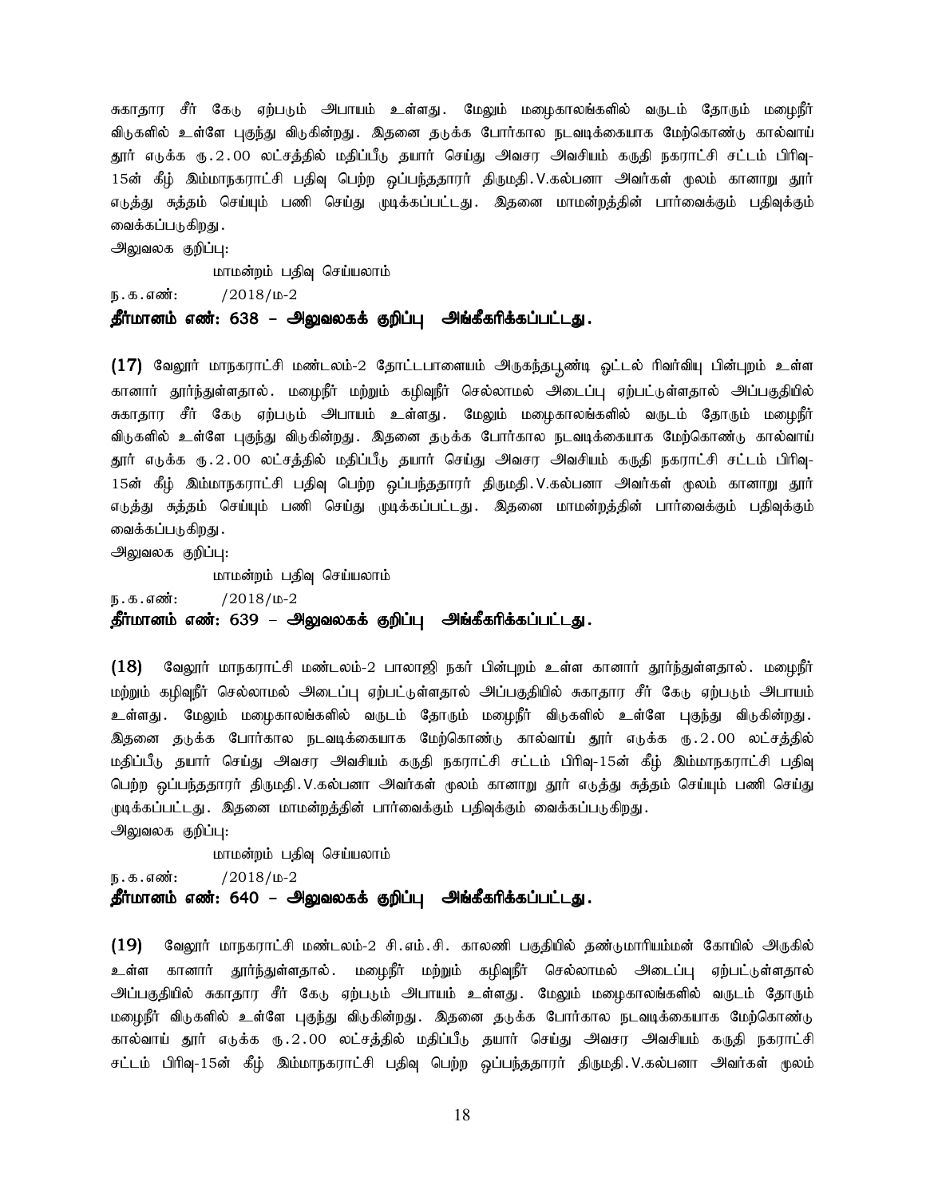சுகாதார சீர் கேடு ஏற்படும் அபாயம் உள்ளது. மேலும் மழைகாலங்களில் வருடம் தோறும் மழைநீர் விடுகளில் உள்ளே புகுந்து விடுகின்றது. இதனை தடுக்க போர்கால நடவடிக்கையாக மேற்கொண்டு கால்வாய் தூர் எடுக்க ரு.2.00 லட்சத்தில் மதிப்பீடு தயார் செய்து அவசர அவசியம் கருதி நகராட்சி சட்டம் பிரிவு-15ன் கீழ் இம்மாநகராட்சி பதிவு பெற்ற ஒப்பந்ததாரர் திருமதி.V.கல்பனா அவர்கள் மூலம் கானாறு தூர் எடுத்து சுத்தம் செய்யும் பணி செய்து முடிக்கப்பட்டது. இதனை மாமன்றத்தின் பார்வைக்கும் பதிவுக்கும் வைக்கப்படுகிறது.

அலுவலக குறிப்பு:

மாமன்றம் பதிவு செய்யலாம்

ந.க.எண்: /2018/ம-2

**தீர்மானம் எண்: 638 – அலுவலகக் குறிப்பு அங்கீகரிக்கப்பட்டது.**

**(17)** வேலூர் மாநகராட்சி மண்டலம்-2 தோட்டபாளையம் அருகந்தபூண்டி ஓட்டல் ரிவர்வியு பின்புறம் உள்ள கானார் தூர்ந்துள்ளதால். மழைநீர் மற்றும் கழிவுநீர் செல்லாமல் அடைப்பு ஏற்பட்டுள்ளதால் அப்பகுதியில் சுகாதார சீர் கேடு ஏற்படும் அபாயம் உள்ளது. மேலும் மழைகாலங்களில் வருடம் தோறும் மழைநீர் விடுகளில் உள்ளே புகுந்து விடுகின்றது. இதனை தடுக்க போர்கால நடவடிக்கையாக மேற்கொண்டு கால்வாய் தூர் எடுக்க ரு.2.00 லட்சத்தில் மதிப்பீடு தயார் செய்து அவசர அவசியம் கருதி நகராட்சி சட்டம் பிரிவு-15ன் கீழ் இம்மாநகராட்சி பதிவு பெற்ற ஒப்பந்ததாரர் திருமதி.V.கல்பனா அவர்கள் மூலம் கானாறு தூர் எடுத்து சுத்தம் செய்யும் பணி செய்து முடிக்கப்பட்டது. இதனை மாமன்றத்தின் பார்வைக்கும் பதிவுக்கும் வைக்கப்படுகிறது.

அலுவலக குறிப்பு:

மாமன்றம் பதிவு செய்யலாம்

ந.க.எண்: /2018/ம-2

**தீர்மானம் எண்: 639 – அலுவலகக் குறிப்பு அங்கீகரிக்கப்பட்டது.**

**(18)** வேலூர் மாநகராட்சி மண்டலம்-2 பாலாஜி நகர் பின்புறம் உள்ள கானார் தூர்ந்துள்ளதால். மழைநீர் மற்றும் கழிவுநீர் செல்லாமல் அடைப்பு ஏற்பட்டுள்ளதால் அப்பகுதியில் சுகாதார சீர் கேடு ஏற்படும் அபாயம் உள்ளது. மேலும் மழைகாலங்களில் வருடம் தோறும் மழைநீர் விடுகளில் உள்ளே புகுந்து விடுகின்றது. இதனை தடுக்க போர்கால நடவடிக்கையாக மேற்கொண்டு கால்வாய் தூர் எடுக்க ரு.2.00 லட்சத்தில் மதிப்பீடு தயார் செய்து அவசர அவசியம் கருதி நகராட்சி சட்டம் பிரிவு-15ன் கீழ் இம்மாநகராட்சி பதிவு பெற்ற ஒப்பந்ததாரர் திருமதி.V.கல்பனா அவர்கள் மூலம் கானாறு தூர் எடுத்து சுத்தம் செய்யும் பணி செய்து முடிக்கப்பட்டது. இதனை மாமன்றத்தின் பார்வைக்கும் பதிவுக்கும் வைக்கப்படுகிறது.

அலுவலக குறிப்பு:

மாமன்றம் பதிவு செய்யலாம்

ந.க.எண்: /2018/ம-2

**தீர்மானம் எண்: 640 – அலுவலகக் குறிப்பு அங்கீகரிக்கப்பட்டது.**

**(19)** வேலூர் மாநகராட்சி மண்டலம்-2 சி.எம்.சி. காலனி பகுதியில் தண்டுமாரியம்மன் கோயில் அருகில் உள்ள கானார் தூர்ந்துள்ளதால். மழைநீர் மற்றும் கழிவுநீர் செல்லாமல் அடைப்பு ஏற்பட்டுள்ளதால் அப்பகுதியில் சுகாதார சீர் கேடு ஏற்படும் அபாயம் உள்ளது. மேலும் மழைகாலங்களில் வருடம் தோறும் மழைநீர் விடுகளில் உள்ளே புகுந்து விடுகின்றது. இதனை தடுக்க போர்கால நடவடிக்கையாக மேற்கொண்டு கால்வாய் தூர் எடுக்க ரு.2.00 லட்சத்தில் மதிப்பீடு தயார் செய்து அவசர அவசியம் கருதி நகராட்சி சட்டம் பிரிவு-15ன் கீழ் இம்மாநகராட்சி பதிவு பெற்ற ஒப்பந்ததாரர் திருமதி.V.கல்பனா அவர்கள் மூலம்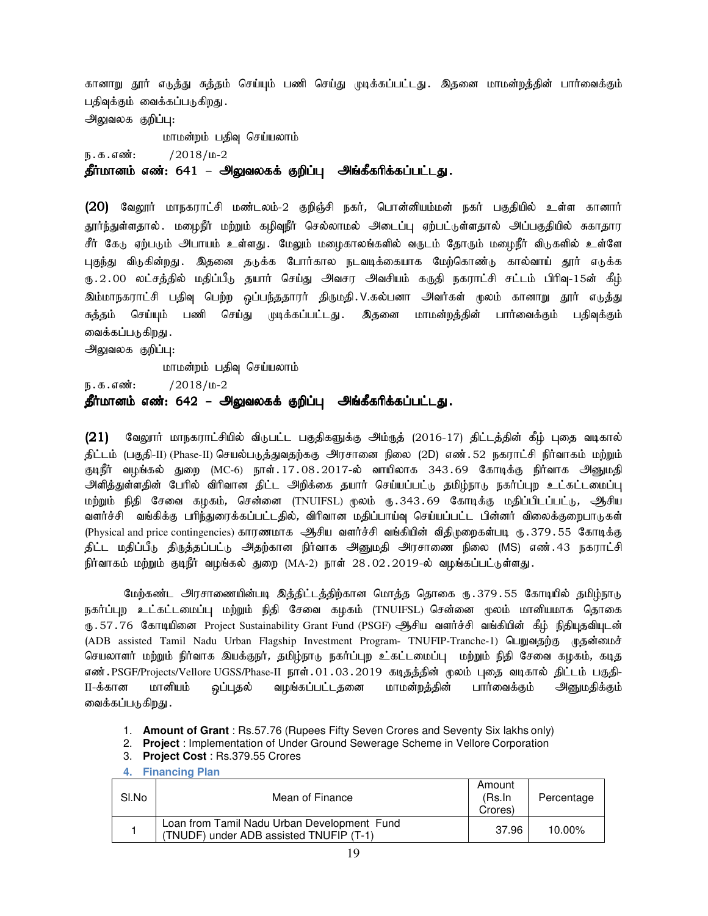கானாறு தூர் எடுத்து சுத்தம் செய்யும் பணி செய்து முடிக்கப்பட்டது. இதனை மாமன்றத்தின் பார்வைக்கும் பதிவுக்கும் வைக்கப்படுகிறது.

அலுவலக குறிப்பு:

மாமன்றம் பதிவு செய்யலாம்

ந.க.எண்: /2018/ம-2

**தீர்மானம் எண்: 641 – அலுவலகக் குறிப்பு அங்கீகரிக்கப்பட்டது.**

**(20)** வேலூர் மாநகராட்சி மண்டலம்-2 குறிஞ்சி நகர், பொன்னியம்மன் நகர் பகுதியில் உள்ள கானார் தூர்ந்துள்ளதால். மழைநீர் மற்றும் கழிவுநீர் செல்லாமல் அடைப்பு ஏற்பட்டுள்ளதால் அப்பகுதியில் சுகாதார சீர் கேடு ஏற்படும் அபாயம் உள்ளது. மேலும் மழைகாலங்களில் வருடம் தோரும் மழைநீர் விடுகளில் உள்ளே புகுந்து விடுகின்றது. இதனை தடுக்க போர்கால நடவடிக்கையாக மேற்கொண்டு கால்வாய் தூர் எடுக்க ரு.2.00 லட்சத்தில் மதிப்பீடு தயார் செய்து அவசர அவசியம் கருதி நகராட்சி சட்டம் பிரிவு-15ன் கீழ் இம்மாநகராட்சி பதிவு பெற்ற ஒப்பந்ததாரர் திருமதி.V.கல்பனா அவர்கள் மூலம் கானாறு தூர் எடுத்து சுத்தம் செய்யும் பணி செய்து முடிக்கப்பட்டது. இதனை மாமன்றத்தின் பார்வைக்கும் பதிவுக்கும் வைக்கப்படுகிறது.

அலுவலக குறிப்பு:

மாமன்றம் பதிவு செய்யலாம்

ந.க.எண்: /2018/ம-2

**தீர்மானம் எண்: 642 – அலுவலகக் குறிப்பு அங்கீகரிக்கப்பட்டது.**

**(21)** வேலூர் மாநகராட்சியில் விடுபட்ட பகுதிகளுக்கு அம்ருத் (2016-17) திட்டத்தின் கீழ் புதை வடிகால் திட்டம் (பகுதி-II) (Phase-II) செயல்படுத்துவதற்கு அரசானை நிலை (2D) எண்.52 நகராட்சி நிர்வாகம் மற்றும் குடிநீர் வழங்கல் துறை (MC-6) நாள்.17.08.2017-ல் வாயிலாக 343.69 கோடிக்கு நிர்வாக அனுமதி அளித்துள்ளதின் பேரில் விரிவான திட்ட அறிக்கை தயார் செய்யப்பட்டு தமிழ்நாடு நகர்ப்புற உட்கட்டமைப்பு மற்றும் நிதி சேவை கழகம், சென்னை (TNUIFSL) மூலம் ரு.343.69 கோடிக்கு மதிப்பிடப்பட்டு, ஆசிய வளர்ச்சி வங்கிக்கு பரிந்துரைக்கப்பட்டதில், விரிவான மதிப்பாய்வு செய்யப்பட்ட பின்னர் விலைக்குறைபாடுகள் (Physical and price contingencies) காரணமாக ஆசிய வளர்ச்சி வங்கியின் விதிமுறைகள்படி ரு.379.55 கோடிக்கு திட்ட மதிப்பீடு திருத்தப்பட்டு அதற்கான நிர்வாக அனுமதி அரசாணை நிலை (MS) எண்.43 நகராட்சி நிர்வாகம் மற்றும் குடிநீர் வழங்கல் துறை (MA-2) நாள் 28.02.2019-ல் வழங்கப்பட்டுள்ளது.

மேற்கண்ட அரசாணையின்படி இத்திட்டத்திற்கான மொத்த தொகை ரு.379.55 கோடியில் தமிழ்நாடு நகர்ப்புற உட்கட்டமைப்பு மற்றும் நிதி சேவை கழகம் (TNUIFSL) சென்னை மூலம் மானியமாக தொகை ரு.57.76 கோடியினை Project Sustainability Grant Fund (PSGF) ஆசிய வளர்ச்சி வங்கியின் கீழ் நிதியுதவியுடன் (ADB assisted Tamil Nadu Urban Flagship Investment Program- TNUFIP-Tranche-1) பெறுவதற்கு முதன்மைச் செயலாளர் மற்றும் நிர்வாக இயக்குநர், தமிழ்நாடு நகர்ப்புற உட்கட்டமைப்பு மற்றும் நிதி சேவை கழகம், கடித எண்.PSGF/Projects/Vellore UGSS/Phase-II நாள்.01.03.2019 கடிதத்தின் மூலம் புதை வடிகால் திட்டம் பகுதி-II-க்கான மானியம் ஒப்புதல் வழங்கப்பட்டதனை மாமன்றத்தின் பார்வைக்கும் அனுமதிக்கும் வைக்கப்படுகிறது.

1. **Amount of Grant** : Rs.57.76 (Rupees Fifty Seven Crores and Seventy Six lakhs only)
2. **Project** : Implementation of Under Ground Sewerage Scheme in Vellore Corporation
3. **Project Cost** : Rs.379.55 Crores
4. **Financing Plan**

| Sl.No | Mean of Finance | Amount (Rs.In Crores) | Percentage |
|---|---|---|---|
| 1 | Loan from Tamil Nadu Urban Development Fund (TNUDF) under ADB assisted TNUFIP (T-1) | 37.96 | 10.00% |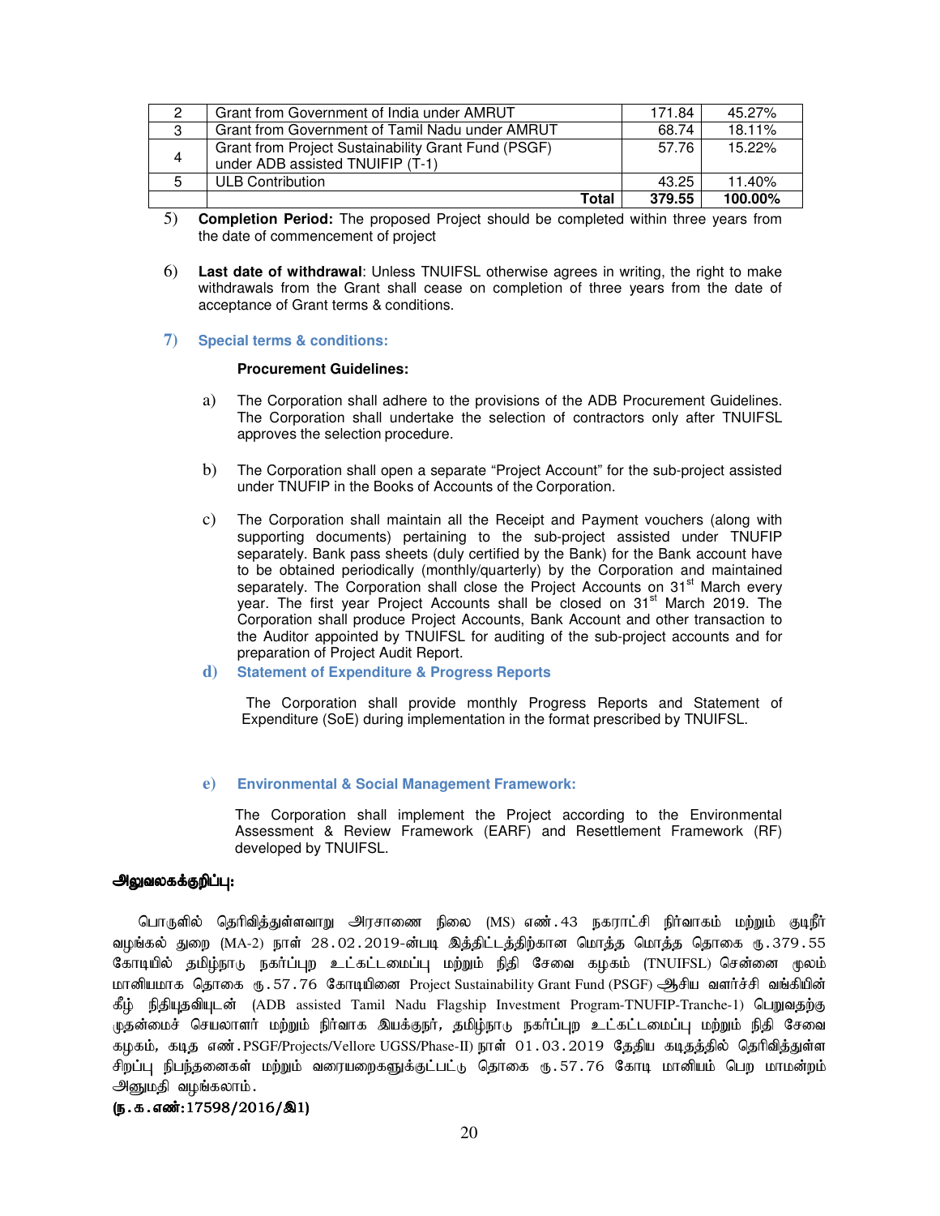| 2 | Grant from Government of India under AMRUT | 171.84 | 45.27% |
|---|---|---|---|
| 3 | Grant from Government of Tamil Nadu under AMRUT | 68.74 | 18.11% |
| 4 | Grant from Project Sustainability Grant Fund (PSGF) under ADB assisted TNUIFIP (T-1) | 57.76 | 15.22% |
| 5 | ULB Contribution | 43.25 | 11.40% |
| | **Total** | **379.55** | **100.00%** |

5) **Completion Period:** The proposed Project should be completed within three years from the date of commencement of project

6) **Last date of withdrawal**: Unless TNUIFSL otherwise agrees in writing, the right to make withdrawals from the Grant shall cease on completion of three years from the date of acceptance of Grant terms & conditions.

7) **Special terms & conditions:**

**Procurement Guidelines:**

a) The Corporation shall adhere to the provisions of the ADB Procurement Guidelines. The Corporation shall undertake the selection of contractors only after TNUIFSL approves the selection procedure.

b) The Corporation shall open a separate "Project Account" for the sub-project assisted under TNUFIP in the Books of Accounts of the Corporation.

c) The Corporation shall maintain all the Receipt and Payment vouchers (along with supporting documents) pertaining to the sub-project assisted under TNUFIP separately. Bank pass sheets (duly certified by the Bank) for the Bank account have to be obtained periodically (monthly/quarterly) by the Corporation and maintained separately. The Corporation shall close the Project Accounts on 31st March every year. The first year Project Accounts shall be closed on 31st March 2019. The Corporation shall produce Project Accounts, Bank Account and other transaction to the Auditor appointed by TNUIFSL for auditing of the sub-project accounts and for preparation of Project Audit Report.

d) **Statement of Expenditure & Progress Reports**

The Corporation shall provide monthly Progress Reports and Statement of Expenditure (SoE) during implementation in the format prescribed by TNUIFSL.

e) **Environmental & Social Management Framework:**

The Corporation shall implement the Project according to the Environmental Assessment & Review Framework (EARF) and Resettlement Framework (RF) developed by TNUIFSL.

**அலுவலகக்குறிப்பு:**

பொருளில் தெரிவித்துள்ளவாறு அரசாணை நிலை (MS) எண்.43 நகராட்சி நிர்வாகம் மற்றும் குடிநீர் வழங்கல் துறை (MA-2) நாள் 28.02.2019-ன்படி இத்திட்டத்திற்கான மொத்த மொத்த தொகை ரூ.379.55 கோடியில் தமிழ்நாடு நகர்ப்புற உட்கட்டமைப்பு மற்றும் நிதி சேவை கழகம் (TNUIFSL) சென்னை மூலம் மானியமாக தொகை ரூ.57.76 கோடியினை Project Sustainability Grant Fund (PSGF) ஆசிய வளர்ச்சி வங்கியின் கீழ் நிதியுதவியுடன் (ADB assisted Tamil Nadu Flagship Investment Program-TNUFIP-Tranche-1) பெறுவதற்கு முதன்மைச் செயலாளர் மற்றும் நிர்வாக இயக்குநர், தமிழ்நாடு நகர்ப்புற உட்கட்டமைப்பு மற்றும் நிதி சேவை கழகம், கடித எண்.PSGF/Projects/Vellore UGSS/Phase-II) நாள் 01.03.2019 தேதிய கடிதத்தில் தெரிவித்துள்ள சிறப்பு நிபந்தனைகள் மற்றும் வரையறைகளுக்குட்பட்டு தொகை ரூ.57.76 கோடி மானியம் பெற மாமன்றம் அனுமதி வழங்கலாம்.

**(ந.க.எண்:17598/2016/இ1)**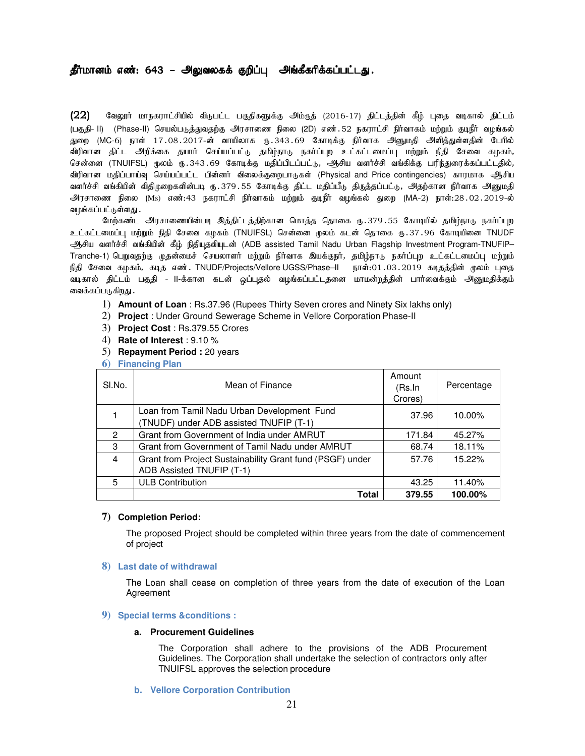**தீர்மானம் எண்: 643 – அலுவலகக் குறிப்பு அங்கீகரிக்கப்பட்டது.**

**(22)** வேலூர் மாநகராட்சியில் விடுபட்ட பகுதிகளுக்கு அம்ருத் (2016-17) திட்டத்தின் கீழ் புதை வடிகால் திட்டம் (பகுதி- II) (Phase-II) செயல்படுத்துவதற்கு அரசாணை நிலை (2D) எண்.52 நகராட்சி நிர்வாகம் மற்றும் குடிநீர் வழங்கல் துறை (MC-6) நாள் 17.08.2017-ன் வாயிலாக ரூ.343.69 கோடிக்கு நிர்வாக அனுமதி அளித்துள்ளதின் பேரில் விரிவான திட்ட அறிக்கை தயார் செய்யப்பட்டு தமிழ்நாடு நகர்ப்புற உட்கட்டமைப்பு மற்றும் நிதி சேவை கழகம், சென்னை (TNUIFSL) மூலம் ரூ.343.69 கோடிக்கு மதிப்பிடப்பட்டு, ஆசிய வளர்ச்சி வங்கிக்கு பரிந்துரைக்கப்பட்டதில், விரிவான மதிப்பாய்வு செய்யப்பட்ட பின்னர் விலைக்குறைபாடுகள் (Physical and Price contingencies) காரமாக ஆசிய வளர்ச்சி வங்கியின் விதிமுறைகளின்படி ரூ.379.55 கோடிக்கு திட்ட மதிப்பீடு திருத்தப்பட்டு, அதற்கான நிர்வாக அனுமதி அரசாணை நிலை (Ms) எண்:43 நகராட்சி நிர்வாகம் மற்றும் குடிநீர் வழங்கல் துறை (MA-2) நாள்:28.02.2019-ல் வழங்கப்பட்டுள்ளது.

மேற்கண்ட அரசாணையின்படி இத்திட்டத்திற்கான மொத்த தொகை ரூ.379.55 கோடியில் தமிழ்நாடு நகர்ப்புற உட்கட்டமைப்பு மற்றும் நிதி சேவை கழகம் (TNUIFSL) சென்னை மூலம் கடன் தொகை ரூ.37.96 கோடியினை TNUDF ஆசிய வளர்ச்சி வங்கியின் கீழ் நிதியுதவியுடன் (ADB assisted Tamil Nadu Urban Flagship Investment Program-TNUFIP–Tranche-1) பெறுவதற்கு முதன்மைச் செயலாளர் மற்றும் நிர்வாக இயக்குநர், தமிழ்நாடு நகர்ப்புற உட்கட்டமைப்பு மற்றும் நிதி சேவை கழகம், கடித எண். TNUDF/Projects/Vellore UGSS/Phase–II நாள்:01.03.2019 கடிதத்தின் மூலம் புதை வடிகால் திட்டம் பகுதி - II-க்கான கடன் ஒப்புதல் வழங்கப்பட்டதனை மாமன்றத்தின் பார்வைக்கும் அனுமதிக்கும் வைக்கப்படுகிறது.

1) **Amount of Loan** : Rs.37.96 (Rupees Thirty Seven crores and Ninety Six lakhs only)
2) **Project** : Under Ground Sewerage Scheme in Vellore Corporation Phase-II
3) **Project Cost** : Rs.379.55 Crores
4) **Rate of Interest** : 9.10 %
5) **Repayment Period :** 20 years
6) **Financing Plan**

| Sl.No. | Mean of Finance | Amount (Rs.In Crores) | Percentage |
|---|---|---|---|
| 1 | Loan from Tamil Nadu Urban Development Fund (TNUDF) under ADB assisted TNUFIP (T-1) | 37.96 | 10.00% |
| 2 | Grant from Government of India under AMRUT | 171.84 | 45.27% |
| 3 | Grant from Government of Tamil Nadu under AMRUT | 68.74 | 18.11% |
| 4 | Grant from Project Sustainability Grant fund (PSGF) under ADB Assisted TNUFIP (T-1) | 57.76 | 15.22% |
| 5 | ULB Contribution | 43.25 | 11.40% |
| | **Total** | **379.55** | **100.00%** |

7) **Completion Period:**

The proposed Project should be completed within three years from the date of commencement of project

8) **Last date of withdrawal**

The Loan shall cease on completion of three years from the date of execution of the Loan Agreement

9) **Special terms &conditions :**

a. **Procurement Guidelines**

The Corporation shall adhere to the provisions of the ADB Procurement Guidelines. The Corporation shall undertake the selection of contractors only after TNUIFSL approves the selection procedure

b. **Vellore Corporation Contribution**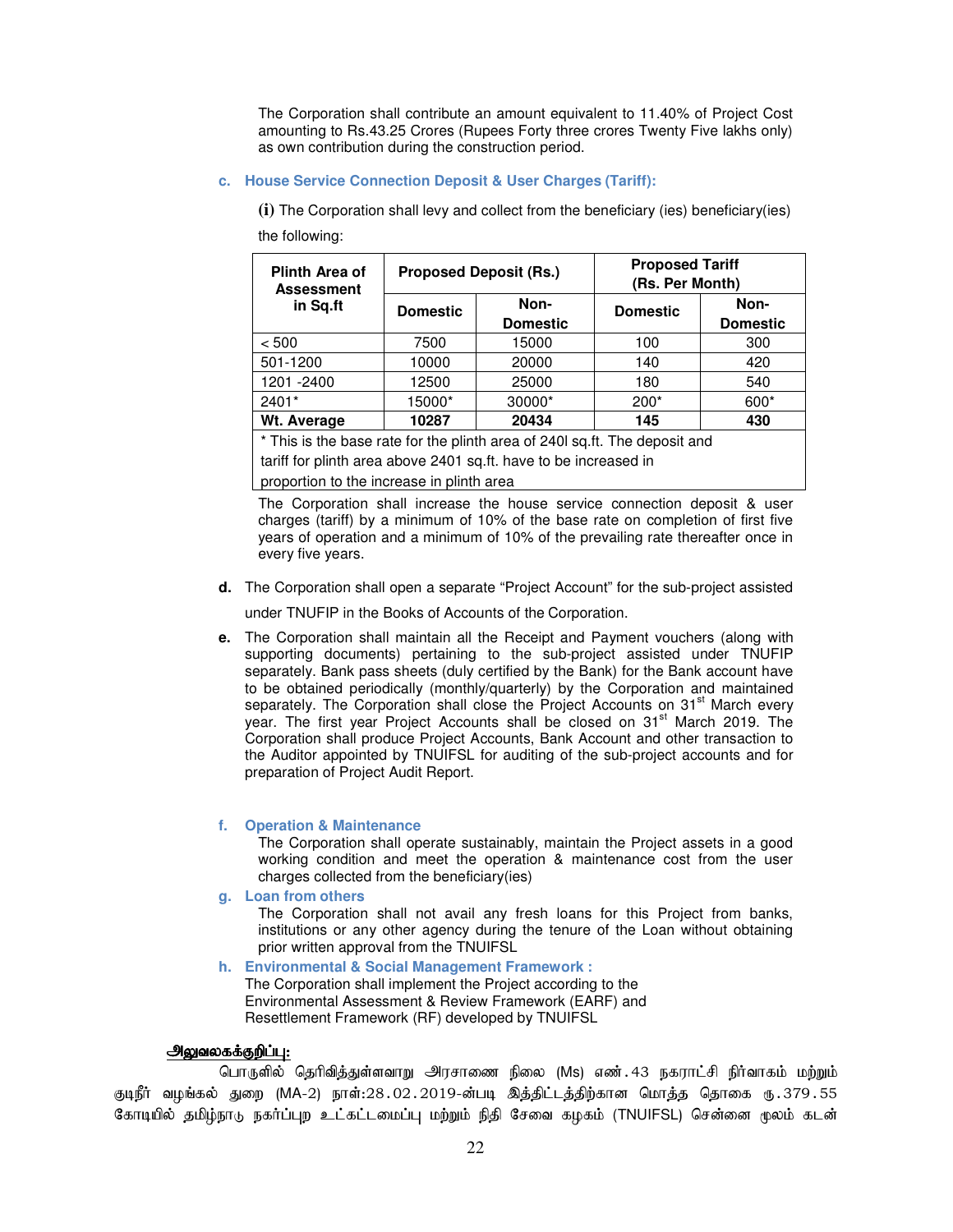The Corporation shall contribute an amount equivalent to 11.40% of Project Cost amounting to Rs.43.25 Crores (Rupees Forty three crores Twenty Five lakhs only) as own contribution during the construction period.

c. **House Service Connection Deposit & User Charges (Tariff):**

(i) The Corporation shall levy and collect from the beneficiary (ies) beneficiary(ies) the following:

| Plinth Area of Assessment in Sq.ft | Proposed Deposit (Rs.) | | Proposed Tariff (Rs. Per Month) | |
|---|---|---|---|---|
| | Domestic | Non-Domestic | Domestic | Non-Domestic |
| < 500 | 7500 | 15000 | 100 | 300 |
| 501-1200 | 10000 | 20000 | 140 | 420 |
| 1201 -2400 | 12500 | 25000 | 180 | 540 |
| 2401* | 15000* | 30000* | 200* | 600* |
| **Wt. Average** | **10287** | **20434** | **145** | **430** |

* This is the base rate for the plinth area of 240l sq.ft. The deposit and tariff for plinth area above 2401 sq.ft. have to be increased in proportion to the increase in plinth area

The Corporation shall increase the house service connection deposit & user charges (tariff) by a minimum of 10% of the base rate on completion of first five years of operation and a minimum of 10% of the prevailing rate thereafter once in every five years.

**d.** The Corporation shall open a separate "Project Account" for the sub-project assisted under TNUFIP in the Books of Accounts of the Corporation.

**e.** The Corporation shall maintain all the Receipt and Payment vouchers (along with supporting documents) pertaining to the sub-project assisted under TNUFIP separately. Bank pass sheets (duly certified by the Bank) for the Bank account have to be obtained periodically (monthly/quarterly) by the Corporation and maintained separately. The Corporation shall close the Project Accounts on 31st March every year. The first year Project Accounts shall be closed on 31st March 2019. The Corporation shall produce Project Accounts, Bank Account and other transaction to the Auditor appointed by TNUIFSL for auditing of the sub-project accounts and for preparation of Project Audit Report.

f. **Operation & Maintenance**

The Corporation shall operate sustainably, maintain the Project assets in a good working condition and meet the operation & maintenance cost from the user charges collected from the beneficiary(ies)

g. **Loan from others**

The Corporation shall not avail any fresh loans for this Project from banks, institutions or any other agency during the tenure of the Loan without obtaining prior written approval from the TNUIFSL

h. **Environmental & Social Management Framework :**

The Corporation shall implement the Project according to the Environmental Assessment & Review Framework (EARF) and Resettlement Framework (RF) developed by TNUIFSL

**அலுவலகக்குறிப்பு:**

பொருளில் தெரிவித்துள்ளவாறு அரசாணை நிலை (Ms) எண்.43 நகராட்சி நிர்வாகம் மற்றும் குடிநீர் வழங்கல் துறை (MA-2) நாள்:28.02.2019-ன்படி இத்திட்டத்திற்கான மொத்த தொகை ரு.379.55 கோடியில் தமிழ்நாடு நகர்ப்புற உட்கட்டமைப்பு மற்றும் நிதி சேவை கழகம் (TNUIFSL) சென்னை மூலம் கடன்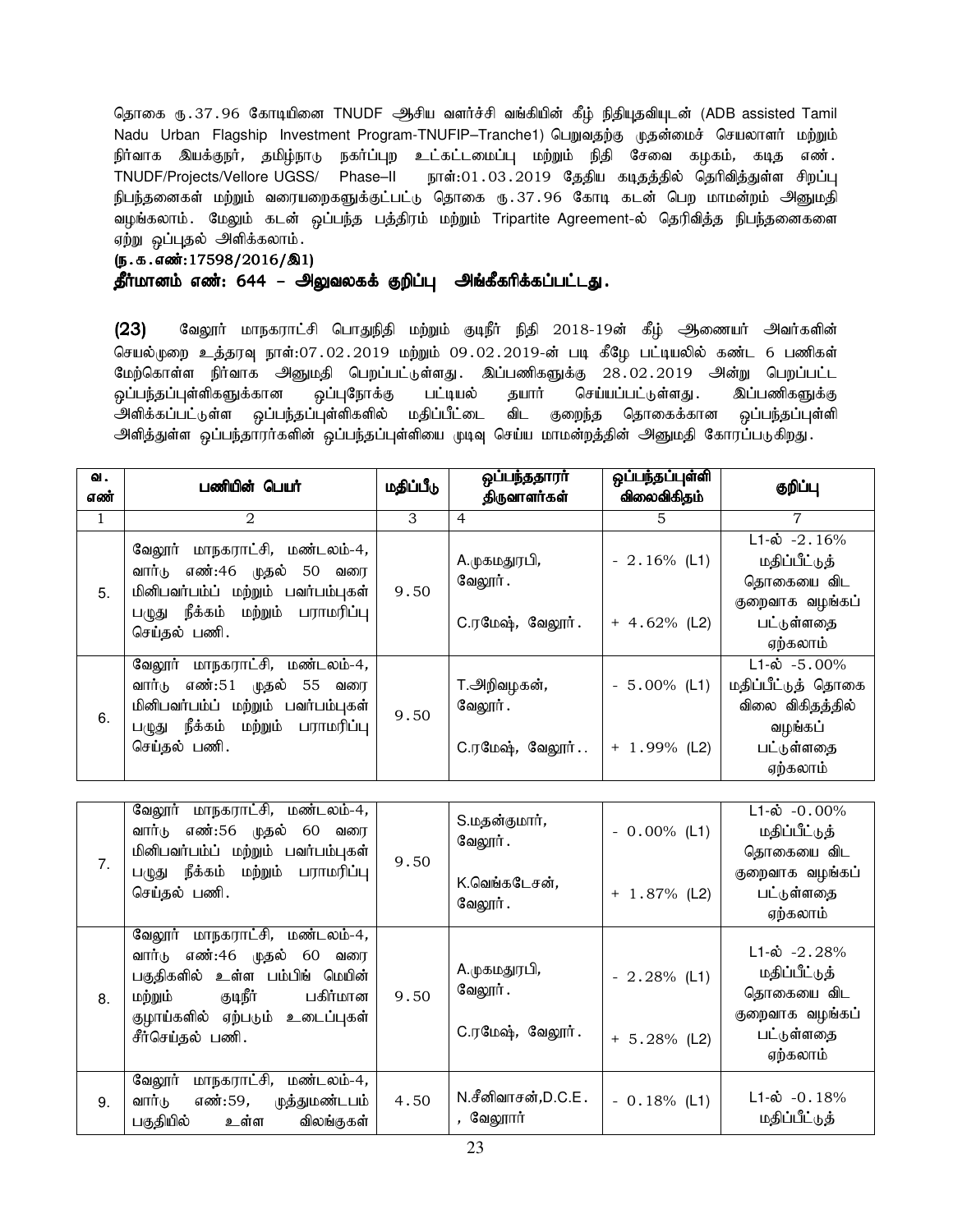தொகை ரு.37.96 கோடியினை TNUDF ஆசிய வளர்ச்சி வங்கியின் கீழ் நிதியுதவியுடன் (ADB assisted Tamil Nadu Urban Flagship Investment Program-TNUFIP–Tranche1) பெறுவதற்கு முதன்மைச் செயலாளர் மற்றும் நிர்வாக இயக்குநர், தமிழ்நாடு நகர்ப்புற உட்கட்டமைப்பு மற்றும் நிதி சேவை கழகம், கடித எண். TNUDF/Projects/Vellore UGSS/ Phase–II நாள்:01.03.2019 தேதிய கடிதத்தில் தெரிவித்துள்ள சிறப்பு நிபந்தனைகள் மற்றும் வரையறைகளுக்குட்பட்டு தொகை ரு.37.96 கோடி கடன் பெற மாமன்றம் அனுமதி வழங்கலாம். மேலும் கடன் ஒப்பந்த பத்திரம் மற்றும் Tripartite Agreement-ல் தெரிவித்த நிபந்தனைகளை ஏற்று ஒப்புதல் அளிக்கலாம்.

**(ந.க.எண்:17598/2016/இ1)**

**தீர்மானம் எண்: 644 – அலுவலகக் குறிப்பு அங்கீகரிக்கப்பட்டது.**

**(23)** வேலூர் மாநகராட்சி பொதுநிதி மற்றும் குடிநீர் நிதி 2018-19ன் கீழ் ஆணையர் அவர்களின் செயல்முறை உத்தரவு நாள்:07.02.2019 மற்றும் 09.02.2019-ன் படி கீழே பட்டியலில் கண்ட 6 பணிகள் மேற்கொள்ள நிர்வாக அனுமதி பெறப்பட்டுள்ளது. இப்பணிகளுக்கு 28.02.2019 அன்று பெறப்பட்ட ஒப்பந்தப்புள்ளிகளுக்கான ஒப்புநோக்கு பட்டியல் தயார் செய்யப்பட்டுள்ளது. இப்பணிகளுக்கு அளிக்கப்பட்டுள்ள ஒப்பந்தப்புள்ளிகளில் மதிப்பீட்டை விட குறைந்த தொகைக்கான ஒப்பந்தப்புள்ளி அளித்துள்ள ஒப்பந்தாரர்களின் ஒப்பந்தப்புள்ளியை முடிவு செய்ய மாமன்றத்தின் அனுமதி கோரப்படுகிறது.

| வ. எண் | பணியின் பெயர் | மதிப்பீடு | ஒப்பந்ததாரர் திருவாளர்கள் | ஒப்பந்தப்புள்ளி விலைவிகிதம் | குறிப்பு |
|---|---|---|---|---|---|
| 1 | 2 | 3 | 4 | 5 | 7 |
| 5. | வேலூர் மாநகராட்சி, மண்டலம்-4, வார்டு எண்:46 முதல் 50 வரை மினிபவர்பம்ப் மற்றும் பவர்பம்புகள் பழுது நீக்கம் மற்றும் பராமரிப்பு செய்தல் பணி. | 9.50 | A.முகமதுரபி, வேலூர். <br> C.ரமேஷ், வேலூர். | - 2.16% (L1) <br> + 4.62% (L2) | L1-ல் -2.16% மதிப்பீட்டுத் தொகையை விட குறைவாக வழங்கப் பட்டுள்ளதை ஏற்கலாம் |
| 6. | வேலூர் மாநகராட்சி, மண்டலம்-4, வார்டு எண்:51 முதல் 55 வரை மினிபவர்பம்ப் மற்றும் பவர்பம்புகள் பழுது நீக்கம் மற்றும் பராமரிப்பு செய்தல் பணி. | 9.50 | T.அறிவழகன், வேலூர். <br> C.ரமேஷ், வேலூர்.. | - 5.00% (L1) <br> + 1.99% (L2) | L1-ல் -5.00% மதிப்பீட்டுத் தொகை விலை விகிதத்தில் வழங்கப் பட்டுள்ளதை ஏற்கலாம் |
| 7. | வேலூர் மாநகராட்சி, மண்டலம்-4, வார்டு எண்:56 முதல் 60 வரை மினிபவர்பம்ப் மற்றும் பவர்பம்புகள் பழுது நீக்கம் மற்றும் பராமரிப்பு செய்தல் பணி. | 9.50 | S.மதன்குமார், வேலூர். <br> K.வெங்கடேசன், வேலூர். | - 0.00% (L1) <br> + 1.87% (L2) | L1-ல் -0.00% மதிப்பீட்டுத் தொகையை விட குறைவாக வழங்கப் பட்டுள்ளதை ஏற்கலாம் |
| 8. | வேலூர் மாநகராட்சி, மண்டலம்-4, வார்டு எண்:46 முதல் 60 வரை பகுதிகளில் உள்ள பம்பிங் மெயின் மற்றும் குடிநீர் பகிர்மான குழாய்களில் ஏற்படும் உடைப்புகள் சீர்செய்தல் பணி. | 9.50 | A.முகமதுரபி, வேலூர். <br> C.ரமேஷ், வேலூர். | - 2.28% (L1) <br> + 5.28% (L2) | L1-ல் -2.28% மதிப்பீட்டுத் தொகையை விட குறைவாக வழங்கப் பட்டுள்ளதை ஏற்கலாம் |
| 9. | வேலூர் மாநகராட்சி, மண்டலம்-4, வார்டு எண்:59, முத்துமண்டபம் பகுதியில் உள்ள விலங்குகள் | 4.50 | N.சீனிவாசன்,D.C.E. , வேலூரார் | - 0.18% (L1) | L1-ல் -0.18% மதிப்பீட்டுத் |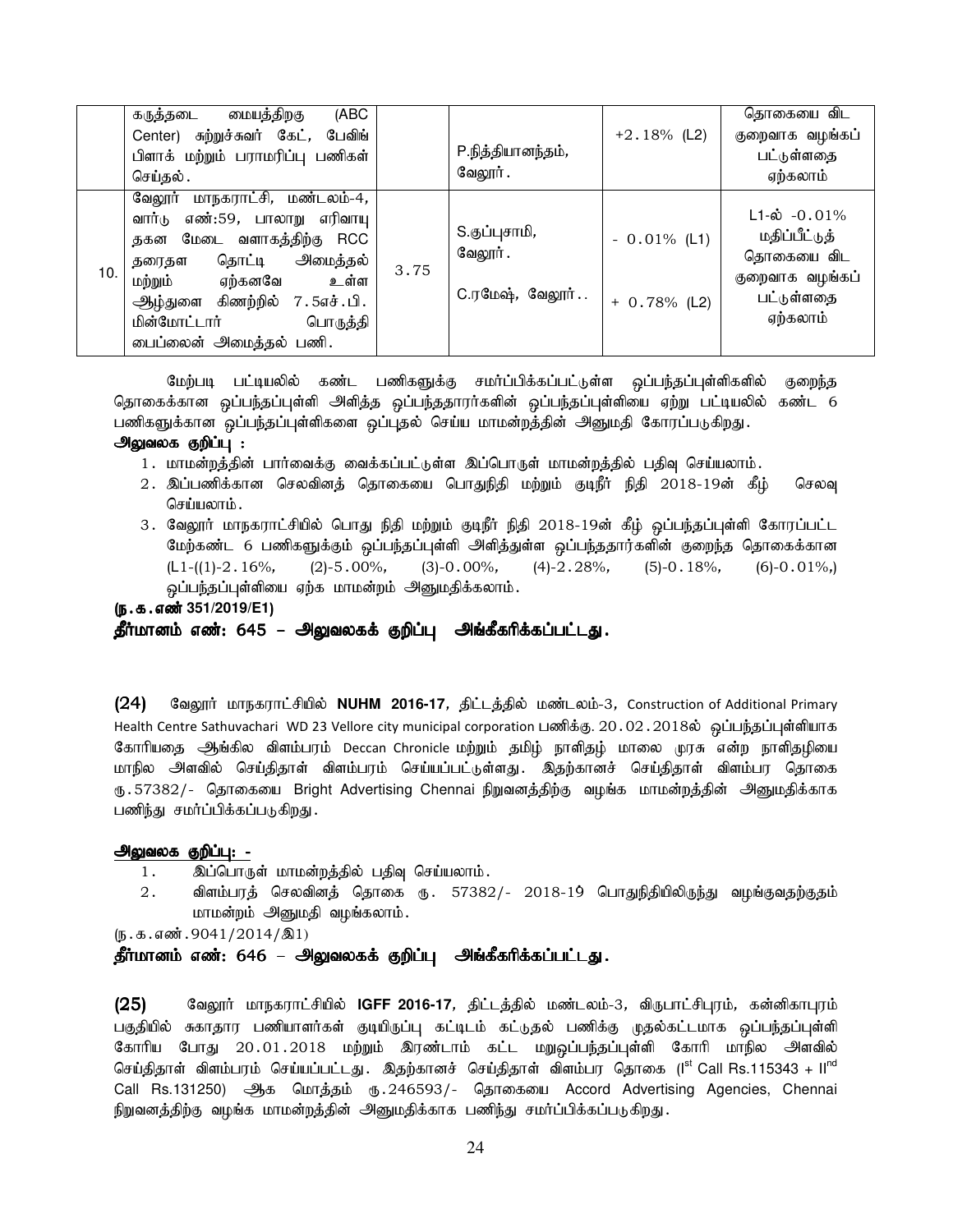| | | | | | |
|---|---|---|---|---|---|
| | கருத்தடை மையத்திறகு (ABC Center) சுற்றுச்சுவர் கேட், பேவிங் பிளாக் மற்றும் பராமரிப்பு பணிகள் செய்தல். | | P.நித்தியானந்தம், வேலூர். | +2.18% (L2) | தொகையை விட குறைவாக வழங்கப் பட்டுள்ளதை ஏற்கலாம் |
| 10. | வேலூர் மாநகராட்சி, மண்டலம்-4, வார்டு எண்:59, பாலாறு எரிவாயு தகன மேடை வளாகத்திற்கு RCC தரைதள தொட்டி அமைத்தல் மற்றும் ஏற்கனவே உள்ள ஆழ்துளை கிணற்றில் 7.5எச்.பி. மின்மோட்டார் பொருத்தி பைப்லைன் அமைத்தல் பணி. | 3.75 | S.குப்புசாமி, வேலூர்.<br><br>C.ரமேஷ், வேலூர்.. | - 0.01% (L1)<br><br>+ 0.78% (L2) | L1-ல் -0.01% மதிப்பீட்டுத் தொகையை விட குறைவாக வழங்கப் பட்டுள்ளதை ஏற்கலாம் |

மேற்படி பட்டியலில் கண்ட பணிகளுக்கு சமர்ப்பிக்கப்பட்டுள்ள ஒப்பந்தப்புள்ளிகளில் குறைந்த தொகைக்கான ஒப்பந்தப்புள்ளி அளித்த ஒப்பந்ததாரர்களின் ஒப்பந்தப்புள்ளியை ஏற்று பட்டியலில் கண்ட 6 பணிகளுக்கான ஒப்பந்தப்புள்ளிகளை ஒப்புதல் செய்ய மாமன்றத்தின் அனுமதி கோரப்படுகிறது.

**அலுவலக குறிப்பு :**

1. மாமன்றத்தின் பார்வைக்கு வைக்கப்பட்டுள்ள இப்பொருள் மாமன்றத்தில் பதிவு செய்யலாம்.
2. இப்பணிக்கான செலவினத் தொகையை பொதுநிதி மற்றும் குடிநீர் நிதி 2018-19ன் கீழ் செலவு செய்யலாம்.
3. வேலூர் மாநகராட்சியில் பொது நிதி மற்றும் குடிநீர் நிதி 2018-19ன் கீழ் ஒப்பந்தப்புள்ளி கோரப்பட்ட மேற்கண்ட 6 பணிகளுக்கும் ஒப்பந்தப்புள்ளி அளித்துள்ள ஒப்பந்ததாரர்களின் குறைந்த தொகைக்கான (L1-((1)-2.16%, (2)-5.00%, (3)-0.00%, (4)-2.28%, (5)-0.18%, (6)-0.01%,) ஒப்பந்தப்புள்ளியை ஏற்க மாமன்றம் அனுமதிக்கலாம்.

**(ந.க.எண் 351/2019/E1)**

**தீர்மானம் எண்: 645 – அலுவலகக் குறிப்பு அங்கீகரிக்கப்பட்டது.**

**(24)** வேலூர் மாநகராட்சியில் **NUHM 2016-17**, திட்டத்தில் மண்டலம்-3, Construction of Additional Primary Health Centre Sathuvachari WD 23 Vellore city municipal corporation பணிக்கு. 20.02.2018ல் ஒப்பந்தப்புள்ளியாக கோரியதை ஆங்கில விளம்பரம் Deccan Chronicle மற்றும் தமிழ் நாளிதழ் மாலை முரசு என்ற நாளிதழியை மாநில அளவில் செய்திதாள் விளம்பரம் செய்யப்பட்டுள்ளது. இதற்கானச் செய்திதாள் விளம்பர தொகை ரு.57382/- தொகையை Bright Advertising Chennai நிறுவனத்திற்கு வழங்க மாமன்றத்தின் அனுமதிக்காக பணிந்து சமர்ப்பிக்கப்படுகிறது.

**அலுவலக குறிப்பு: -**

1. இப்பொருள் மாமன்றத்தில் பதிவு செய்யலாம்.
2. விளம்பரத் செலவினத் தொகை ரு. 57382/- 2018-19 பொதுநிதியிலிருந்து வழங்குவதற்குதம் மாமன்றம் அனுமதி வழங்கலாம்.

(ந.க.எண்.9041/2014/இ1)

**தீர்மானம் எண்: 646 – அலுவலகக் குறிப்பு அங்கீகரிக்கப்பட்டது.**

**(25)** வேலூர் மாநகராட்சியில் **IGFF 2016-17**, திட்டத்தில் மண்டலம்-3, விருபாட்சிபுரம், கன்னிகாபுரம் பகுதியில் சுகாதார பணியாளர்கள் குடியிருப்பு கட்டிடம் கட்டுதல் பணிக்கு முதல்கட்டமாக ஒப்பந்தப்புள்ளி கோரிய போது 20.01.2018 மற்றும் இரண்டாம் கட்ட மறுஒப்பந்தப்புள்ளி கோரி மாநில அளவில் செய்திதாள் விளம்பரம் செய்யப்பட்டது. இதற்கானச் செய்திதாள் விளம்பர தொகை (Ist Call Rs.115343 + IInd Call Rs.131250) ஆக மொத்தம் ரு.246593/- தொகையை Accord Advertising Agencies, Chennai நிறுவனத்திற்கு வழங்க மாமன்றத்தின் அனுமதிக்காக பணிந்து சமர்ப்பிக்கப்படுகிறது.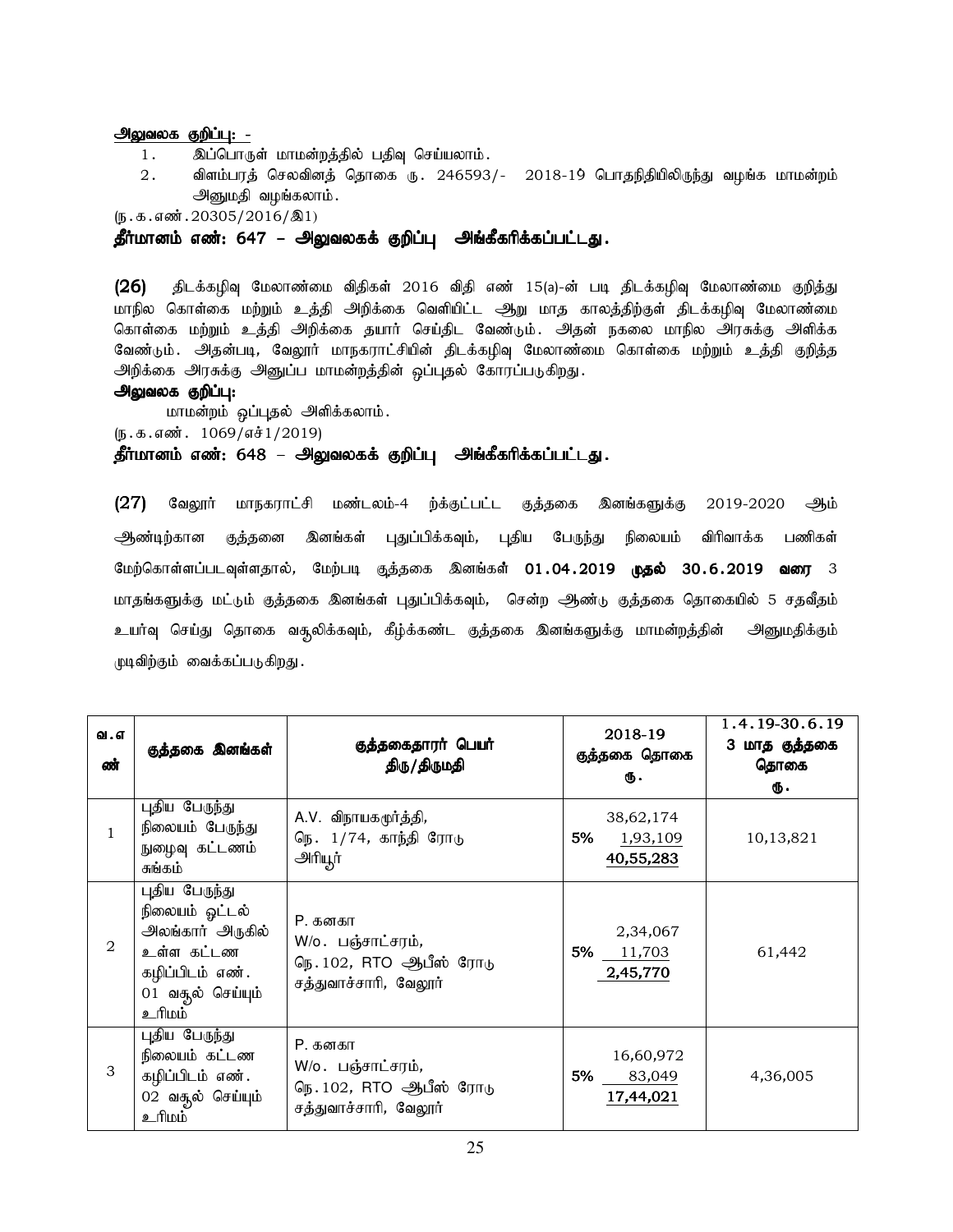**அலுவலக குறிப்பு: -**

1. இப்பொருள் மாமன்றத்தில் பதிவு செய்யலாம்.
2. விளம்பரத் செலவினத் தொகை ரு. 246593/- 2018-19 பொதநிதியிலிருந்து வழங்க மாமன்றம் அனுமதி வழங்கலாம்.

(ந.க.எண்.20305/2016/இ1)

**தீர்மானம் எண்: 647 – அலுவலகக் குறிப்பு அங்கீகரிக்கப்பட்டது.**

**(26)** திடக்கழிவு மேலாண்மை விதிகள் 2016 விதி எண் 15(a)-ன் படி திடக்கழிவு மேலாண்மை குறித்து மாநில கொள்கை மற்றும் உத்தி அறிக்கை வெளியிட்ட ஆறு மாத காலத்திற்குள் திடக்கழிவு மேலாண்மை கொள்கை மற்றும் உத்தி அறிக்கை தயார் செய்திட வேண்டும். அதன் நகலை மாநில அரசுக்கு அளிக்க வேண்டும். அதன்படி, வேலூர் மாநகராட்சியின் திடக்கழிவு மேலாண்மை கொள்கை மற்றும் உத்தி குறித்த அறிக்கை அரசுக்கு அனுப்ப மாமன்றத்தின் ஒப்புதல் கோரப்படுகிறது.

**அலுவலக குறிப்பு:**

மாமன்றம் ஒப்புதல் அளிக்கலாம்.

(ந.க.எண். 1069/எச்1/2019)

**தீர்மானம் எண்: 648 – அலுவலகக் குறிப்பு அங்கீகரிக்கப்பட்டது.**

**(27)** வேலூர் மாநகராட்சி மண்டலம்-4 ற்க்குட்பட்ட குத்தகை இனங்களுக்கு 2019-2020 ஆம் ஆண்டிற்கான குத்தனை இனங்கள் புதுப்பிக்கவும், புதிய பேருந்து நிலையம் விரிவாக்க பணிகள் மேற்கொள்ளப்படவுள்ளதால், மேற்படி குத்தகை இனங்கள் **01.04.2019 முதல் 30.6.2019 வரை** 3 மாதங்களுக்கு மட்டும் குத்தகை இனங்கள் புதுப்பிக்கவும், சென்ற ஆண்டு குத்தகை தொகையில் 5 சதவீதம் உயர்வு செய்து தொகை வசூலிக்கவும், கீழ்க்கண்ட குத்தகை இனங்களுக்கு மாமன்றத்தின் அனுமதிக்கும் முடிவிற்கும் வைக்கப்படுகிறது.

| வ.எண் | குத்தகை இனங்கள் | குத்தகைதாரர் பெயர் திரு/திருமதி | 2018-19 குத்தகை தொகை ரூ. | 1.4.19-30.6.19 3 மாத குத்தகை தொகை ரூ. |
|---|---|---|---|---|
| 1 | புதிய பேருந்து நிலையம் பேருந்து நுழைவு கட்டணம் சுங்கம் | A.V. விநாயகமூர்த்தி, நெ. 1/74, காந்தி ரோடு அரியூர் | 38,62,174<br>5% 1,93,109<br>**40,55,283** | 10,13,821 |
| 2 | புதிய பேருந்து நிலையம் ஓட்டல் அலங்கார் அருகில் உள்ள கட்டண கழிப்பிடம் எண். 01 வசூல் செய்யும் உரிமம் | P. கனகா W/o. பஞ்சாட்சரம், நெ.102, RTO ஆபீஸ் ரோடு சத்துவாச்சாரி, வேலூர் | 2,34,067<br>5% 11,703<br>**2,45,770** | 61,442 |
| 3 | புதிய பேருந்து நிலையம் கட்டண கழிப்பிடம் எண். 02 வசூல் செய்யும் உரிமம் | P. கனகா W/o. பஞ்சாட்சரம், நெ.102, RTO ஆபீஸ் ரோடு சத்துவாச்சாரி, வேலூர் | 16,60,972<br>5% 83,049<br>**17,44,021** | 4,36,005 |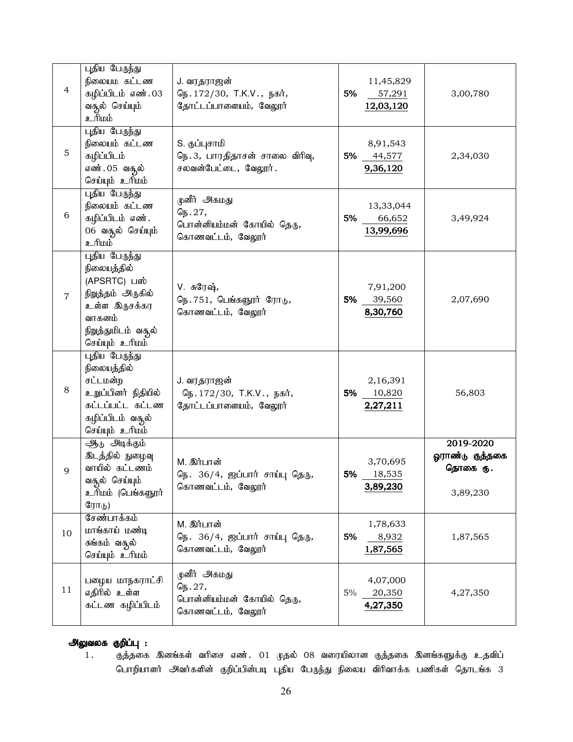| | | | | |
|---|---|---|---|---|
| 4 | புதிய பேருந்து நிலையம கட்டண கழிப்பிடம் எண்.03 வசூல் செய்யும் உரிமம் | J. வரதராஜன்<br>நெ.172/30, T.K.V., நகர்,<br>தோட்டப்பாளையம், வேலூர் | 11,45,829<br>5% 57,291<br>**12,03,120** | 3,00,780 |
| 5 | புதிய பேருந்து நிலையம் கட்டண கழிப்பிடம் எண்.05 வசூல் செய்யும் உரிமம் | S. குப்புசாமி<br>நெ.3, பாரதிதாசன் சாலை விரிவு,<br>சலவன்பேட்டை, வேலூர். | 8,91,543<br>5% 44,577<br>**9,36,120** | 2,34,030 |
| 6 | புதிய பேருந்து நிலையம் கட்டண கழிப்பிடம் எண். 06 வசூல் செய்யும் உரிமம் | முனீர் அகமது<br>நெ.27,<br>பொன்னியம்மன் கோயில் தெரு,<br>கொணவட்டம், வேலூர் | 13,33,044<br>5% 66,652<br>**13,99,696** | 3,49,924 |
| 7 | புதிய பேருந்து நிலையத்தில் (APSRTC) பஸ் நிறுத்தம் அருகில் உள்ள இருசக்கர வாகனம் நிறுத்துமிடம் வசூல் செய்யும் உரிமம் | V. சுரேஷ்,<br>நெ.751, பெங்களூர் ரோடு,<br>கொணவட்டம், வேலூர் | 7,91,200<br>5% 39,560<br>**8,30,760** | 2,07,690 |
| 8 | புதிய பேருந்து நிலையத்தில் சட்டமன்ற உறுப்பினர் நிதியில் கட்டப்பட்ட கட்டண கழிப்பிடம் வசூல் செய்யும் உரிமம் | J. வரதராஜன்<br>நெ.172/30, T.K.V., நகர்,<br>தோட்டப்பாளையம், வேலூர் | 2,16,391<br>5% 10,820<br>**2,27,211** | 56,803 |
| 9 | ஆடு அடிக்கும் இடத்தில் நுழைவு வாயில் கட்டணம் வசூல் செய்யும் உரிமம் (பெங்களூர் ரோடு) | M. இர்பான்<br>நெ. 36/4, ஜப்பார் சாய்பு தெரு,<br>கொணவட்டம், வேலூர் | 3,70,695<br>5% 18,535<br>**3,89,230** | **2019-2020 ஓராண்டு குத்தகை தொகை ரூ.**<br>3,89,230 |
| 10 | சேண்பாக்கம் மாங்காய் மண்டி சுங்கம் வசூல் செய்யும் உரிமம் | M. இர்பான்<br>நெ. 36/4, ஜப்பார் சாய்பு தெரு,<br>கொணவட்டம், வேலூர் | 1,78,633<br>5% 8,932<br>**1,87,565** | 1,87,565 |
| 11 | பழைய மாநகராட்சி எதிரில் உள்ள கட்டண கழிப்பிடம் | முனீர் அகமது<br>நெ.27,<br>பொன்னியம்மன் கோயில் தெரு,<br>கொணவட்டம், வேலூர் | 4,07,000<br>5% 20,350<br>**4,27,350** | 4,27,350 |

**அலுவலக குறிப்பு :**

1. குத்தகை இனங்கள் வரிசை எண். 01 முதல் 08 வரையிலான குத்தகை இனங்களுக்கு உதவிப் பொறியாளர் அவர்களின் குறிப்பின்படி புதிய பேருந்து நிலைய விரிவாக்க பணிகள் தொடங்க 3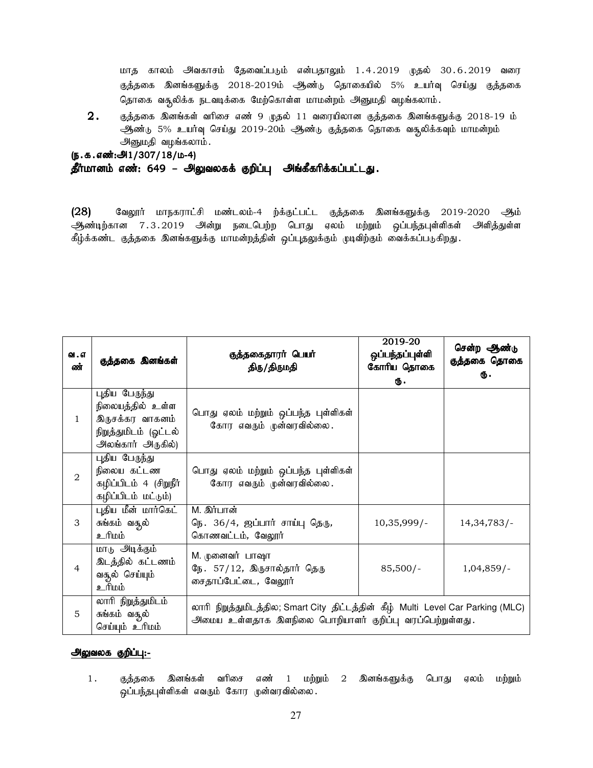மாத காலம் அவகாசம் தேவைப்படும் என்பதாலும் 1.4.2019 முதல் 30.6.2019 வரை குத்தகை இனங்களுக்கு 2018-2019ம் ஆண்டு தொகையில் 5% உயர்வு செய்து குத்தகை தொகை வசூலிக்க நடவடிக்கை மேற்கொள்ள மாமன்றம் அனுமதி வழங்கலாம்.

**2.** குத்தகை இனங்கள் வரிசை எண் 9 முதல் 11 வரையிலான குத்தகை இனங்களுக்கு 2018-19 ம் ஆண்டு 5% உயர்வு செய்து 2019-20ம் ஆண்டு குத்தகை தொகை வசூலிக்கவும் மாமன்றம் அனுமதி வழங்கலாம்.

**(ந.க.எண்:அ1/307/18/ம-4)**

**தீர்மானம் எண்: 649 – அலுவலகக் குறிப்பு அங்கீகரிக்கப்பட்டது.**

**(28)** வேலூர் மாநகராட்சி மண்டலம்-4 ற்க்குட்பட்ட குத்தகை இனங்களுக்கு 2019-2020 ஆம் ஆண்டிற்கான 7.3.2019 அன்று நடைபெற்ற பொது ஏலம் மற்றும் ஒப்பந்தபுள்ளிகள் அளித்துள்ள கீழ்க்கண்ட குத்தகை இனங்களுக்கு மாமன்றத்தின் ஒப்புதலுக்கும் முடிவிற்கும் வைக்கப்படுகிறது.

| வ.எண் | குத்தகை இனங்கள் | குத்தகைதாரா் பெயர் திரு/திருமதி | 2019-20 ஒப்பந்தப்புள்ளி கோரிய தொகை ரூ. | சென்ற ஆண்டு குத்தகை தொகை ரூ. |
|---|---|---|---|---|
| 1 | புதிய பேருந்து நிலையத்தில் உள்ள இருசக்கர வாகனம் நிறுத்துமிடம் (ஓட்டல் அலங்கார் அருகில்) | பொது ஏலம் மற்றும் ஒப்பந்த புள்ளிகள் கோர எவரும் முன்வரவில்லை. | | |
| 2 | புதிய பேருந்து நிலைய கட்டண கழிப்பிடம் 4 (சிறுநீர் கழிப்பிடம் மட்டும்) | பொது ஏலம் மற்றும் ஒப்பந்த புள்ளிகள் கோர எவரும் முன்வரவில்லை. | | |
| 3 | புதிய மீன் மார்கெட் சுங்கம் வசூல் உரிமம் | M. இர்பான் நெ. 36/4, ஜப்பார் சாய்பு தெரு, கொணவட்டம், வேலூர் | 10,35,999/- | 14,34,783/- |
| 4 | மாடு அடிக்கும் இடத்தில் கட்டணம் வசூல் செய்யும் உரிமம் | M. முனைவர் பாஷா நே. 57/12, இருசால்தார் தெரு சைதாப்பேட்டை, வேலூர் | 85,500/- | 1,04,859/- |
| 5 | லாரி நிறுத்துமிடம் சுங்கம் வசூல் செய்யும் உரிமம் | லாரி நிறுத்துமிடத்தில; Smart City திட்டத்தின் கீழ் Multi Level Car Parking (MLC) அமைய உள்ளதாக இளநிலை பொறியாளா் குறிப்பு வரப்பெற்றுள்ளது. | | |

**அலுவலக குறிப்பு:-**

1. குத்தகை இனங்கள் வரிசை எண் 1 மற்றும் 2 இனங்களுக்கு பொது ஏலம் மற்றும் ஒப்பந்தபுள்ளிகள் எவரும் கோர முன்வரவில்லை.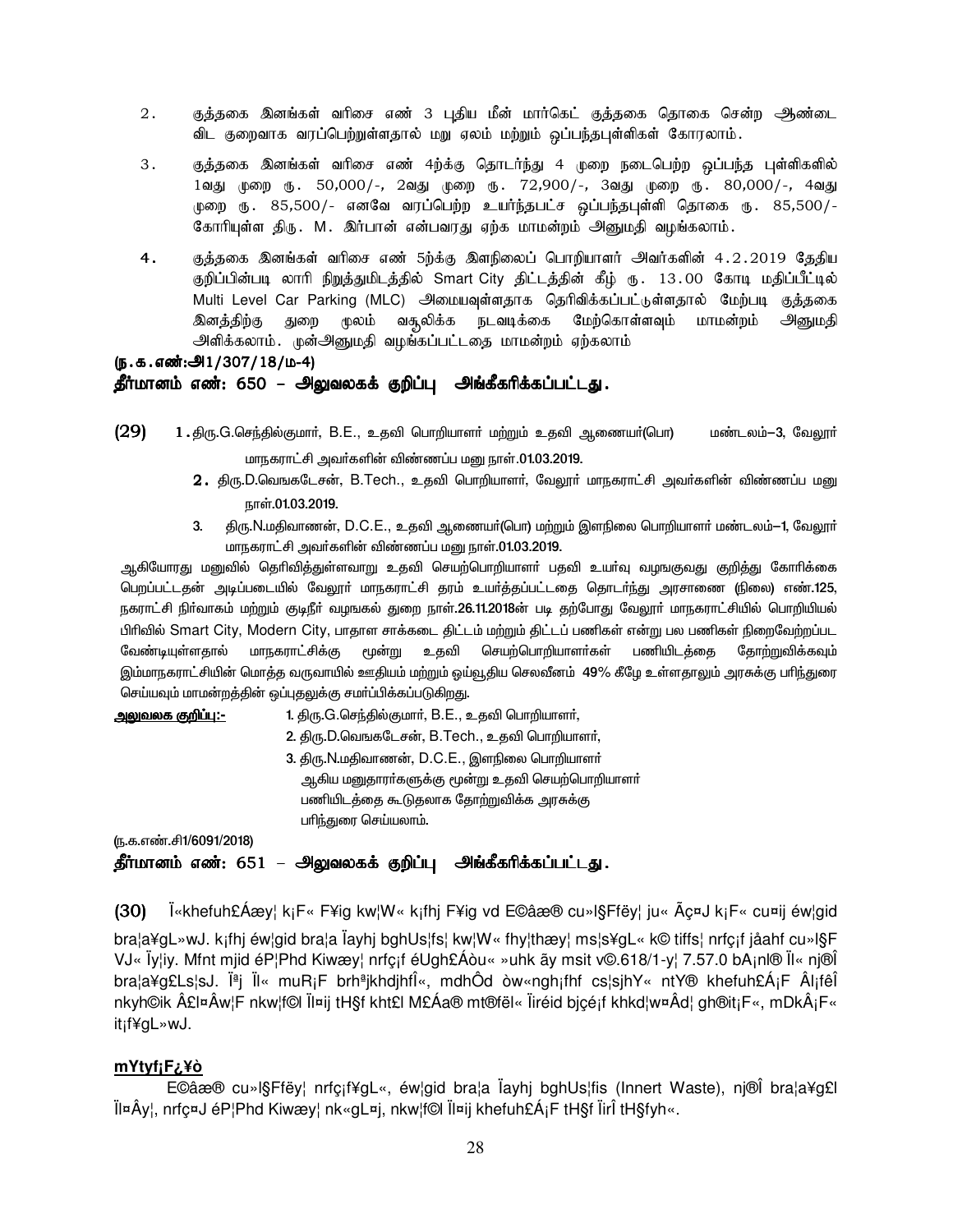2. குத்தகை இனங்கள் வரிசை எண் 3 புதிய மீன் மார்கெட் குத்தகை தொகை சென்ற ஆண்டை விட குறைவாக வரப்பெற்றுள்ளதால் மறு ஏலம் மற்றும் ஒப்பந்தபுள்ளிகள் கோரலாம்.

3. குத்தகை இனங்கள் வரிசை எண் 4ற்க்கு தொடர்ந்து 4 முறை நடைபெற்ற ஒப்பந்த புள்ளிகளில் 1வது முறை ரூ. 50,000/-, 2வது முறை ரூ. 72,900/-, 3வது முறை ரூ. 80,000/-, 4வது முறை ரூ. 85,500/- எனவே வரப்பெற்ற உயர்ந்தபட்ச ஒப்பந்தபுள்ளி தொகை ரூ. 85,500/- கோரியுள்ள திரு. M. இர்பான் என்பவரது ஏற்க மாமன்றம் அனுமதி வழங்கலாம்.

4. குத்தகை இனங்கள் வரிசை எண் 5ற்க்கு இளநிலைப் பொறியாளர் அவர்களின் 4.2.2019 தேதிய குறிப்பின்படி லாரி நிறுத்துமிடத்தில் Smart City திட்டத்தின் கீழ் ரூ. 13.00 கோடி மதிப்பீட்டில் Multi Level Car Parking (MLC) அமையவுள்ளதாக தெரிவிக்கப்பட்டுள்ளதால் மேற்படி குத்தகை இனத்திற்கு துறை மூலம் வசூலிக்க நடவடிக்கை மேற்கொள்ளவும் மாமன்றம் அனுமதி அளிக்கலாம். முன்அனுமதி வழங்கப்பட்டதை மாமன்றம் ஏற்கலாம்

**(ந.க.எண்:அ1/307/18/ம-4)**

**தீர்மானம் எண்: 650 – அலுவலகக் குறிப்பு அங்கீகரிக்கப்பட்டது.**

**(29)** 1. திரு.G.செந்தில்குமார், B.E., உதவி பொறியாளர் மற்றும் உதவி ஆணையர்(பொ) மண்டலம்–3, வேலூர் மாநகராட்சி அவர்களின் விண்ணப்ப மனு நாள்.01.03.2019.

2. திரு.D.வெங்கடேசன், B.Tech., உதவி பொறியாளர், வேலூர் மாநகராட்சி அவர்களின் விண்ணப்ப மனு நாள்.01.03.2019.

3. திரு.N.மதிவாணன், D.C.E., உதவி ஆணையர்(பொ) மற்றும் இளநிலை பொறியாளர் மண்டலம்–1, வேலூர் மாநகராட்சி அவர்களின் விண்ணப்ப மனு நாள்.01.03.2019.

ஆகியோரது மனுவில் தெரிவித்துள்ளவாறு உதவி செயற்பொறியாளர் பதவி உயர்வு வழஙகுவது குறித்து கோரிக்கை பெறப்பட்டதன் அடிப்படையில் வேலூர் மாநகராட்சி தரம் உயர்த்தப்பட்டதை தொடர்ந்து அரசாணை (நிலை) எண்.125, நகராட்சி நிர்வாகம் மற்றும் குடிநீர் வழஙகல் துறை நாள்.26.11.2018ன் படி தற்போது வேலூர் மாநகராட்சியில் பொறியியல் பிரிவில் Smart City, Modern City, பாதாள சாக்கடை திட்டம் மற்றும் திட்டப் பணிகள் என்று பல பணிகள் நிறைவேற்றப்பட வேண்டியுள்ளதால் மாநகராட்சிக்கு மூன்று உதவி செயற்பொறியாளர்கள் பணியிடத்தை தோற்றுவிக்கவும் இம்மாநகராட்சியின் மொத்த வருவாயில் ஊதியம் மற்றும் ஓய்வூதிய செலவீனம் 49% கீழே உள்ளதாலும் அரசுக்கு பரிந்துரை செய்யவும் மாமன்றத்தின் ஒப்புதலுக்கு சமர்ப்பிக்கப்படுகிறது.

<u>**அலுவலக குறிப்பு:-**</u> 1. திரு.G.செந்தில்குமார், B.E., உதவி பொறியாளர்,
2. திரு.D.வெங்கடேசன், B.Tech., உதவி பொறியாளர்,
3. திரு.N.மதிவாணன், D.C.E., இளநிலை பொறியாளர்
ஆகிய மனுதாரர்களுக்கு மூன்று உதவி செயற்பொறியாளர் பணியிடத்தை கூடுதலாக தோற்றுவிக்க அரசுக்கு பரிந்துரை செய்யலாம்.

(ந.க.எண்.சி1/6091/2018)

**தீர்மானம் எண்: 651 – அலுவலகக் குறிப்பு அங்கீகரிக்கப்பட்டது.**

**(30)** Ï«khefuh£Áæy¦ k¡F« F¥ig kw¦W« k¡fhj F¥ig vd E©âæ® cu»l§Ffëy¦ ju« Ãç¤J k¡F« cu¤ij éw¦gid bra¦a¥gL»wJ. k¡fhj éw¦gid bra¦a Ïayhj bghUs¦fs¦ kw¦W« fhy¦thæy¦ ms¦s¥gL« k© tiffs¦ nrfç¡f jåahf cu»l§F VJ« Ïy¦iy. Mfnt mjid éP¦Phd Kiwæy¦ nrfç¡f éUgh£Áòu« »uhk ãy msit v©.618/1-y¦ 7.57.0 bA¡nl® Ïl« nj®Î bra¦a¥g£Ls¦sJ. Ï¡j Ïl« muR¡F brh¡jkhdjhfÎ«, mdhÔd ò¤«ngh¡fhf cs¦sjhY« ntY® khefuh£Á¡F Â¡fêÎ nkyh©ik Â£l¤Âw¦F nkw¦f©l Ïl¤ij tH§f kht£l M£Áa® mt®fël« Ïiréid bjçé¡f khkd¦w¤Âd¦ gh®it¡F«, mDkÂ¡F« it¡f¥gL»wJ.

<u>**mYtyf¡F¿¥ò**</u>

E©âæ® cu»l§Ffëy¦ nrfç¡f¥gL«, éw¦gid bra¦a Ïayhj bghUs¦fis (Innert Waste), nj®Î bra¦a¥g£l Ïl¤Ây¦, nrfç¤J éP¦Phd Kiwæy¦ nk«gL¤j, nkw¦f©l Ïl¤ij khefuh£Á¡F tH§f ÏirÎ tH§fyh«.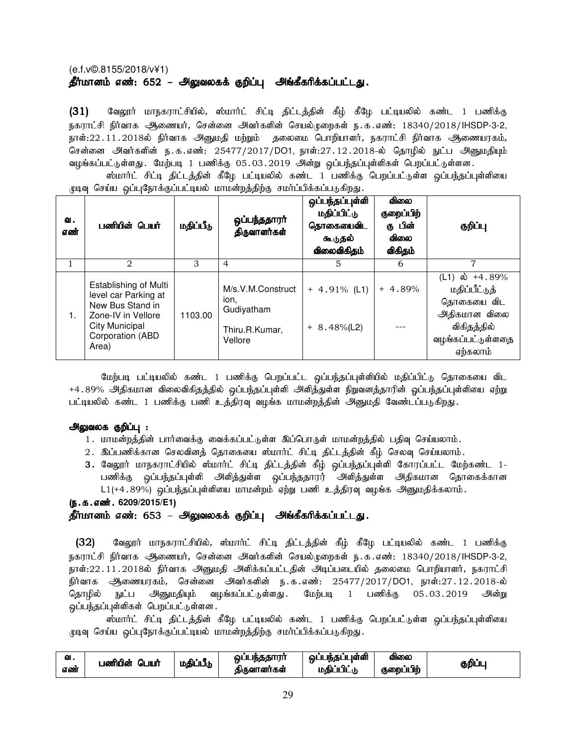(e.f.v©.8155/2018/v¥1)

**தீர்மானம் எண்: 652 – அலுவலகக் குறிப்பு அங்கீகரிக்கப்பட்டது.**

**(31)** வேலூர் மாநகராட்சியில், ஸ்மார்ட் சிட்டி திட்டத்தின் கீழ் கீழே பட்டியலில் கண்ட 1 பணிக்கு நகராட்சி நிர்வாக ஆணையர், சென்னை அவர்களின் செயல்முறைகள் ந.க.எண்: 18340/2018/IHSDP-3-2, நாள்:22.11.2018ல் நிர்வாக அனுமதி மற்றும் தலைமை பொறியாளர், நகராட்சி நிர்வாக ஆணையரகம், சென்னை அவர்களின் ந.க.எண்: 25477/2017/DO1, நாள்:27.12.2018-ல் தொழில் நுட்ப அனுமதியும் வழங்கப்பட்டுள்ளது. மேற்படி 1 பணிக்கு 05.03.2019 அன்று ஒப்பந்தப்புள்ளிகள் பெறப்பட்டுள்ளன.

ஸ்மார்ட் சிட்டி திட்டத்தின் கீழே பட்டியலில் கண்ட 1 பணிக்கு பெறப்பட்டுள்ள ஒப்பந்தப்புள்ளியை முடிவு செய்ய ஒப்புநோக்குப்பட்டியல் மாமன்றத்திற்கு சமர்ப்பிக்கப்படுகிறது.

| வ. எண் | பணியின் பெயர் | மதிப்பீடு | ஒப்பந்ததாரர் திருவாளர்கள் | ஒப்பந்தப்புள்ளி மதிப்பிட்டு தொகையைவிட கூடுதல் விலைவிகிதம் | விலை குறைப்பிற்கு பின் விலை விகிதம் | குறிப்பு |
|---|---|---|---|---|---|---|
| 1 | 2 | 3 | 4 | 5 | 6 | 7 |
| 1. | Establishing of Multi level car Parking at New Bus Stand in Zone-IV in Vellore City Municipal Corporation (ABD Area) | 1103.00 | M/s.V.M.Construction, Gudiyatham<br>Thiru.R.Kumar, Vellore | + 4.91% (L1)<br>+ 8.48%(L2) | + 4.89%<br>--- | (L1) ல் +4.89% மதிப்பீட்டுத் தொகையை விட அதிகமான விலை விகிதத்தில் வழங்கப்பட்டுள்ளதை ஏற்கலாம் |

மேற்படி பட்டியலில் கண்ட 1 பணிக்கு பெறப்பட்ட ஒப்பந்தப்புள்ளியில் மதிப்பிட்டு தொகையை விட +4.89% அதிகமான விலைவிகிதத்தில் ஒப்பந்தப்புள்ளி அளித்துள்ள நிறுவனத்தாரின் ஒப்பந்தப்புள்ளியை ஏற்று பட்டியலில் கண்ட 1 பணிக்கு பணி உத்திரவு வழங்க மாமன்றத்தின் அனுமதி வேண்டப்படுகிறது.

**அலுவலக குறிப்பு :**

1. மாமன்றத்தின் பார்வைக்கு வைக்கப்பட்டுள்ள இப்பொருள் மாமன்றத்தில் பதிவு செய்யலாம்.
2. இப்பணிக்கான செலவினத் தொகையை ஸ்மார்ட் சிட்டி திட்டத்தின் கீழ் செலவு செய்யலாம்.
3. வேலூர் மாநகராட்சியில் ஸ்மார்ட் சிட்டி திட்டத்தின் கீழ் ஒப்பந்தப்புள்ளி கோரப்பட்ட மேற்கண்ட 1-பணிக்கு ஒப்பந்தப்புள்ளி அளித்துள்ள ஒப்பந்ததாரர் அளித்துள்ள அதிகமான தொகைக்கான L1(+4.89%) ஒப்பந்தப்புள்ளியை மாமன்றம் ஏற்று பணி உத்திரவு வழங்க அனுமதிக்கலாம்.

**(ந.க.எண். 6209/2015/E1)**

**தீர்மானம் எண்: 653 – அலுவலகக் குறிப்பு அங்கீகரிக்கப்பட்டது.**

**(32)** வேலூர் மாநகராட்சியில், ஸ்மார்ட் சிட்டி திட்டத்தின் கீழ் கீழே பட்டியலில் கண்ட 1 பணிக்கு நகராட்சி நிர்வாக ஆணையர், சென்னை அவர்களின் செயல்முறைகள் ந.க.எண்: 18340/2018/IHSDP-3-2, நாள்:22.11.2018ல் நிர்வாக அனுமதி அளிக்கப்பட்டதின் அடிப்படையில் தலைமை பொறியாளர், நகராட்சி நிர்வாக ஆணையரகம், சென்னை அவர்களின் ந.க.எண்: 25477/2017/DO1, நாள்:27.12.2018-ல் தொழில் நுட்ப அனுமதியும் வழங்கப்பட்டுள்ளது. மேற்படி 1 பணிக்கு 05.03.2019 அன்று ஒப்பந்தப்புள்ளிகள் பெறப்பட்டுள்ளன.

ஸ்மார்ட் சிட்டி திட்டத்தின் கீழே பட்டியலில் கண்ட 1 பணிக்கு பெறப்பட்டுள்ள ஒப்பந்தப்புள்ளியை முடிவு செய்ய ஒப்புநோக்குப்பட்டியல் மாமன்றத்திற்கு சமர்ப்பிக்கப்படுகிறது.

| வ. எண் | பணியின் பெயர் | மதிப்பீடு | ஒப்பந்ததாரர் திருவாளர்கள் | ஒப்பந்தப்புள்ளி மதிப்பிட்டு | விலை குறைப்பிற் | குறிப்பு |
|---|---|---|---|---|---|---|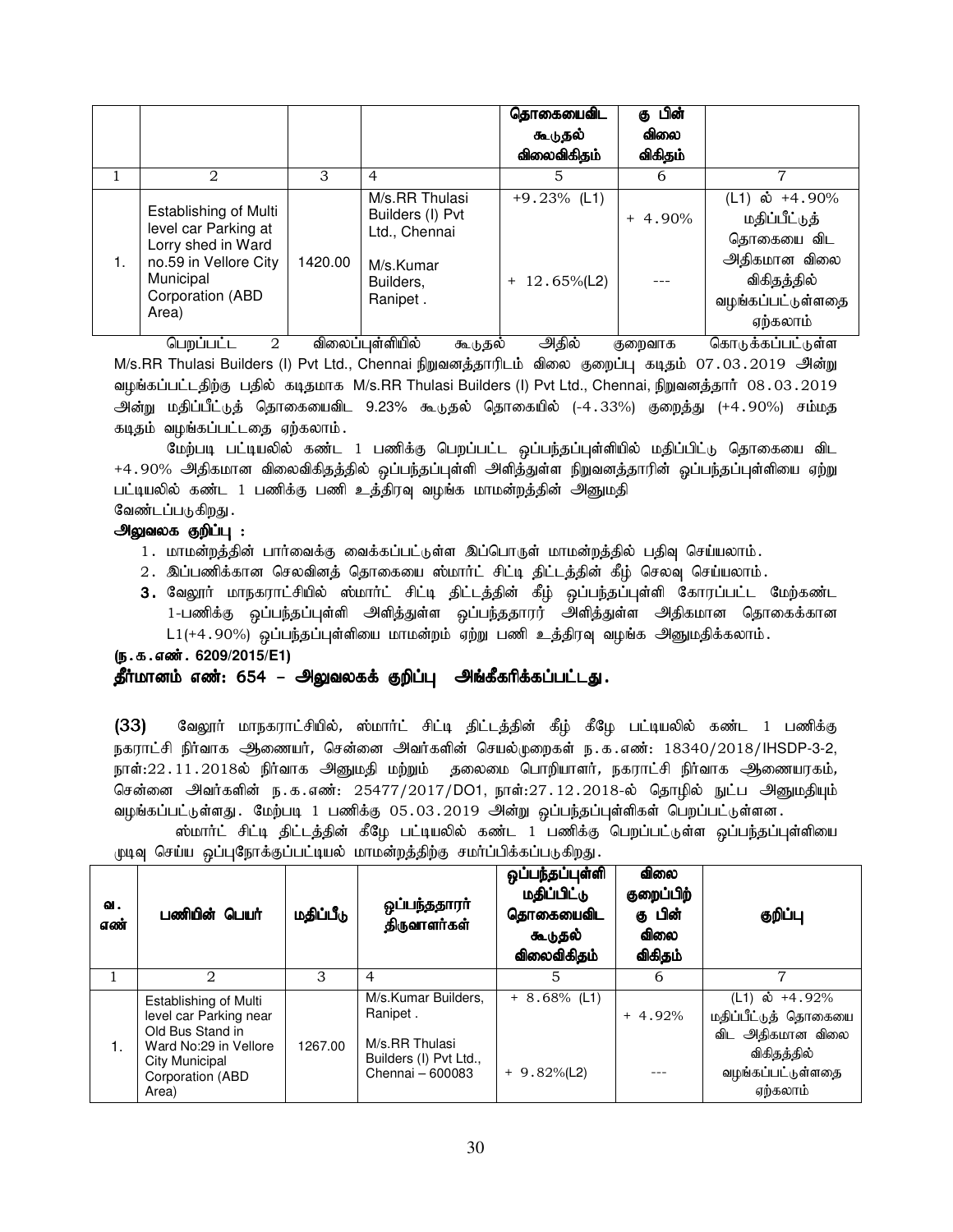| | | | | தொகையைவிட கூடுதல் விலைவிகிதம் | கு பின் விலை விகிதம் | |
|---|---|---|---|---|---|---|
| 1 | 2 | 3 | 4 | 5 | 6 | 7 |
| 1. | Establishing of Multi level car Parking at Lorry shed in Ward no.59 in Vellore City Municipal Corporation (ABD Area) | 1420.00 | M/s.RR Thulasi Builders (I) Pvt Ltd., Chennai<br><br>M/s.Kumar Builders, Ranipet . | +9.23% (L1)<br><br>+ 12.65%(L2) | + 4.90%<br><br>--- | (L1) ல் +4.90% மதிப்பீட்டுத் தொகையை விட அதிகமான விலை விகிதத்தில் வழங்கப்பட்டுள்ளதை ஏற்கலாம் |

பெறப்பட்ட 2 விலைப்புள்ளியில் கூடுதல் அதில் குறைவாக கொடுக்கப்பட்டுள்ள M/s.RR Thulasi Builders (I) Pvt Ltd., Chennai நிறுவனத்தாரிடம் விலை குறைப்பு கடிதம் 07.03.2019 அன்று வழங்கப்பட்டதிற்கு பதில் கடிதமாக M/s.RR Thulasi Builders (I) Pvt Ltd., Chennai, நிறுவனத்தார் 08.03.2019 அன்று மதிப்பீட்டுத் தொகையைவிட 9.23% கூடுதல் தொகையில் (-4.33%) குறைத்து (+4.90%) சம்மத கடிதம் வழங்கப்பட்டதை ஏற்கலாம்.

மேற்படி பட்டியலில் கண்ட 1 பணிக்கு பெறப்பட்ட ஒப்பந்தப்புள்ளியில் மதிப்பிட்டு தொகையை விட +4.90% அதிகமான விலைவிகிதத்தில் ஒப்பந்தப்புள்ளி அளித்துள்ள நிறுவனத்தாரின் ஒப்பந்தப்புள்ளியை ஏற்று பட்டியலில் கண்ட 1 பணிக்கு பணி உத்திரவு வழங்க மாமன்றத்தின் அனுமதி வேண்டப்படுகிறது.

**அலுவலக குறிப்பு :**

1. மாமன்றத்தின் பார்வைக்கு வைக்கப்பட்டுள்ள இப்பொருள் மாமன்றத்தில் பதிவு செய்யலாம்.
2. இப்பணிக்கான செலவினத் தொகையை ஸ்மார்ட் சிட்டி திட்டத்தின் கீழ் செலவு செய்யலாம்.
3. வேலூர் மாநகராட்சியில் ஸ்மார்ட் சிட்டி திட்டத்தின் கீழ் ஒப்பந்தப்புள்ளி கோரப்பட்ட மேற்கண்ட 1-பணிக்கு ஒப்பந்தப்புள்ளி அளித்துள்ள ஒப்பந்ததாரர் அளித்துள்ள அதிகமான தொகைக்கான L1(+4.90%) ஒப்பந்தப்புள்ளியை மாமன்றம் ஏற்று பணி உத்திரவு வழங்க அனுமதிக்கலாம்.

**(ந.க.எண். 6209/2015/E1)**

**தீர்மானம் எண்: 654 – அலுவலகக் குறிப்பு அங்கீகரிக்கப்பட்டது.**

**(33)** வேலூர் மாநகராட்சியில், ஸ்மார்ட் சிட்டி திட்டத்தின் கீழ் கீழே பட்டியலில் கண்ட 1 பணிக்கு நகராட்சி நிர்வாக ஆணையர், சென்னை அவர்களின் செயல்முறைகள் ந.க.எண்: 18340/2018/IHSDP-3-2, நாள்:22.11.2018ல் நிர்வாக அனுமதி மற்றும் தலைமை பொறியாளர், நகராட்சி நிர்வாக ஆணையரகம், சென்னை அவர்களின் ந.க.எண்: 25477/2017/DO1, நாள்:27.12.2018-ல் தொழில் நுட்ப அனுமதியும் வழங்கப்பட்டுள்ளது. மேற்படி 1 பணிக்கு 05.03.2019 அன்று ஒப்பந்தப்புள்ளிகள் பெறப்பட்டுள்ளன.

ஸ்மார்ட் சிட்டி திட்டத்தின் கீழே பட்டியலில் கண்ட 1 பணிக்கு பெறப்பட்டுள்ள ஒப்பந்தப்புள்ளியை முடிவு செய்ய ஒப்புநோக்குப்பட்டியல் மாமன்றத்திற்கு சமர்ப்பிக்கப்படுகிறது.

| வ. எண் | பணியின் பெயர் | மதிப்பீடு | ஒப்பந்ததாரர் திருவாளர்கள் | ஒப்பந்தப்புள்ளி மதிப்பிட்டு தொகையைவிட கூடுதல் விலைவிகிதம் | விலை குறைப்பிற்கு பின் விலை விகிதம் | குறிப்பு |
|---|---|---|---|---|---|---|
| 1 | 2 | 3 | 4 | 5 | 6 | 7 |
| 1. | Establishing of Multi level car Parking near Old Bus Stand in Ward No:29 in Vellore City Municipal Corporation (ABD Area) | 1267.00 | M/s.Kumar Builders, Ranipet .<br><br>M/s.RR Thulasi Builders (I) Pvt Ltd., Chennai – 600083 | + 8.68% (L1)<br><br>+ 9.82%(L2) | + 4.92%<br><br>--- | (L1) ல் +4.92% மதிப்பீட்டுத் தொகையை விட அதிகமான விலை விகிதத்தில் வழங்கப்பட்டுள்ளதை ஏற்கலாம் |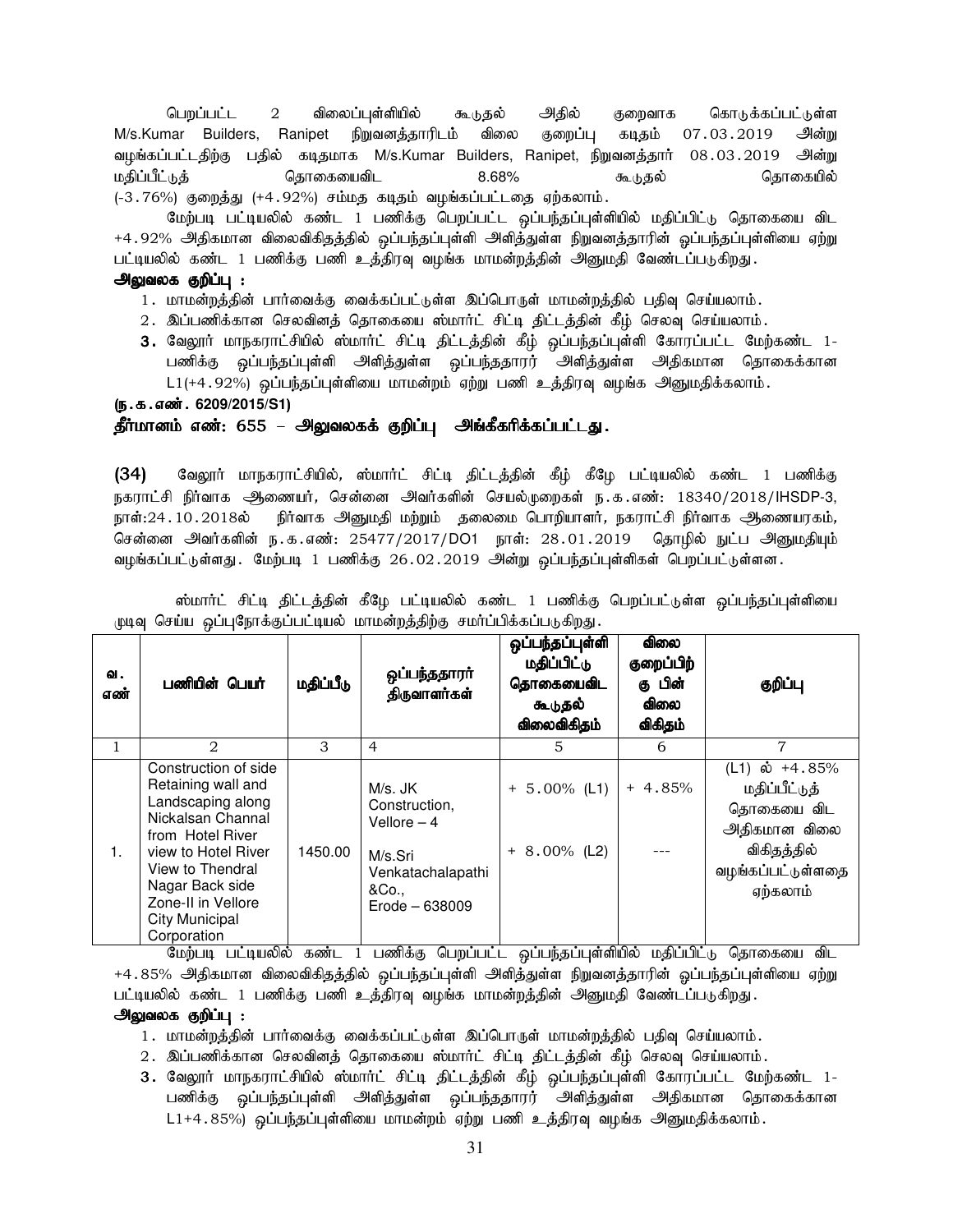பெறப்பட்ட 2 விலைப்புள்ளியில் கூடுதல் அதில் குறைவாக கொடுக்கப்பட்டுள்ள M/s.Kumar Builders, Ranipet நிறுவனத்தாரிடம் விலை குறைப்பு கடிதம் 07.03.2019 அன்று வழங்கப்பட்டதிற்கு பதில் கடிதமாக M/s.Kumar Builders, Ranipet, நிறுவனத்தார் 08.03.2019 அன்று மதிப்பீட்டுத் தொகையைவிட 8.68% கூடுதல் தொகையில் (-3.76%) குறைத்து (+4.92%) சம்மத கடிதம் வழங்கப்பட்டதை ஏற்கலாம்.

மேற்படி பட்டியலில் கண்ட 1 பணிக்கு பெறப்பட்ட ஒப்பந்தப்புள்ளியில் மதிப்பிட்டு தொகையை விட +4.92% அதிகமான விலைவிகிதத்தில் ஒப்பந்தப்புள்ளி அளித்துள்ள நிறுவனத்தாரின் ஒப்பந்தப்புள்ளியை ஏற்று பட்டியலில் கண்ட 1 பணிக்கு பணி உத்திரவு வழங்க மாமன்றத்தின் அனுமதி வேண்டப்படுகிறது.

**அலுவலக குறிப்பு :**

1. மாமன்றத்தின் பார்வைக்கு வைக்கப்பட்டுள்ள இப்பொருள் மாமன்றத்தில் பதிவு செய்யலாம்.
2. இப்பணிக்கான செலவினத் தொகையை ஸ்மார்ட் சிட்டி திட்டத்தின் கீழ் செலவு செய்யலாம்.
3. வேலூர் மாநகராட்சியில் ஸ்மார்ட் சிட்டி திட்டத்தின் கீழ் ஒப்பந்தப்புள்ளி கோரப்பட்ட மேற்கண்ட 1-பணிக்கு ஒப்பந்தப்புள்ளி அளித்துள்ள ஒப்பந்ததாரர் அளித்துள்ள அதிகமான தொகைக்கான L1(+4.92%) ஒப்பந்தப்புள்ளியை மாமன்றம் ஏற்று பணி உத்திரவு வழங்க அனுமதிக்கலாம்.

**(ந.க.எண். 6209/2015/S1)**

**தீர்மானம் எண்: 655 – அலுவலகக் குறிப்பு அங்கீகரிக்கப்பட்டது.**

**(34)** வேலூர் மாநகராட்சியில், ஸ்மார்ட் சிட்டி திட்டத்தின் கீழ் கீழே பட்டியலில் கண்ட 1 பணிக்கு நகராட்சி நிர்வாக ஆணையர், சென்னை அவர்களின் செயல்முறைகள் ந.க.எண்: 18340/2018/IHSDP-3, நாள்:24.10.2018ல் நிர்வாக அனுமதி மற்றும் தலைமை பொறியாளர், நகராட்சி நிர்வாக ஆணையரகம், சென்னை அவர்களின் ந.க.எண்: 25477/2017/DO1 நாள்: 28.01.2019 தொழில் நுட்ப அனுமதியும் வழங்கப்பட்டுள்ளது. மேற்படி 1 பணிக்கு 26.02.2019 அன்று ஒப்பந்தப்புள்ளிகள் பெறப்பட்டுள்ளன.

ஸ்மார்ட் சிட்டி திட்டத்தின் கீழே பட்டியலில் கண்ட 1 பணிக்கு பெறப்பட்டுள்ள ஒப்பந்தப்புள்ளியை முடிவு செய்ய ஒப்புநோக்குப்பட்டியல் மாமன்றத்திற்கு சமர்ப்பிக்கப்படுகிறது.

| வ. எண் | பணியின் பெயர் | மதிப்பீடு | ஒப்பந்ததாரர் திருவாளர்கள் | ஒப்பந்தப்புள்ளி மதிப்பிட்டு தொகையைவிட கூடுதல் விலைவிகிதம் | விலை குறைப்பிற்கு பின் விலை விகிதம் | குறிப்பு |
|---|---|---|---|---|---|---|
| 1 | 2 | 3 | 4 | 5 | 6 | 7 |
| 1. | Construction of side Retaining wall and Landscaping along Nickalsan Channal from Hotel River view to Hotel River View to Thendral Nagar Back side Zone-II in Vellore City Municipal Corporation | 1450.00 | M/s. JK Construction, Vellore – 4<br><br>M/s.Sri Venkatachalapathi &Co., Erode – 638009 | + 5.00% (L1)<br><br>+ 8.00% (L2) | + 4.85%<br><br>--- | (L1) ல் +4.85% மதிப்பீட்டுத் தொகையை விட அதிகமான விலை விகிதத்தில் வழங்கப்பட்டுள்ளதை ஏற்கலாம் |

மேற்படி பட்டியலில் கண்ட 1 பணிக்கு பெறப்பட்ட ஒப்பந்தப்புள்ளியில் மதிப்பிட்டு தொகையை விட +4.85% அதிகமான விலைவிகிதத்தில் ஒப்பந்தப்புள்ளி அளித்துள்ள நிறுவனத்தாரின் ஒப்பந்தப்புள்ளியை ஏற்று பட்டியலில் கண்ட 1 பணிக்கு பணி உத்திரவு வழங்க மாமன்றத்தின் அனுமதி வேண்டப்படுகிறது.

**அலுவலக குறிப்பு :**

1. மாமன்றத்தின் பார்வைக்கு வைக்கப்பட்டுள்ள இப்பொருள் மாமன்றத்தில் பதிவு செய்யலாம்.
2. இப்பணிக்கான செலவினத் தொகையை ஸ்மார்ட் சிட்டி திட்டத்தின் கீழ் செலவு செய்யலாம்.
3. வேலூர் மாநகராட்சியில் ஸ்மார்ட் சிட்டி திட்டத்தின் கீழ் ஒப்பந்தப்புள்ளி கோரப்பட்ட மேற்கண்ட 1-பணிக்கு ஒப்பந்தப்புள்ளி அளித்துள்ள ஒப்பந்ததாரர் அளித்துள்ள அதிகமான தொகைக்கான L1+4.85%) ஒப்பந்தப்புள்ளியை மாமன்றம் ஏற்று பணி உத்திரவு வழங்க அனுமதிக்கலாம்.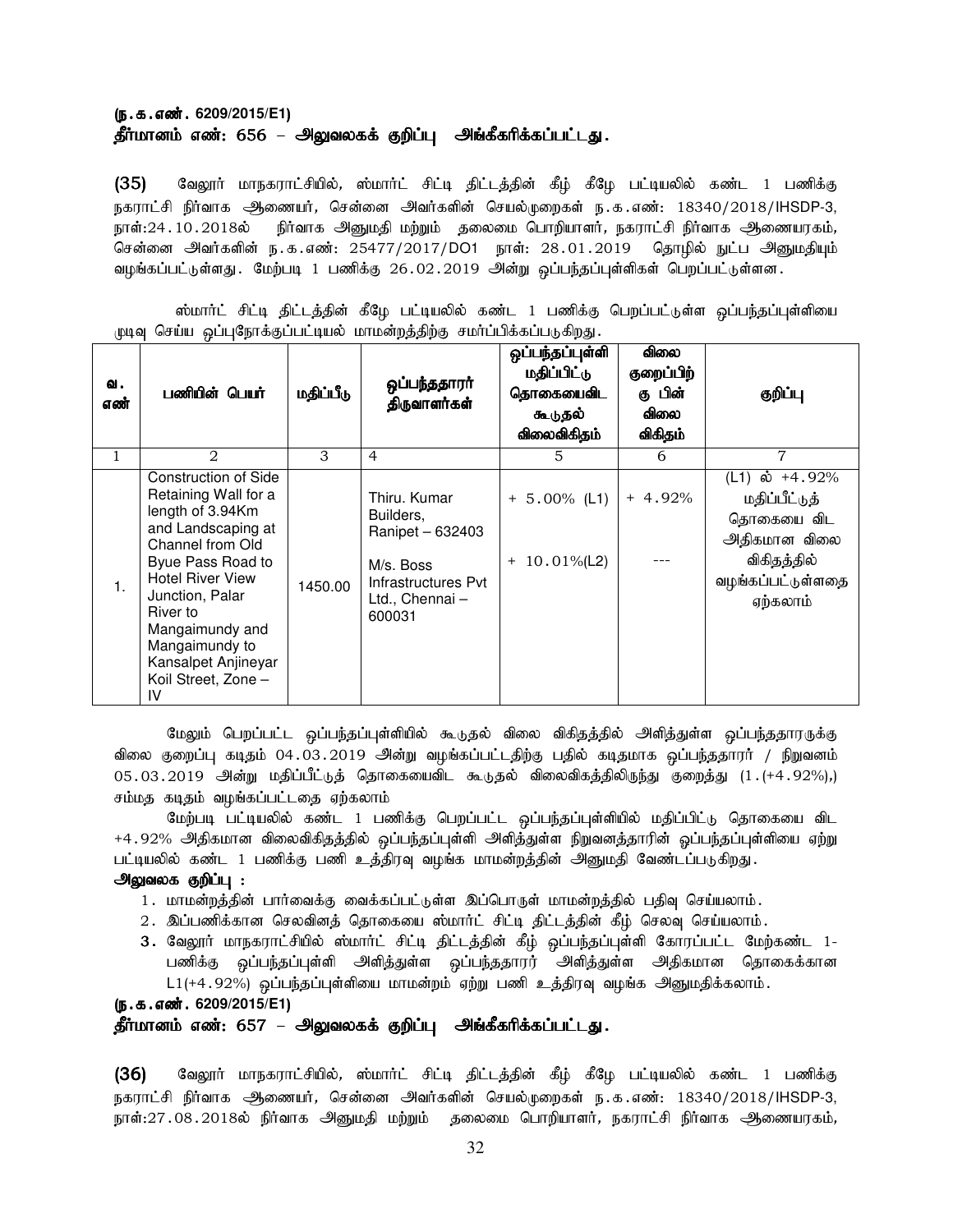**(ந.க.எண். 6209/2015/E1)**

**தீர்மானம் எண்: 656 – அலுவலகக் குறிப்பு அங்கீகரிக்கப்பட்டது.**

**(35)** வேலூர் மாநகராட்சியில், ஸ்மார்ட் சிட்டி திட்டத்தின் கீழ் கீழே பட்டியலில் கண்ட 1 பணிக்கு நகராட்சி நிர்வாக ஆணையர், சென்னை அவர்களின் செயல்முறைகள் ந.க.எண்: 18340/2018/IHSDP-3, நாள்:24.10.2018ல் நிர்வாக அனுமதி மற்றும் தலைமை பொறியாளர், நகராட்சி நிர்வாக ஆணையரகம், சென்னை அவர்களின் ந.க.எண்: 25477/2017/DO1 நாள்: 28.01.2019 தொழில் நுட்ப அனுமதியும் வழங்கப்பட்டுள்ளது. மேற்படி 1 பணிக்கு 26.02.2019 அன்று ஒப்பந்தப்புள்ளிகள் பெறப்பட்டுள்ளன.

ஸ்மார்ட் சிட்டி திட்டத்தின் கீழே பட்டியலில் கண்ட 1 பணிக்கு பெறப்பட்டுள்ள ஒப்பந்தப்புள்ளியை முடிவு செய்ய ஒப்புநோக்குப்பட்டியல் மாமன்றத்திற்கு சமர்ப்பிக்கப்படுகிறது.

| வ. எண் | பணியின் பெயர் | மதிப்பீடு | ஒப்பந்ததாரர் திருவாளர்கள் | ஒப்பந்தப்புள்ளி மதிப்பிட்டு தொகையைவிட கூடுதல் விலைவிகிதம் | விலை குறைப்பிற்கு பின் விலை விகிதம் | குறிப்பு |
|---|---|---|---|---|---|---|
| 1 | 2 | 3 | 4 | 5 | 6 | 7 |
| 1. | Construction of Side Retaining Wall for a length of 3.94Km and Landscaping at Channel from Old Byue Pass Road to Hotel River View Junction, Palar River to Mangaimundy and Mangaimundy to Kansalpet Anjineyar Koil Street, Zone – IV | 1450.00 | Thiru. Kumar Builders, Ranipet – 632403<br>M/s. Boss Infrastructures Pvt Ltd., Chennai – 600031 | + 5.00% (L1)<br>+ 10.01%(L2) | + 4.92%<br>--- | (L1) ல் +4.92% மதிப்பீட்டுத் தொகையை விட அதிகமான விலை விகிதத்தில் வழங்கப்பட்டுள்ளதை ஏற்கலாம் |

மேலும் பெறப்பட்ட ஒப்பந்தப்புள்ளியில் கூடுதல் விலை விகிதத்தில் அளித்துள்ள ஒப்பந்ததாரருக்கு விலை குறைப்பு கடிதம் 04.03.2019 அன்று வழங்கப்பட்டதிற்கு பதில் கடிதமாக ஒப்பந்ததாரர் / நிறுவனம் 05.03.2019 அன்று மதிப்பீட்டுத் தொகையைவிட கூடுதல் விலைவிகதத்திலிருந்து குறைத்து (1.(+4.92%),) சம்மத கடிதம் வழங்கப்பட்டதை ஏற்கலாம்

மேற்படி பட்டியலில் கண்ட 1 பணிக்கு பெறப்பட்ட ஒப்பந்தப்புள்ளியில் மதிப்பிட்டு தொகையை விட +4.92% அதிகமான விலைவிகிதத்தில் ஒப்பந்தப்புள்ளி அளித்துள்ள நிறுவனத்தாரின் ஒப்பந்தப்புள்ளியை ஏற்று பட்டியலில் கண்ட 1 பணிக்கு பணி உத்திரவு வழங்க மாமன்றத்தின் அனுமதி வேண்டப்படுகிறது.

**அலுவலக குறிப்பு :**

1. மாமன்றத்தின் பார்வைக்கு வைக்கப்பட்டுள்ள இப்பொருள் மாமன்றத்தில் பதிவு செய்யலாம்.
2. இப்பணிக்கான செலவினத் தொகையை ஸ்மார்ட் சிட்டி திட்டத்தின் கீழ் செலவு செய்யலாம்.
3. வேலூர் மாநகராட்சியில் ஸ்மார்ட் சிட்டி திட்டத்தின் கீழ் ஒப்பந்தப்புள்ளி கோரப்பட்ட மேற்கண்ட 1-பணிக்கு ஒப்பந்தப்புள்ளி அளித்துள்ள ஒப்பந்ததாரர் அளித்துள்ள அதிகமான தொகைக்கான L1(+4.92%) ஒப்பந்தப்புள்ளியை மாமன்றம் ஏற்று பணி உத்திரவு வழங்க அனுமதிக்கலாம்.

**(ந.க.எண். 6209/2015/E1)**

**தீர்மானம் எண்: 657 – அலுவலகக் குறிப்பு அங்கீகரிக்கப்பட்டது.**

**(36)** வேலூர் மாநகராட்சியில், ஸ்மார்ட் சிட்டி திட்டத்தின் கீழ் கீழே பட்டியலில் கண்ட 1 பணிக்கு நகராட்சி நிர்வாக ஆணையர், சென்னை அவர்களின் செயல்முறைகள் ந.க.எண்: 18340/2018/IHSDP-3, நாள்:27.08.2018ல் நிர்வாக அனுமதி மற்றும் தலைமை பொறியாளர், நகராட்சி நிர்வாக ஆணையரகம்,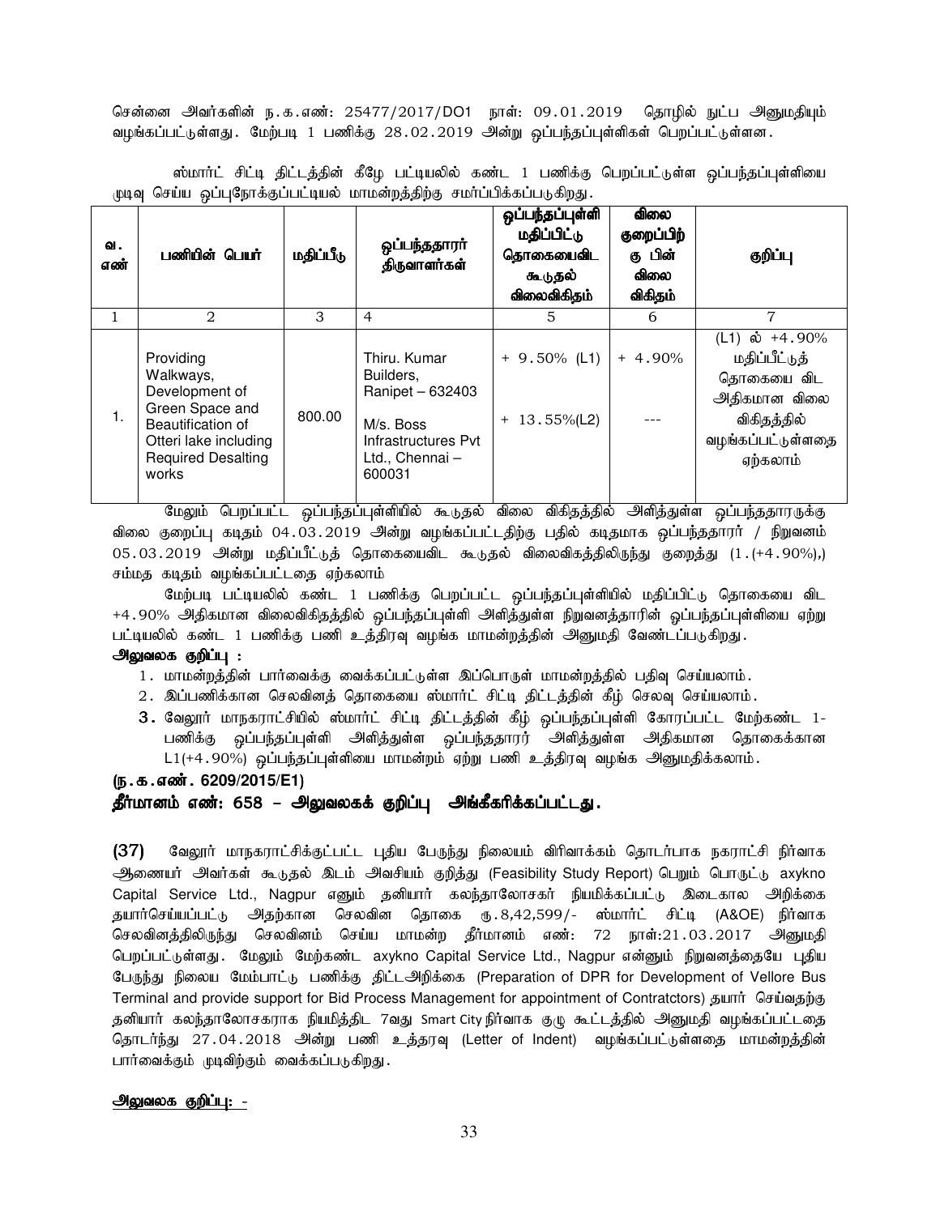சென்னை அவர்களின் ந.க.எண்: 25477/2017/DO1 நாள்: 09.01.2019 தொழில் நுட்ப அனுமதியும் வழங்கப்பட்டுள்ளது. மேற்படி 1 பணிக்கு 28.02.2019 அன்று ஒப்பந்தப்புள்ளிகள் பெறப்பட்டுள்ளன.

ஸ்மார்ட் சிட்டி திட்டத்தின் கீழே பட்டியலில் கண்ட 1 பணிக்கு பெறப்பட்டுள்ள ஒப்பந்தப்புள்ளியை முடிவு செய்ய ஒப்புநோக்குப்பட்டியல் மாமன்றத்திற்கு சமர்ப்பிக்கப்படுகிறது.

| வ. எண் | பணியின் பெயர் | மதிப்பீடு | ஒப்பந்ததாரர் திருவாளர்கள் | ஒப்பந்தப்புள்ளி மதிப்பிட்டு தொகையைவிட கூடுதல் விலைவிகிதம் | விலை குறைப்பிற்கு பின் விலை விகிதம் | குறிப்பு |
|---|---|---|---|---|---|---|
| 1 | 2 | 3 | 4 | 5 | 6 | 7 |
| 1. | Providing Walkways, Development of Green Space and Beautification of Otteri lake including Required Desalting works | 800.00 | Thiru. Kumar Builders, Ranipet – 632403<br><br>M/s. Boss Infrastructures Pvt Ltd., Chennai – 600031 | + 9.50% (L1)<br><br>+ 13.55%(L2) | + 4.90%<br><br>--- | (L1) ல் +4.90% மதிப்பீட்டுத் தொகையை விட அதிகமான விலை விகிதத்தில் வழங்கப்பட்டுள்ளதை ஏற்கலாம் |

மேலும் பெறப்பட்ட ஒப்பந்தப்புள்ளியில் கூடுதல் விலை விகிதத்தில் அளித்துள்ள ஒப்பந்ததாரருக்கு விலை குறைப்பு கடிதம் 04.03.2019 அன்று வழங்கப்பட்டதிற்கு பதில் கடிதமாக ஒப்பந்ததாரர் / நிறுவனம் 05.03.2019 அன்று மதிப்பீட்டுத் தொகையைவிட கூடுதல் விலைவிகதத்திலிருந்து குறைத்து (1.(+4.90%),) சம்மத கடிதம் வழங்கப்பட்டதை ஏற்கலாம்

மேற்படி பட்டியலில் கண்ட 1 பணிக்கு பெறப்பட்ட ஒப்பந்தப்புள்ளியில் மதிப்பிட்டு தொகையை விட +4.90% அதிகமான விலைவிகிதத்தில் ஒப்பந்தப்புள்ளி அளித்துள்ள நிறுவனத்தாரின் ஒப்பந்தப்புள்ளியை ஏற்று பட்டியலில் கண்ட 1 பணிக்கு பணி உத்திரவு வழங்க மாமன்றத்தின் அனுமதி வேண்டப்படுகிறது.

**அலுவலக குறிப்பு :**

1. மாமன்றத்தின் பார்வைக்கு வைக்கப்பட்டுள்ள இப்பொருள் மாமன்றத்தில் பதிவு செய்யலாம்.
2. இப்பணிக்கான செலவினத் தொகையை ஸ்மார்ட் சிட்டி திட்டத்தின் கீழ் செலவு செய்யலாம்.
3. வேலூர் மாநகராட்சியில் ஸ்மார்ட் சிட்டி திட்டத்தின் கீழ் ஒப்பந்தப்புள்ளி கோரப்பட்ட மேற்கண்ட 1-பணிக்கு ஒப்பந்தப்புள்ளி அளித்துள்ள ஒப்பந்ததாரர் அளித்துள்ள அதிகமான தொகைக்கான L1(+4.90%) ஒப்பந்தப்புள்ளியை மாமன்றம் ஏற்று பணி உத்திரவு வழங்க அனுமதிக்கலாம்.

**(ந.க.எண். 6209/2015/E1)**

**தீர்மானம் எண்: 658 – அலுவலகக் குறிப்பு அங்கீகரிக்கப்பட்டது.**

**(37)** வேலூர் மாநகராட்சிக்குட்பட்ட புதிய பேருந்து நிலையம் விரிவாக்கம் தொடர்பாக நகராட்சி நிர்வாக ஆணையர் அவர்கள் கூடுதல் இடம் அவசியம் குறித்து (Feasibility Study Report) பெறும் பொருட்டு axykno Capital Service Ltd., Nagpur எனும் தனியார் கலந்தாலோசகர் நியமிக்கப்பட்டு இடைகால அறிக்கை தயார்செய்யப்பட்டு அதற்கான செலவின தொகை ரூ.8,42,599/- ஸ்மார்ட் சிட்டி (A&OE) நிர்வாக செலவினத்திலிருந்து செலவினம் செய்ய மாமன்ற தீர்மானம் எண்: 72 நாள்:21.03.2017 அனுமதி பெறப்பட்டுள்ளது. மேலும் மேற்கண்ட axykno Capital Service Ltd., Nagpur என்னும் நிறுவனத்தையே புதிய பேருந்து நிலைய மேம்பாட்டு பணிக்கு திட்டஅறிக்கை (Preparation of DPR for Development of Vellore Bus Terminal and provide support for Bid Process Management for appointment of Contratctors) தயார் செய்வதற்கு தனியார் கலந்தாலோசகராக நியமித்திட 7வது Smart City நிர்வாக குழு கூட்டத்தில் அனுமதி வழங்கப்பட்டதை தொடர்ந்து 27.04.2018 அன்று பணி உத்தரவு (Letter of Indent) வழங்கப்பட்டுள்ளதை மாமன்றத்தின் பார்வைக்கும் முடிவிற்கும் வைக்கப்படுகிறது.

**அலுவலக குறிப்பு: -**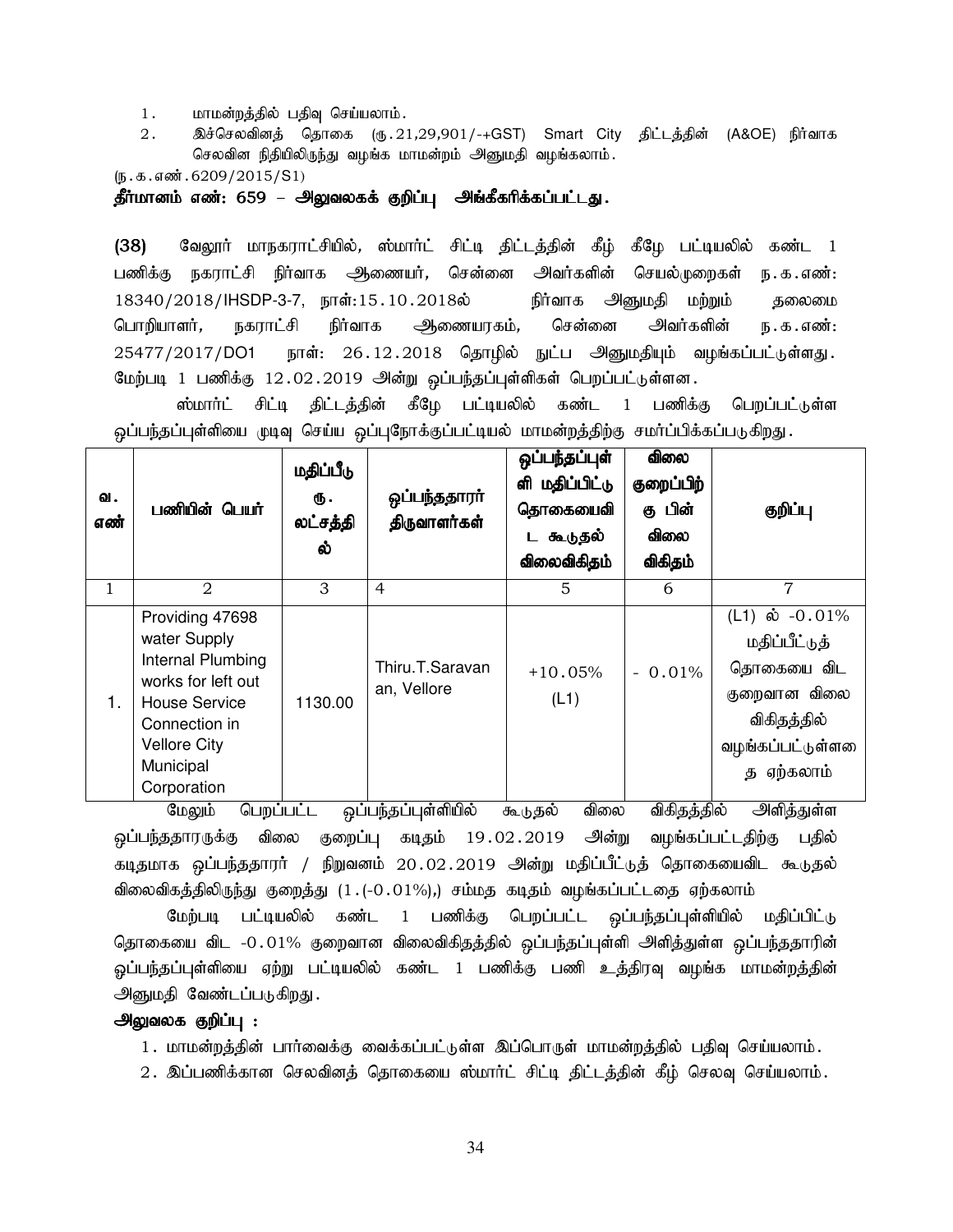1. மாமன்றத்தில் பதிவு செய்யலாம்.
2. இச்செலவினத் தொகை (ரு.21,29,901/-+GST) Smart City திட்டத்தின் (A&OE) நிர்வாக செலவின நிதியிலிருந்து வழங்க மாமன்றம் அனுமதி வழங்கலாம்.

(ந.க.எண்.6209/2015/S1)

**தீர்மானம் எண்: 659 – அலுவலகக் குறிப்பு அங்கீகரிக்கப்பட்டது.**

**(38)** வேலூர் மாநகராட்சியில், ஸ்மார்ட் சிட்டி திட்டத்தின் கீழ் கீழே பட்டியலில் கண்ட 1 பணிக்கு நகராட்சி நிர்வாக ஆணையர், சென்னை அவர்களின் செயல்முறைகள் ந.க.எண்: 18340/2018/IHSDP-3-7, நாள்:15.10.2018ல் நிர்வாக அனுமதி மற்றும் தலைமை பொறியாளர், நகராட்சி நிர்வாக ஆணையரகம், சென்னை அவர்களின் ந.க.எண்: 25477/2017/DO1 நாள்: 26.12.2018 தொழில் நுட்ப அனுமதியும் வழங்கப்பட்டுள்ளது. மேற்படி 1 பணிக்கு 12.02.2019 அன்று ஒப்பந்தப்புள்ளிகள் பெறப்பட்டுள்ளன.

ஸ்மார்ட் சிட்டி திட்டத்தின் கீழே பட்டியலில் கண்ட 1 பணிக்கு பெறப்பட்டுள்ள ஒப்பந்தப்புள்ளியை முடிவு செய்ய ஒப்புநோக்குப்பட்டியல் மாமன்றத்திற்கு சமர்ப்பிக்கப்படுகிறது.

| வ. எண் | பணியின் பெயர் | மதிப்பீடு ரு. லட்சத்தில் | ஒப்பந்ததாரர் திருவாளர்கள் | ஒப்பந்தப்புள்ளி மதிப்பிட்டு தொகையைவிட கூடுதல் விலைவிகிதம் | விலை குறைப்பிற்கு பின் விலை விகிதம் | குறிப்பு |
|---|---|---|---|---|---|---|
| 1 | 2 | 3 | 4 | 5 | 6 | 7 |
| 1. | Providing 47698 water Supply Internal Plumbing works for left out House Service Connection in Vellore City Municipal Corporation | 1130.00 | Thiru.T.Saravanan, Vellore | +10.05% (L1) | - 0.01% | (L1) ல் -0.01% மதிப்பீட்டுத் தொகையை விட குறைவான விலை விகிதத்தில் வழங்கப்பட்டுள்ளதை ஏற்கலாம் |

மேலும் பெறப்பட்ட ஒப்பந்தப்புள்ளியில் கூடுதல் விலை விகிதத்தில் அளித்துள்ள ஒப்பந்ததாரருக்கு விலை குறைப்பு கடிதம் 19.02.2019 அன்று வழங்கப்பட்டதிற்கு பதில் கடிதமாக ஒப்பந்ததாரர் / நிறுவனம் 20.02.2019 அன்று மதிப்பீட்டுத் தொகையைவிட கூடுதல் விலைவிகத்திலிருந்து குறைத்து (1.(-0.01%),) சம்மத கடிதம் வழங்கப்பட்டதை ஏற்கலாம்

மேற்படி பட்டியலில் கண்ட 1 பணிக்கு பெறப்பட்ட ஒப்பந்தப்புள்ளியில் மதிப்பிட்டு தொகையை விட -0.01% குறைவான விலைவிகிதத்தில் ஒப்பந்தப்புள்ளி அளித்துள்ள ஒப்பந்ததாரின் ஒப்பந்தப்புள்ளியை ஏற்று பட்டியலில் கண்ட 1 பணிக்கு பணி உத்திரவு வழங்க மாமன்றத்தின் அனுமதி வேண்டப்படுகிறது.

**அலுவலக குறிப்பு :**

1. மாமன்றத்தின் பார்வைக்கு வைக்கப்பட்டுள்ள இப்பொருள் மாமன்றத்தில் பதிவு செய்யலாம்.
2. இப்பணிக்கான செலவினத் தொகையை ஸ்மார்ட் சிட்டி திட்டத்தின் கீழ் செலவு செய்யலாம்.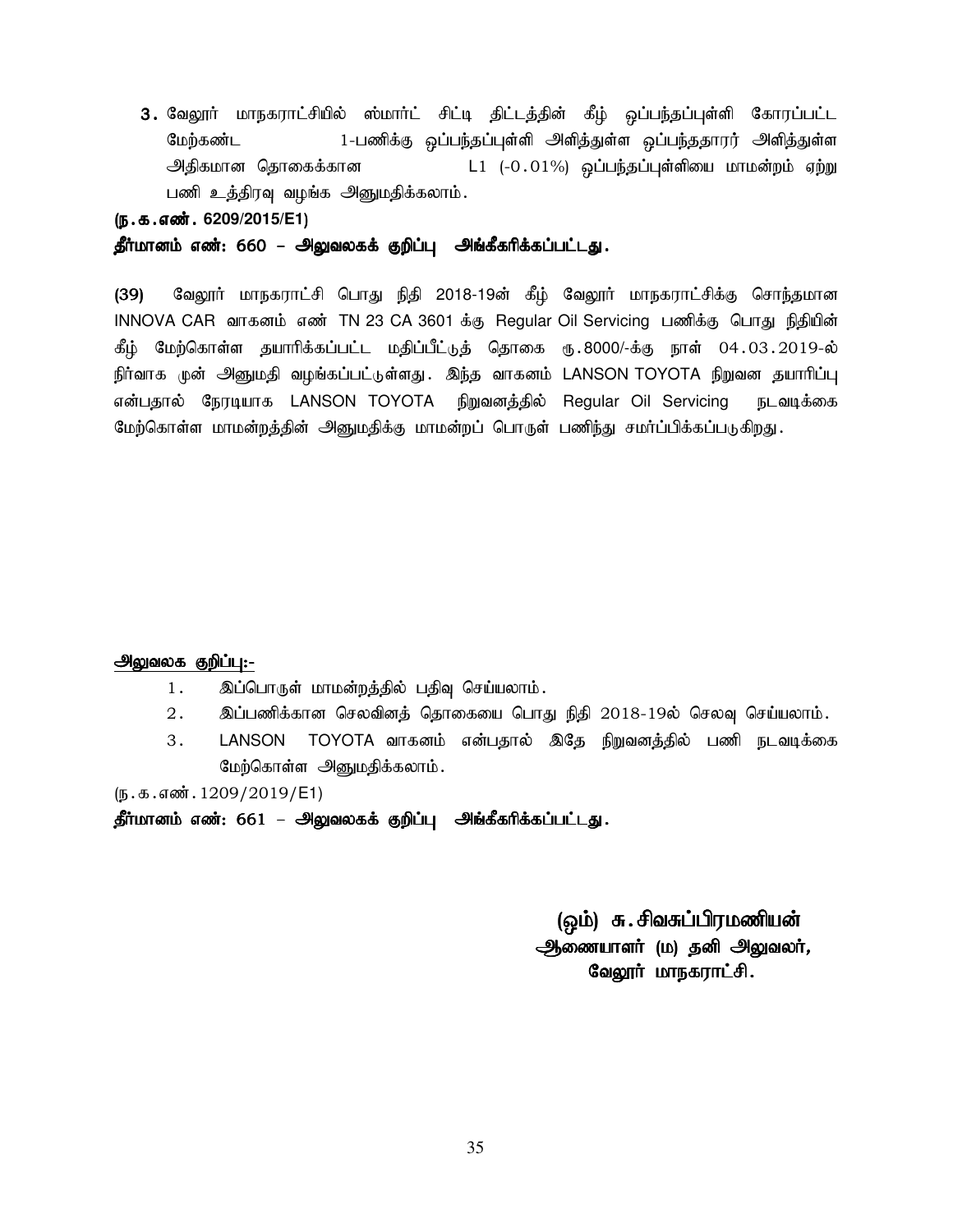3. வேலூர் மாநகராட்சியில் ஸ்மார்ட் சிட்டி திட்டத்தின் கீழ் ஒப்பந்தப்புள்ளி கோரப்பட்ட மேற்கண்ட 1-பணிக்கு ஒப்பந்தப்புள்ளி அளித்துள்ள ஒப்பந்ததாரர் அளித்துள்ள அதிகமான தொகைக்கான L1 (-0.01%) ஒப்பந்தப்புள்ளியை மாமன்றம் ஏற்று பணி உத்திரவு வழங்க அனுமதிக்கலாம்.

**(ந.க.எண். 6209/2015/E1)**

**தீர்மானம் எண்: 660 – அலுவலகக் குறிப்பு அங்கீகரிக்கப்பட்டது.**

**(39)** வேலூர் மாநகராட்சி பொது நிதி 2018-19ன் கீழ் வேலூர் மாநகராட்சிக்கு சொந்தமான INNOVA CAR வாகனம் எண் TN 23 CA 3601 க்கு Regular Oil Servicing பணிக்கு பொது நிதியின் கீழ் மேற்கொள்ள தயாரிக்கப்பட்ட மதிப்பீட்டுத் தொகை ரூ.8000/-க்கு நாள் 04.03.2019-ல் நிர்வாக முன் அனுமதி வழங்கப்பட்டுள்ளது. இந்த வாகனம் LANSON TOYOTA நிறுவன தயாரிப்பு என்பதால் நேரடியாக LANSON TOYOTA நிறுவனத்தில் Regular Oil Servicing நடவடிக்கை மேற்கொள்ள மாமன்றத்தின் அனுமதிக்கு மாமன்றப் பொருள் பணிந்து சமர்ப்பிக்கப்படுகிறது.

**<u>அலுவலக குறிப்பு:-</u>**

1. இப்பொருள் மாமன்றத்தில் பதிவு செய்யலாம்.
2. இப்பணிக்கான செலவினத் தொகையை பொது நிதி 2018-19ல் செலவு செய்யலாம்.
3. LANSON TOYOTA வாகனம் என்பதால் இதே நிறுவனத்தில் பணி நடவடிக்கை மேற்கொள்ள அனுமதிக்கலாம்.

(ந.க.எண்.1209/2019/E1)

**தீர்மானம் எண்: 661 – அலுவலகக் குறிப்பு அங்கீகரிக்கப்பட்டது.**

**(ஒம்) சு.சிவசுப்பிரமணியன்**
**ஆணையாளர் (ம) தனி அலுவலர்,**
**வேலூர் மாநகராட்சி.**